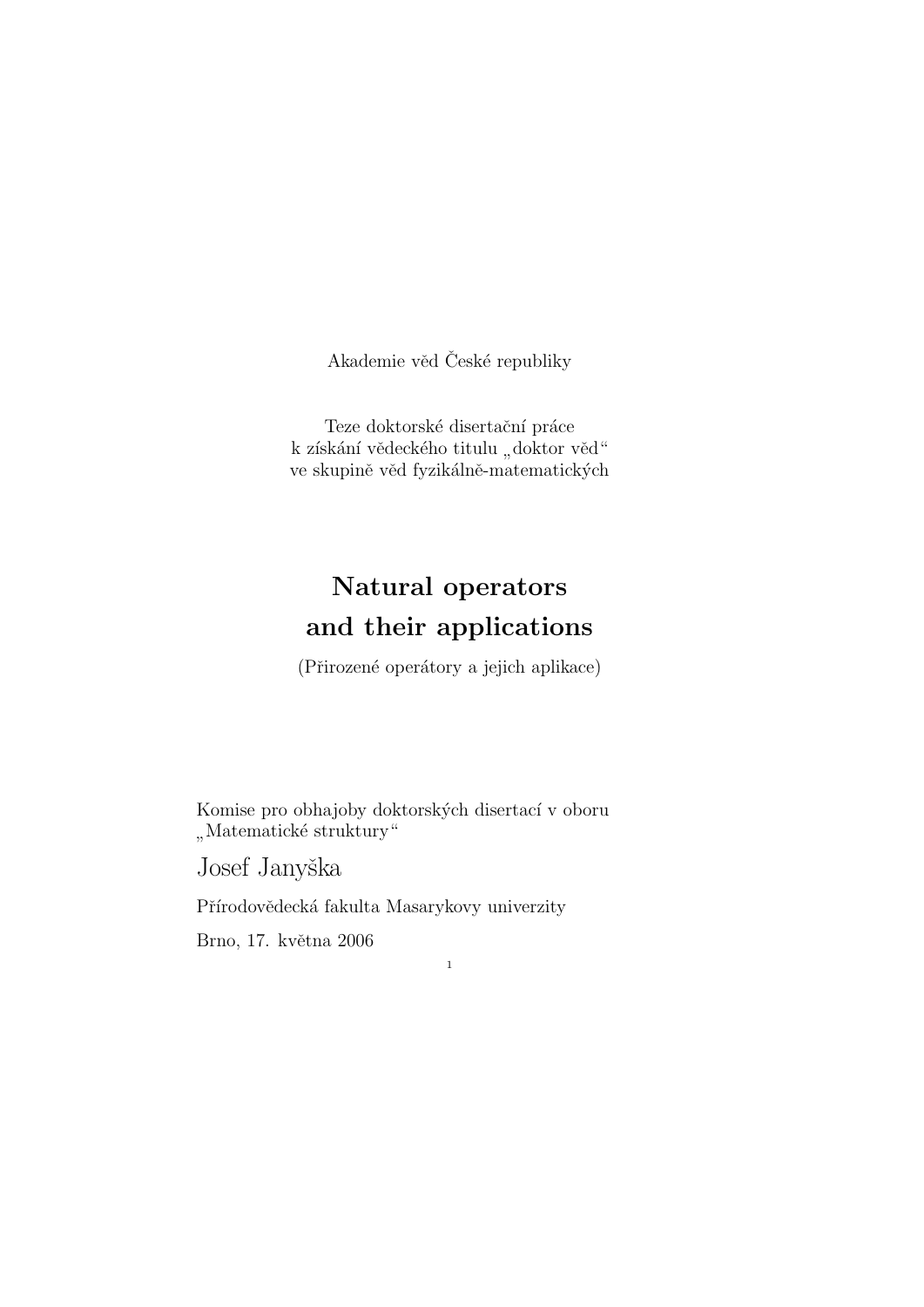Akademie věd České republiky

Teze doktorské disertační práce
k získání vědeckého titulu „doktor věd“
ve skupině věd fyzikálně-matematických

# Natural operators and their applications

(Přirozené operátory a jejich aplikace)

Komise pro obhajoby doktorských disertací v oboru
„Matematické struktury“

Josef Janyška

Přírodovědecká fakulta Masarykovy univerzity

Brno, 17. května 2006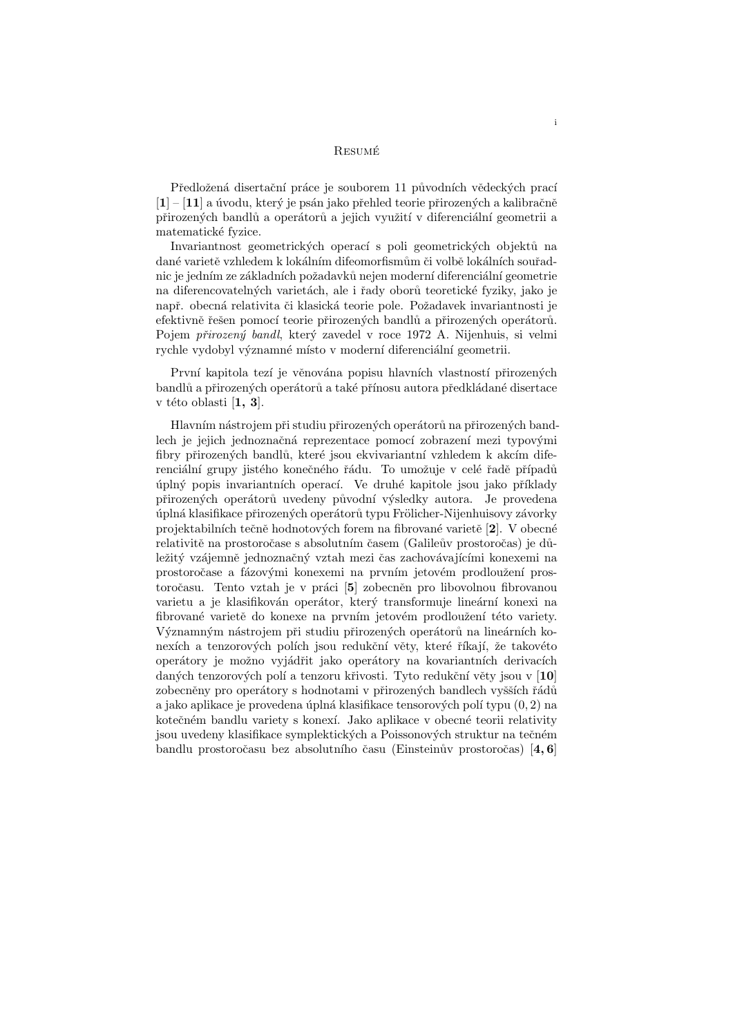# Resumé

Předložená disertační práce je souborem 11 původních vědeckých prací [**1**] – [**11**] a úvodu, který je psán jako přehled teorie přirozených a kalibračně přirozených bandlů a operátorů a jejich využití v diferenciální geometrii a matematické fyzice.

Invariantnost geometrických operací s poli geometrických objektů na dané varietě vzhledem k lokálním difeomorfismům či volbě lokálních souřadnic je jedním ze základních požadavků nejen moderní diferenciální geometrie na diferencovatelných varietách, ale i řady oborů teoretické fyziky, jako je např. obecná relativita či klasická teorie pole. Požadavek invariantnosti je efektivně řešen pomocí teorie přirozených bandlů a přirozených operátorů. Pojem *přirozený bandl*, který zavedel v roce 1972 A. Nijenhuis, si velmi rychle vydobyl významné místo v moderní diferenciální geometrii.

První kapitola tezí je věnována popisu hlavních vlastností přirozených bandlů a přirozených operátorů a také přínosu autora předkládané disertace v této oblasti [**1, 3**].

Hlavním nástrojem při studiu přirozených operátorů na přirozených bandlech je jejich jednoznačná reprezentace pomocí zobrazení mezi typovými fibry přirozených bandlů, které jsou ekvivariantní vzhledem k akcím diferenciální grupy jistého konečného řádu. To umožuje v celé řadě případů úplný popis invariantních operací. Ve druhé kapitole jsou jako příklady přirozených operátorů uvedeny původní výsledky autora. Je provedena úplná klasifikace přirozených operátorů typu Frölicher-Nijenhuisovy závorky projektabilních tečně hodnotových forem na fibrované varietě [**2**]. V obecné relativitě na prostoročase s absolutním časem (Galileův prostoročas) je důležitý vzájemně jednoznačný vztah mezi čas zachovávajícími konexemi na prostoročase a fázovými konexemi na prvním jetovém prodloužení prostoročasu. Tento vztah je v práci [**5**] zobecněn pro libovolnou fibrovanou varietu a je klasifikován operátor, který transformuje lineární konexi na fibrované varietě do konexe na prvním jetovém prodloužení této variety. Významným nástrojem při studiu přirozených operátorů na lineárních konexích a tenzorových polích jsou redukční věty, které říkají, že takovéto operátory je možno vyjádřit jako operátory na kovariantních derivacích daných tenzorových polí a tenzoru křivosti. Tyto redukční věty jsou v [**10**] zobecněny pro operátory s hodnotami v přirozených bandlech vyšších řádů a jako aplikace je provedena úplná klasifikace tensorových polí typu $(0, 2)$ na kotečném bandlu variety s konexí. Jako aplikace v obecné teorii relativity jsou uvedeny klasifikace symplektických a Poissonových struktur na tečném bandlu prostoročasu bez absolutního času (Einsteinův prostoročas) [**4, 6**]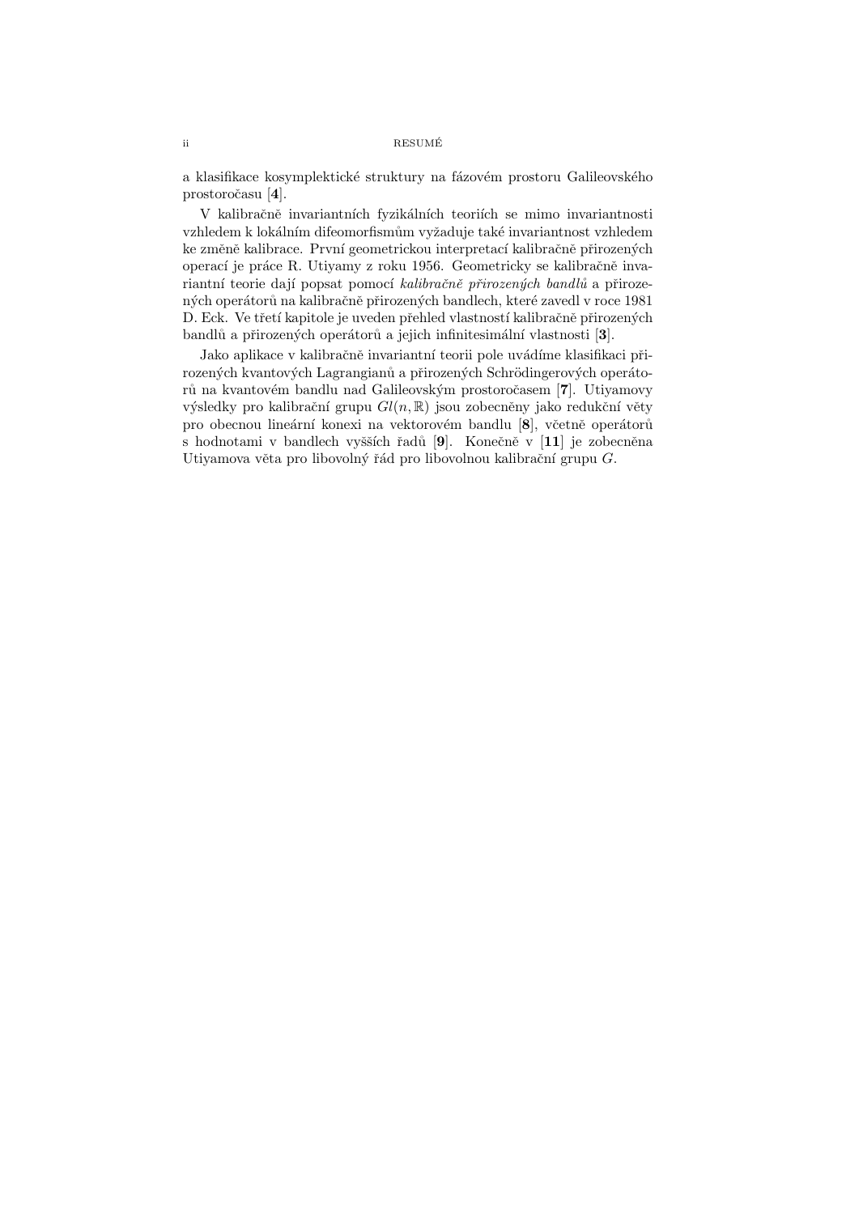a klasifikace kosymplektické struktury na fázovém prostoru Galileovského prostoročasu [**4**].

V kalibračně invariantních fyzikálních teoriích se mimo invariantnosti vzhledem k lokálním difeomorfismům vyžaduje také invariantnost vzhledem ke změně kalibrace. První geometrickou interpretací kalibračně přirozených operací je práce R. Utiyamy z roku 1956. Geometricky se kalibračně invariantní teorie dají popsat pomocí *kalibračně přirozených bandlů* a přirozených operátorů na kalibračně přirozených bandlech, které zavedl v roce 1981 D. Eck. Ve třetí kapitole je uveden přehled vlastností kalibračně přirozených bandlů a přirozených operátorů a jejich infinitesimální vlastnosti [**3**].

Jako aplikace v kalibračně invariantní teorii pole uvádíme klasifikaci přirozených kvantových Lagrangianů a přirozených Schrödingerových operátorů na kvantovém bandlu nad Galileovským prostoročasem [**7**]. Utiyamovy výsledky pro kalibrační grupu $Gl(n, \mathbb{R})$ jsou zobecněny jako redukční věty pro obecnou lineární konexi na vektorovém bandlu [**8**], včetně operátorů s hodnotami v bandlech vyšších řadů [**9**]. Konečně v [**11**] je zobecněna Utiyamova věta pro libovolný řád pro libovolnou kalibrační grupu $G$.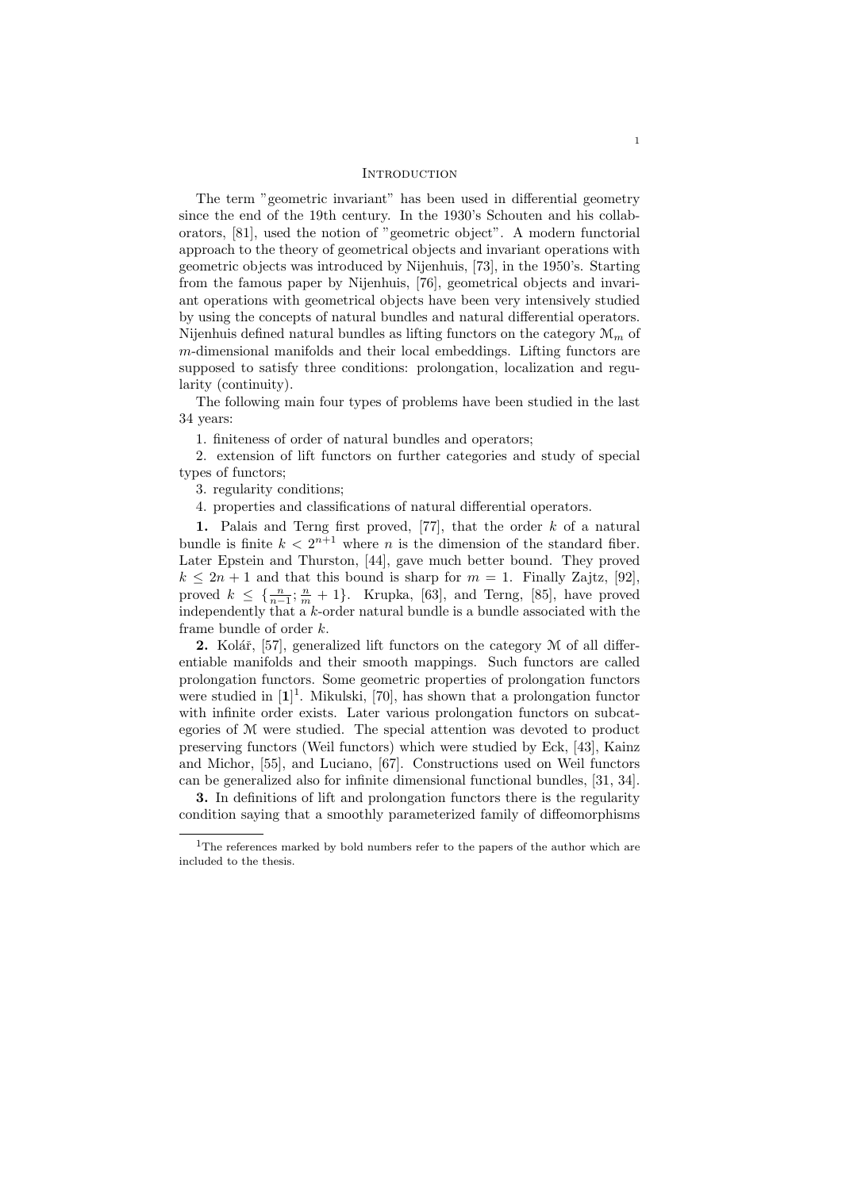# Introduction

The term "geometric invariant" has been used in differential geometry since the end of the 19th century. In the 1930's Schouten and his collaborators, [81], used the notion of "geometric object". A modern functorial approach to the theory of geometrical objects and invariant operations with geometric objects was introduced by Nijenhuis, [73], in the 1950's. Starting from the famous paper by Nijenhuis, [76], geometrical objects and invariant operations with geometrical objects have been very intensively studied by using the concepts of natural bundles and natural differential operators. Nijenhuis defined natural bundles as lifting functors on the category $\mathcal{M}_m$ of $m$-dimensional manifolds and their local embeddings. Lifting functors are supposed to satisfy three conditions: prolongation, localization and regularity (continuity).

The following main four types of problems have been studied in the last 34 years:

1. finiteness of order of natural bundles and operators;

2. extension of lift functors on further categories and study of special types of functors;

3. regularity conditions;

4. properties and classifications of natural differential operators.

**1.** Palais and Terng first proved, [77], that the order $k$ of a natural bundle is finite $k < 2^{n+1}$ where $n$ is the dimension of the standard fiber. Later Epstein and Thurston, [44], gave much better bound. They proved $k \leq 2n + 1$ and that this bound is sharp for $m = 1$. Finally Zajtz, [92], proved $k \leq \{\frac{n}{n-1}; \frac{n}{m} + 1\}$. Krupka, [63], and Terng, [85], have proved independently that a $k$-order natural bundle is a bundle associated with the frame bundle of order $k$.

**2.** Kolář, [57], generalized lift functors on the category $\mathcal{M}$ of all differentiable manifolds and their smooth mappings. Such functors are called prolongation functors. Some geometric properties of prolongation functors were studied in [**1**][1]. Mikulski, [70], has shown that a prolongation functor with infinite order exists. Later various prolongation functors on subcategories of $\mathcal{M}$ were studied. The special attention was devoted to product preserving functors (Weil functors) which were studied by Eck, [43], Kainz and Michor, [55], and Luciano, [67]. Constructions used on Weil functors can be generalized also for infinite dimensional functional bundles, [31, 34].

**3.** In definitions of lift and prolongation functors there is the regularity condition saying that a smoothly parameterized family of diffeomorphisms

[1] The references marked by bold numbers refer to the papers of the author which are included to the thesis.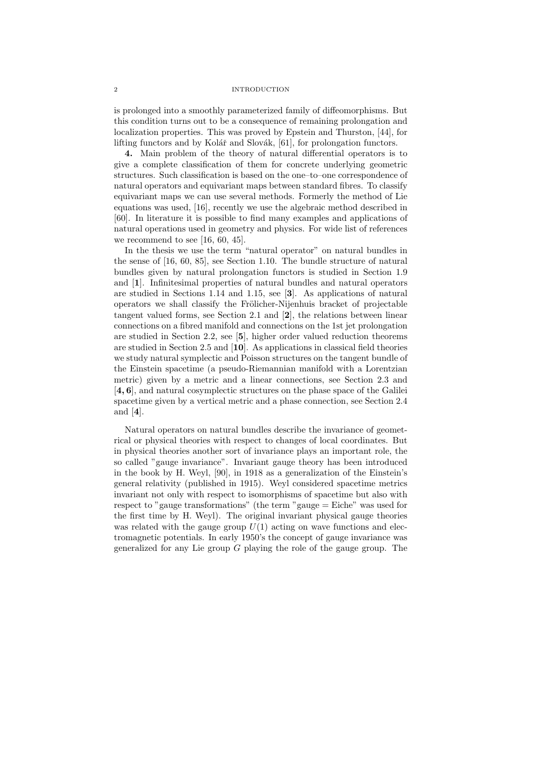is prolonged into a smoothly parameterized family of diffeomorphisms. But this condition turns out to be a consequence of remaining prolongation and localization properties. This was proved by Epstein and Thurston, [44], for lifting functors and by Kolář and Slovák, [61], for prolongation functors.

**4.** Main problem of the theory of natural differential operators is to give a complete classification of them for concrete underlying geometric structures. Such classification is based on the one–to–one correspondence of natural operators and equivariant maps between standard fibres. To classify equivariant maps we can use several methods. Formerly the method of Lie equations was used, [16], recently we use the algebraic method described in [60]. In literature it is possible to find many examples and applications of natural operations used in geometry and physics. For wide list of references we recommend to see [16, 60, 45].

In the thesis we use the term "natural operator" on natural bundles in the sense of [16, 60, 85], see Section 1.10. The bundle structure of natural bundles given by natural prolongation functors is studied in Section 1.9 and [**1**]. Infinitesimal properties of natural bundles and natural operators are studied in Sections 1.14 and 1.15, see [**3**]. As applications of natural operators we shall classify the Frölicher-Nijenhuis bracket of projectable tangent valued forms, see Section 2.1 and [**2**], the relations between linear connections on a fibred manifold and connections on the 1st jet prolongation are studied in Section 2.2, see [**5**], higher order valued reduction theorems are studied in Section 2.5 and [**10**]. As applications in classical field theories we study natural symplectic and Poisson structures on the tangent bundle of the Einstein spacetime (a pseudo-Riemannian manifold with a Lorentzian metric) given by a metric and a linear connections, see Section 2.3 and [**4, 6**], and natural cosymplectic structures on the phase space of the Galilei spacetime given by a vertical metric and a phase connection, see Section 2.4 and [**4**].

Natural operators on natural bundles describe the invariance of geometrical or physical theories with respect to changes of local coordinates. But in physical theories another sort of invariance plays an important role, the so called "gauge invariance". Invariant gauge theory has been introduced in the book by H. Weyl, [90], in 1918 as a generalization of the Einstein's general relativity (published in 1915). Weyl considered spacetime metrics invariant not only with respect to isomorphisms of spacetime but also with respect to "gauge transformations" (the term "gauge = Eiche" was used for the first time by H. Weyl). The original invariant physical gauge theories was related with the gauge group $U(1)$ acting on wave functions and electromagnetic potentials. In early 1950's the concept of gauge invariance was generalized for any Lie group $G$ playing the role of the gauge group. The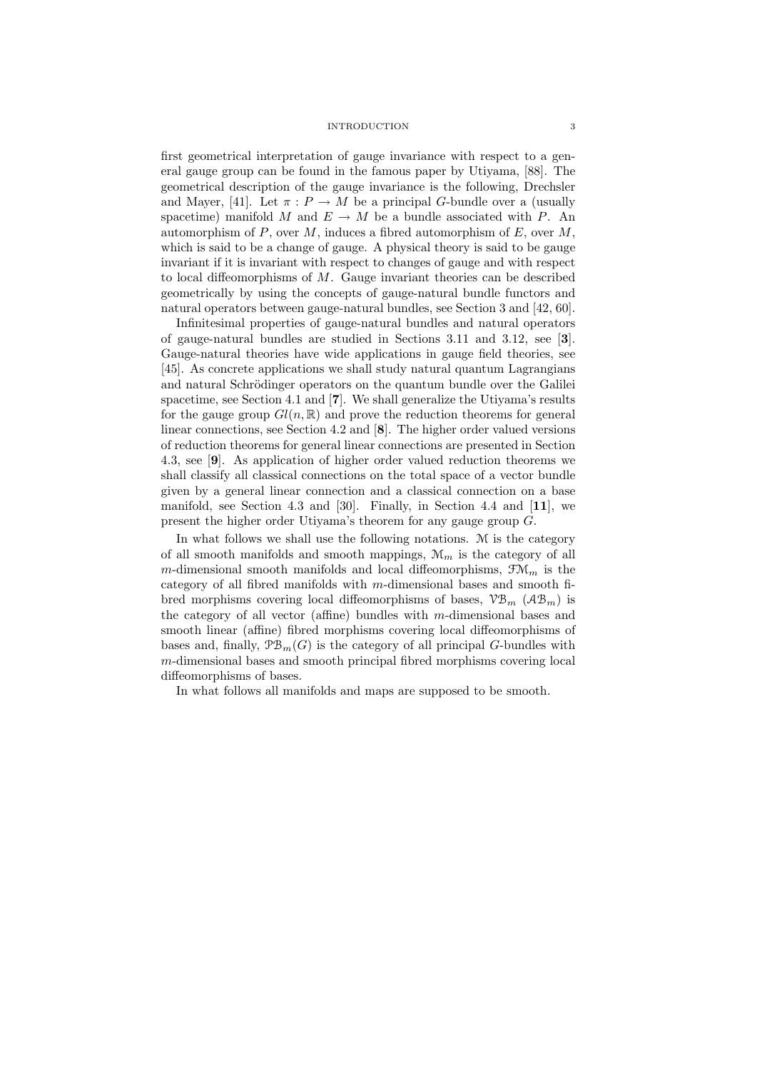first geometrical interpretation of gauge invariance with respect to a general gauge group can be found in the famous paper by Utiyama, [88]. The geometrical description of the gauge invariance is the following, Drechsler and Mayer, [41]. Let $\pi : P \to M$ be a principal $G$-bundle over a (usually spacetime) manifold $M$ and $E \to M$ be a bundle associated with $P$. An automorphism of $P$, over $M$, induces a fibred automorphism of $E$, over $M$, which is said to be a change of gauge. A physical theory is said to be gauge invariant if it is invariant with respect to changes of gauge and with respect to local diffeomorphisms of $M$. Gauge invariant theories can be described geometrically by using the concepts of gauge-natural bundle functors and natural operators between gauge-natural bundles, see Section 3 and [42, 60].

Infinitesimal properties of gauge-natural bundles and natural operators of gauge-natural bundles are studied in Sections 3.11 and 3.12, see [**3**]. Gauge-natural theories have wide applications in gauge field theories, see [45]. As concrete applications we shall study natural quantum Lagrangians and natural Schrödinger operators on the quantum bundle over the Galilei spacetime, see Section 4.1 and [**7**]. We shall generalize the Utiyama's results for the gauge group $Gl(n, \mathbb{R})$ and prove the reduction theorems for general linear connections, see Section 4.2 and [**8**]. The higher order valued versions of reduction theorems for general linear connections are presented in Section 4.3, see [**9**]. As application of higher order valued reduction theorems we shall classify all classical connections on the total space of a vector bundle given by a general linear connection and a classical connection on a base manifold, see Section 4.3 and [30]. Finally, in Section 4.4 and [**11**], we present the higher order Utiyama's theorem for any gauge group $G$.

In what follows we shall use the following notations. $\mathcal{M}$ is the category of all smooth manifolds and smooth mappings, $\mathcal{M}_m$ is the category of all $m$-dimensional smooth manifolds and local diffeomorphisms, $\mathcal{FM}_m$ is the category of all fibred manifolds with $m$-dimensional bases and smooth fibred morphisms covering local diffeomorphisms of bases, $\mathcal{VB}_m$ ($\mathcal{AB}_m$) is the category of all vector (affine) bundles with $m$-dimensional bases and smooth linear (affine) fibred morphisms covering local diffeomorphisms of bases and, finally, $\mathcal{PB}_m(G)$ is the category of all principal $G$-bundles with $m$-dimensional bases and smooth principal fibred morphisms covering local diffeomorphisms of bases.

In what follows all manifolds and maps are supposed to be smooth.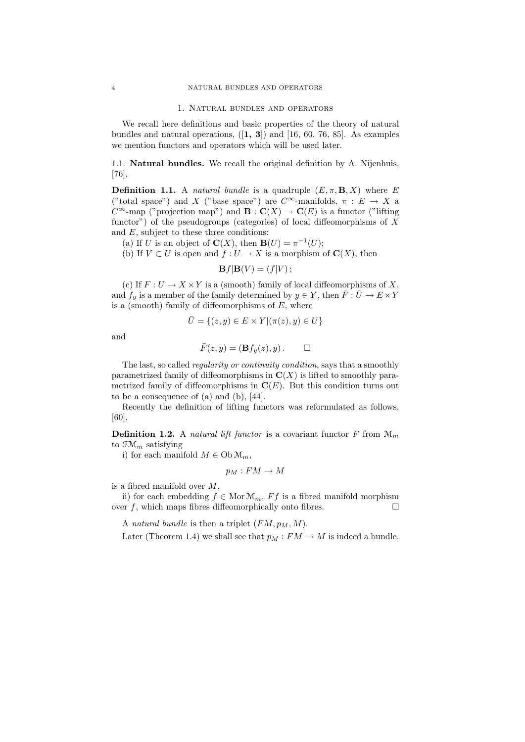## 1. Natural bundles and operators

We recall here definitions and basic properties of the theory of natural bundles and natural operations, ([**1, 3**]) and [16, 60, 76, 85]. As examples we mention functors and operators which will be used later.

### 1.1. Natural bundles.

We recall the original definition by A. Nijenhuis, [76],

**Definition 1.1.** A *natural bundle* is a quadruple $(E, \pi, \mathbf{B}, X)$ where $E$ ("total space") and $X$ ("base space") are $C^\infty$-manifolds, $\pi : E \to X$ a $C^\infty$-map ("projection map") and $\mathbf{B} : \mathbf{C}(X) \to \mathbf{C}(E)$ is a functor ("lifting functor") of the pseudogroups (categories) of local diffeomorphisms of $X$ and $E$, subject to these three conditions:

(a) If $U$ is an object of $\mathbf{C}(X)$, then $\mathbf{B}(U) = \pi^{-1}(U)$;

(b) If $V \subset U$ is open and $f : U \to X$ is a morphism of $\mathbf{C}(X)$, then

$$\mathbf{B}f|\mathbf{B}(V) = (f|V)\,;$$

(c) If $F : U \to X \times Y$ is a (smooth) family of local diffeomorphisms of $X$, and $f_y$ is a member of the family determined by $y \in Y$, then $\bar{F} : \bar{U} \to E \times Y$ is a (smooth) family of diffeomorphisms of $E$, where

$$\bar{U} = \{(z, y) \in E \times Y | (\pi(z), y) \in U\}$$

and

$$\bar{F}(z, y) = (\mathbf{B}f_y(z), y)\,. \qquad \square$$

The last, so called *regularity or continuity condition*, says that a smoothly parametrized family of diffeomorphisms in $\mathbf{C}(X)$ is lifted to smoothly parametrized family of diffeomorphisms in $\mathbf{C}(E)$. But this condition turns out to be a consequence of (a) and (b), [44].

Recently the definition of lifting functors was reformulated as follows, [60],

**Definition 1.2.** A *natural lift functor* is a covariant functor $F$ from $\mathcal{M}_m$ to $\mathcal{FM}_m$ satisfying

i) for each manifold $M \in \operatorname{Ob} \mathcal{M}_m$,

$$p_M : FM \to M$$

is a fibred manifold over $M$,

ii) for each embedding $f \in \operatorname{Mor} \mathcal{M}_m$, $Ff$ is a fibred manifold morphism over $f$, which maps fibres diffeomorphically onto fibres. $\square$

A *natural bundle* is then a triplet $(FM, p_M, M)$.

Later (Theorem 1.4) we shall see that $p_M : FM \to M$ is indeed a bundle.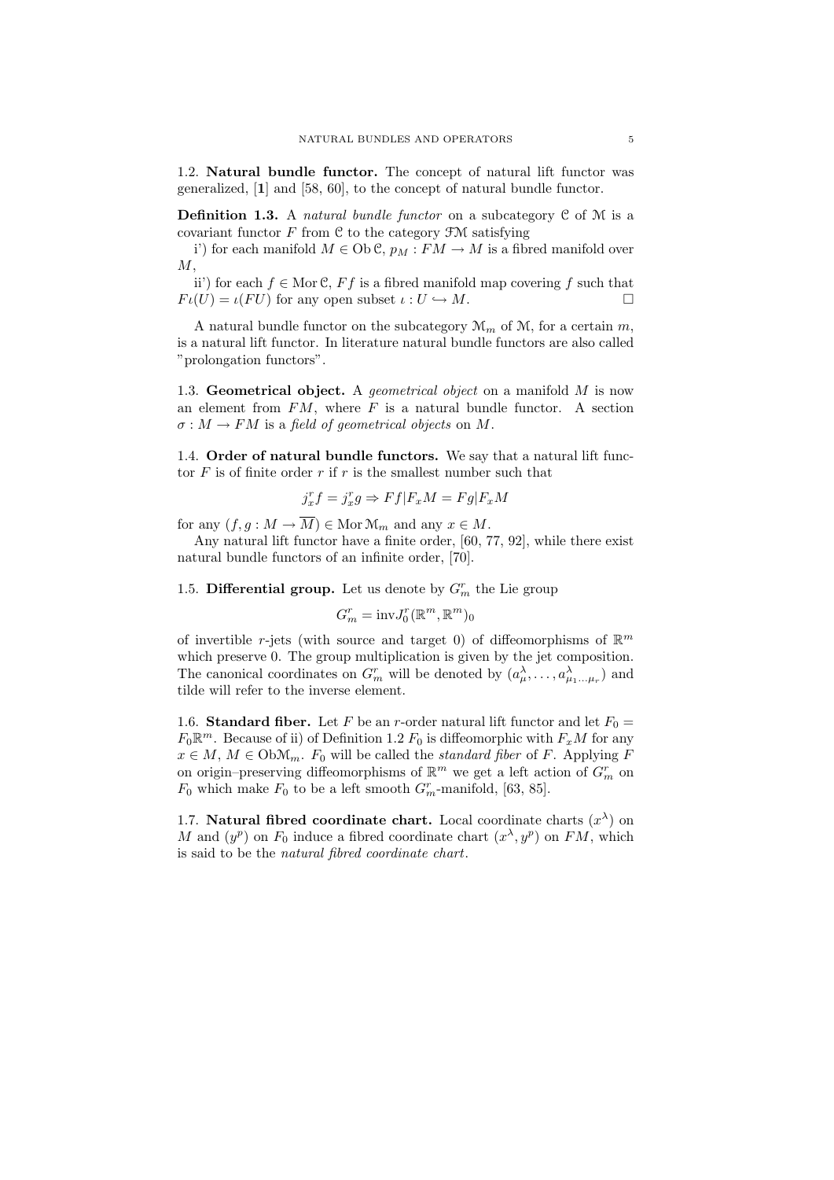1.2. **Natural bundle functor.** The concept of natural lift functor was generalized, [**1**] and [58, 60], to the concept of natural bundle functor.

**Definition 1.3.** A *natural bundle functor* on a subcategory $\mathcal{C}$ of $\mathcal{M}$ is a covariant functor $F$ from $\mathcal{C}$ to the category $\mathcal{FM}$ satisfying

i') for each manifold $M \in \operatorname{Ob}\mathcal{C}$, $p_M : FM \to M$ is a fibred manifold over $M$,

ii') for each $f \in \operatorname{Mor}\mathcal{C}$, $Ff$ is a fibred manifold map covering $f$ such that $F\iota(U) = \iota(FU)$ for any open subset $\iota : U \hookrightarrow M$. □

A natural bundle functor on the subcategory $\mathcal{M}_m$ of $\mathcal{M}$, for a certain $m$, is a natural lift functor. In literature natural bundle functors are also called "prolongation functors".

1.3. **Geometrical object.** A *geometrical object* on a manifold $M$ is now an element from $FM$, where $F$ is a natural bundle functor. A section $\sigma : M \to FM$ is a *field of geometrical objects* on $M$.

1.4. **Order of natural bundle functors.** We say that a natural lift functor $F$ is of finite order $r$ if $r$ is the smallest number such that

$$j^r_x f = j^r_x g \Rightarrow Ff|F_x M = Fg|F_x M$$

for any $(f, g : M \to \overline{M}) \in \operatorname{Mor}\mathcal{M}_m$ and any $x \in M$.

Any natural lift functor have a finite order, [60, 77, 92], while there exist natural bundle functors of an infinite order, [70].

1.5. **Differential group.** Let us denote by $G^r_m$ the Lie group

$$G^r_m = \operatorname{inv}J^r_0(\mathbb{R}^m, \mathbb{R}^m)_0$$

of invertible $r$-jets (with source and target 0) of diffeomorphisms of $\mathbb{R}^m$ which preserve 0. The group multiplication is given by the jet composition. The canonical coordinates on $G^r_m$ will be denoted by $(a^\lambda_\mu, \dots, a^\lambda_{\mu_1 \dots \mu_r})$ and tilde will refer to the inverse element.

1.6. **Standard fiber.** Let $F$ be an $r$-order natural lift functor and let $F_0 = F_0\mathbb{R}^m$. Because of ii) of Definition 1.2 $F_0$ is diffeomorphic with $F_x M$ for any $x \in M$, $M \in \operatorname{Ob}\mathcal{M}_m$. $F_0$ will be called the *standard fiber* of $F$. Applying $F$ on origin–preserving diffeomorphisms of $\mathbb{R}^m$ we get a left action of $G^r_m$ on $F_0$ which make $F_0$ to be a left smooth $G^r_m$-manifold, [63, 85].

1.7. **Natural fibred coordinate chart.** Local coordinate charts $(x^\lambda)$ on $M$ and $(y^p)$ on $F_0$ induce a fibred coordinate chart $(x^\lambda, y^p)$ on $FM$, which is said to be the *natural fibred coordinate chart*.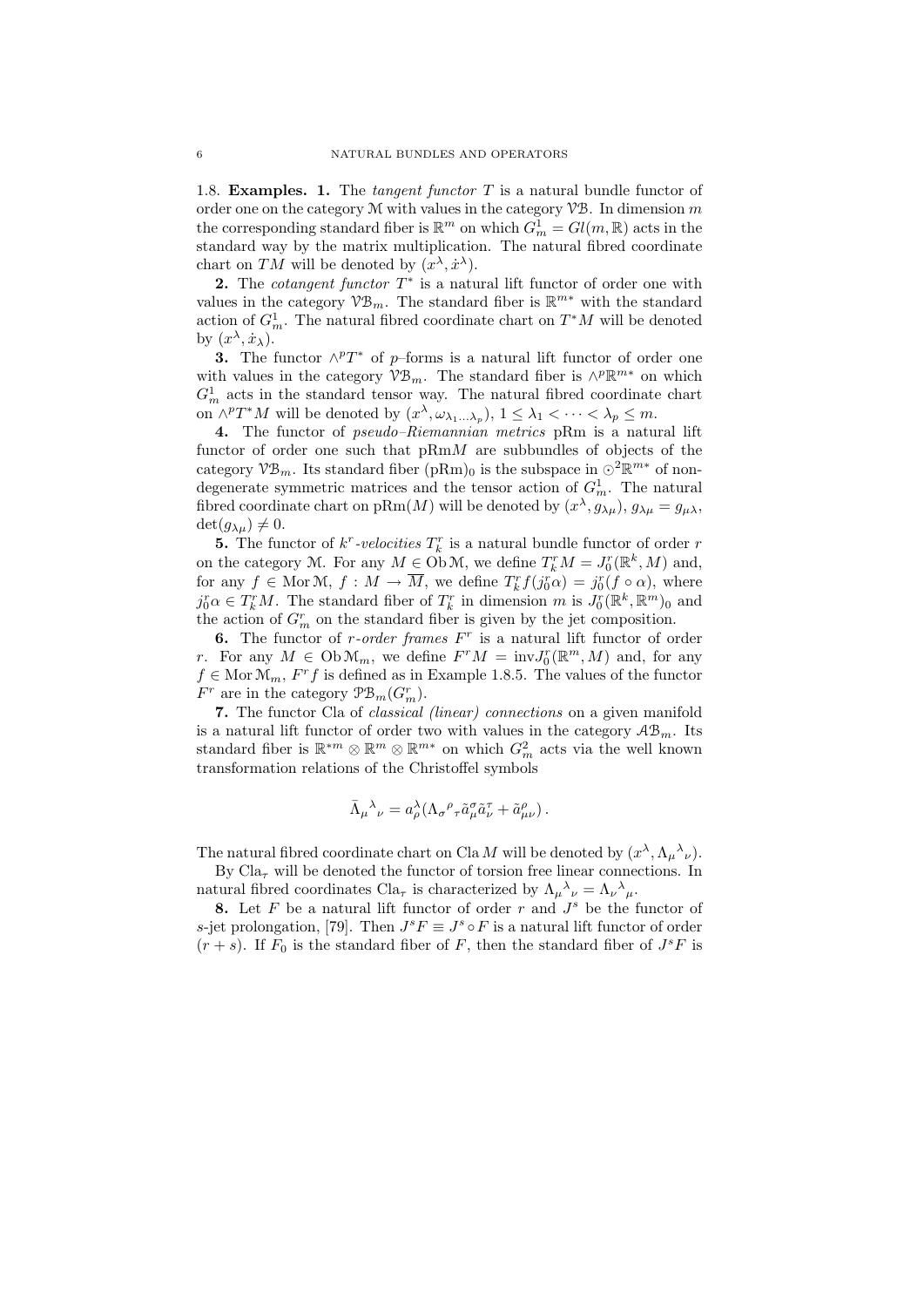1.8. **Examples.** **1.** The *tangent functor* $T$ is a natural bundle functor of order one on the category $\mathcal{M}$ with values in the category $\mathcal{VB}$. In dimension $m$ the corresponding standard fiber is $\mathbb{R}^m$ on which $G^1_m = Gl(m, \mathbb{R})$ acts in the standard way by the matrix multiplication. The natural fibred coordinate chart on $TM$ will be denoted by $(x^\lambda, \dot{x}^\lambda)$.

**2.** The *cotangent functor* $T^*$ is a natural lift functor of order one with values in the category $\mathcal{VB}_m$. The standard fiber is $\mathbb{R}^{m*}$ with the standard action of $G^1_m$. The natural fibred coordinate chart on $T^*M$ will be denoted by $(x^\lambda, \dot{x}_\lambda)$.

**3.** The functor $\wedge^p T^*$ of $p$–forms is a natural lift functor of order one with values in the category $\mathcal{VB}_m$. The standard fiber is $\wedge^p \mathbb{R}^{m*}$ on which $G^1_m$ acts in the standard tensor way. The natural fibred coordinate chart on $\wedge^p T^* M$ will be denoted by $(x^\lambda, \omega_{\lambda_1 \dots \lambda_p})$, $1 \le \lambda_1 < \dots < \lambda_p \le m$.

**4.** The functor of *pseudo–Riemannian metrics* pRm is a natural lift functor of order one such that pRm$M$ are subbundles of objects of the category $\mathcal{VB}_m$. Its standard fiber $(\mathrm{pRm})_0$ is the subspace in $\odot^2 \mathbb{R}^{m*}$ of non-degenerate symmetric matrices and the tensor action of $G^1_m$. The natural fibred coordinate chart on $\mathrm{pRm}(M)$ will be denoted by $(x^\lambda, g_{\lambda\mu})$, $g_{\lambda\mu} = g_{\mu\lambda}$, $\det(g_{\lambda\mu}) \neq 0$.

**5.** The functor of $k^r$*-velocities* $T^r_k$ is a natural bundle functor of order $r$ on the category $\mathcal{M}$. For any $M \in \mathrm{Ob}\,\mathcal{M}$, we define $T^r_k M = J^r_0(\mathbb{R}^k, M)$ and, for any $f \in \mathrm{Mor}\,\mathcal{M}$, $f : M \to \overline{M}$, we define $T^r_k f(j^r_0 \alpha) = j^r_0(f \circ \alpha)$, where $j^r_0 \alpha \in T^r_k M$. The standard fiber of $T^r_k$ in dimension $m$ is $J^r_0(\mathbb{R}^k, \mathbb{R}^m)_0$ and the action of $G^r_m$ on the standard fiber is given by the jet composition.

**6.** The functor of $r$*-order frames* $F^r$ is a natural lift functor of order $r$. For any $M \in \mathrm{Ob}\,\mathcal{M}_m$, we define $F^r M = \mathrm{inv} J^r_0(\mathbb{R}^m, M)$ and, for any $f \in \mathrm{Mor}\,\mathcal{M}_m$, $F^r f$ is defined as in Example 1.8.5. The values of the functor $F^r$ are in the category $\mathcal{PB}_m(G^r_m)$.

**7.** The functor Cla of *classical (linear) connections* on a given manifold is a natural lift functor of order two with values in the category $\mathcal{AB}_m$. Its standard fiber is $\mathbb{R}^{*m} \otimes \mathbb{R}^m \otimes \mathbb{R}^{m*}$ on which $G^2_m$ acts via the well known transformation relations of the Christoffel symbols

$$\bar{\Lambda}_\mu{}^\lambda{}_\nu = a^\lambda_\rho (\Lambda_\sigma{}^\rho{}_\tau \tilde{a}^\sigma_\mu \tilde{a}^\tau_\nu + \tilde{a}^\rho_{\mu\nu}) \,.$$

The natural fibred coordinate chart on Cla $M$ will be denoted by $(x^\lambda, \Lambda_\mu{}^\lambda{}_\nu)$.

By $\mathrm{Cla}_\tau$ will be denoted the functor of torsion free linear connections. In natural fibred coordinates $\mathrm{Cla}_\tau$ is characterized by $\Lambda_\mu{}^\lambda{}_\nu = \Lambda_\nu{}^\lambda{}_\mu$.

**8.** Let $F$ be a natural lift functor of order $r$ and $J^s$ be the functor of $s$-jet prolongation, [79]. Then $J^s F \equiv J^s \circ F$ is a natural lift functor of order $(r+s)$. If $F_0$ is the standard fiber of $F$, then the standard fiber of $J^s F$ is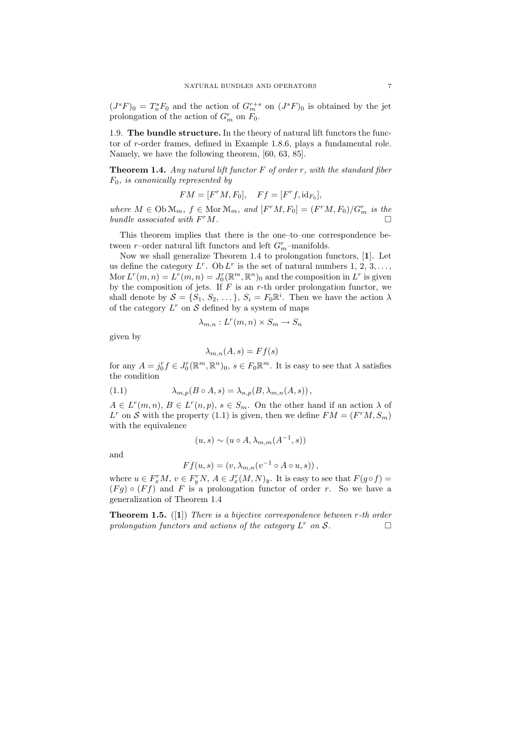$(J^sF)_0 = T^s_n F_0$ and the action of $G^{r+s}_m$ on $(J^sF)_0$ is obtained by the jet prolongation of the action of $G^r_m$ on $F_0$.

1.9. **The bundle structure.** In the theory of natural lift functors the functor of $r$-order frames, defined in Example 1.8.6, plays a fundamental role. Namely, we have the following theorem, [60, 63, 85].

**Theorem 1.4.** *Any natural lift functor $F$ of order $r$, with the standard fiber $F_0$, is canonically represented by*

$$FM = [F^rM, F_0], \quad Ff = [F^rf, \mathrm{id}_{F_0}],$$

*where $M \in \mathrm{Ob}\,\mathcal{M}_m$, $f \in \mathrm{Mor}\,\mathcal{M}_m$, and $[F^rM, F_0] = (F^rM, F_0)/G^r_m$ is the bundle associated with $F^rM$.* □

This theorem implies that there is the one–to–one correspondence between $r$–order natural lift functors and left $G^r_m$–manifolds.

Now we shall generalize Theorem 1.4 to prolongation functors, [**1**]. Let us define the category $L^r$. $\mathrm{Ob}\,L^r$ is the set of natural numbers $1, 2, 3, \dots$, $\mathrm{Mor}\,L^r(m,n) = L^r(m,n) = J^r_0(\mathbb{R}^m, \mathbb{R}^n)_0$ and the composition in $L^r$ is given by the composition of jets. If $F$ is an $r$-th order prolongation functor, we shall denote by $\mathcal{S} = \{S_1, S_2, \dots\}$, $S_i = F_0\mathbb{R}^i$. Then we have the action $\lambda$ of the category $L^r$ on $\mathcal{S}$ defined by a system of maps

$$\lambda_{m,n} : L^r(m,n) \times S_m \to S_n$$

given by

$$\lambda_{m,n}(A, s) = Ff(s)$$

for any $A = j^r_0 f \in J^r_0(\mathbb{R}^m, \mathbb{R}^n)_0$, $s \in F_0\mathbb{R}^m$. It is easy to see that $\lambda$ satisfies the condition

$$\lambda_{m,p}(B \circ A, s) = \lambda_{n,p}(B, \lambda_{m,n}(A, s))\,, \tag{1.1}$$

$A \in L^r(m,n)$, $B \in L^r(n,p)$, $s \in S_m$. On the other hand if an action $\lambda$ of $L^r$ on $\mathcal{S}$ with the property (1.1) is given, then we define $FM = (F^rM, S_m)$ with the equivalence

$$(u, s) \sim (u \circ A, \lambda_{m,m}(A^{-1}, s))$$

and

$$Ff(u, s) = (v, \lambda_{m,n}(v^{-1} \circ A \circ u, s))\,,$$

where $u \in F^r_xM$, $v \in F^r_yN$, $A \in J^r_x(M,N)_y$. It is easy to see that $F(g \circ f) = (Fg) \circ (Ff)$ and $F$ is a prolongation functor of order $r$. So we have a generalization of Theorem 1.4

**Theorem 1.5.** ([**1**]) *There is a bijective correspondence between $r$-th order prolongation functors and actions of the category $L^r$ on $\mathcal{S}$.* □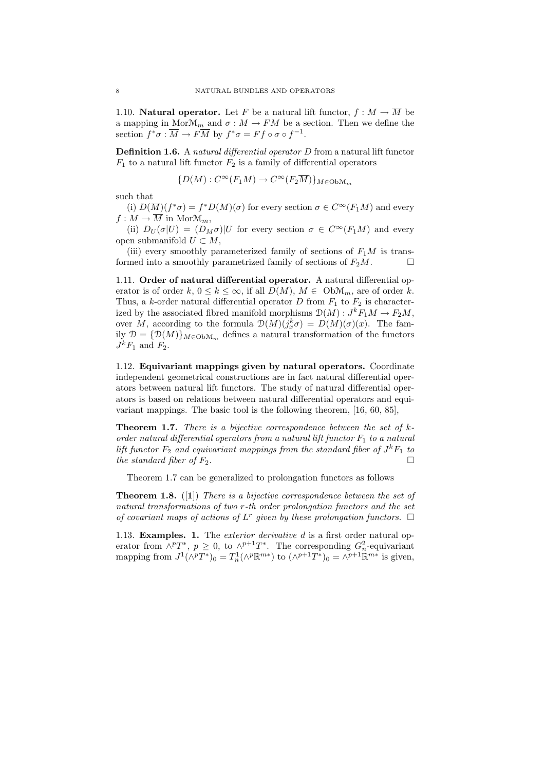1.10. **Natural operator.** Let $F$ be a natural lift functor, $f : M \to \overline{M}$ be a mapping in $\mathrm{Mor}\mathcal{M}_m$ and $\sigma : M \to FM$ be a section. Then we define the section $f^*\sigma : \overline{M} \to F\overline{M}$ by $f^*\sigma = Ff \circ \sigma \circ f^{-1}$.

**Definition 1.6.** A *natural differential operator* $D$ from a natural lift functor $F_1$ to a natural lift functor $F_2$ is a family of differential operators

$$\{D(M) : C^\infty(F_1 M) \to C^\infty(F_2 \overline{M})\}_{M \in \mathrm{Ob}\mathcal{M}_m}$$

such that

(i) $D(\overline{M})(f^*\sigma) = f^* D(M)(\sigma)$ for every section $\sigma \in C^\infty(F_1 M)$ and every $f : M \to \overline{M}$ in $\mathrm{Mor}\mathcal{M}_m$,

(ii) $D_U(\sigma|U) = (D_M \sigma)|U$ for every section $\sigma \in C^\infty(F_1 M)$ and every open submanifold $U \subset M$,

(iii) every smoothly parameterized family of sections of $F_1 M$ is transformed into a smoothly parametrized family of sections of $F_2 M$. □

1.11. **Order of natural differential operator.** A natural differential operator is of order $k$, $0 \leq k \leq \infty$, if all $D(M)$, $M \in \mathrm{Ob}\mathcal{M}_m$, are of order $k$. Thus, a $k$-order natural differential operator $D$ from $F_1$ to $F_2$ is characterized by the associated fibred manifold morphisms $\mathcal{D}(M) : J^k F_1 M \to F_2 M$, over $M$, according to the formula $\mathcal{D}(M)(j^k_x \sigma) = D(M)(\sigma)(x)$. The family $\mathcal{D} = \{\mathcal{D}(M)\}_{M \in \mathrm{Ob}\mathcal{M}_m}$ defines a natural transformation of the functors $J^k F_1$ and $F_2$.

1.12. **Equivariant mappings given by natural operators.** Coordinate independent geometrical constructions are in fact natural differential operators between natural lift functors. The study of natural differential operators is based on relations between natural differential operators and equivariant mappings. The basic tool is the following theorem, [16, 60, 85],

**Theorem 1.7.** *There is a bijective correspondence between the set of $k$-order natural differential operators from a natural lift functor $F_1$ to a natural lift functor $F_2$ and equivariant mappings from the standard fiber of $J^k F_1$ to the standard fiber of $F_2$.* □

Theorem 1.7 can be generalized to prolongation functors as follows

**Theorem 1.8.** ([**1**]) *There is a bijective correspondence between the set of natural transformations of two $r$-th order prolongation functors and the set of covariant maps of actions of $L^r$ given by these prolongation functors.* □

1.13. **Examples. 1.** The *exterior derivative* $d$ is a first order natural operator from $\wedge^p T^*$, $p \geq 0$, to $\wedge^{p+1} T^*$. The corresponding $G^2_n$-equivariant mapping from $J^1(\wedge^p T^*)_0 = T^1_n(\wedge^p \mathbb{R}^{m*})$ to $(\wedge^{p+1} T^*)_0 = \wedge^{p+1} \mathbb{R}^{m*}$ is given,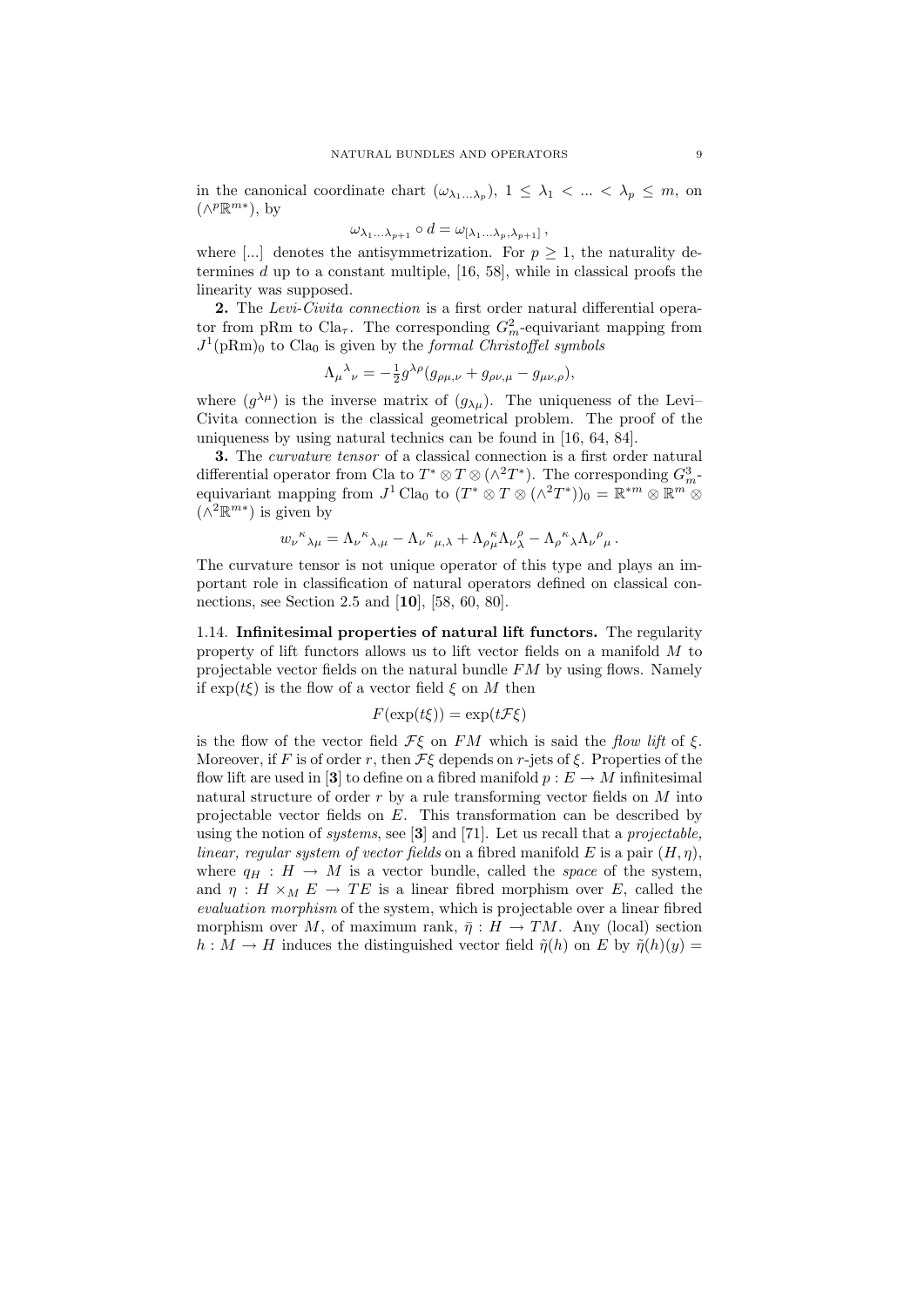in the canonical coordinate chart $(\omega_{\lambda_1\dots\lambda_p})$, $1 \leq \lambda_1 < \dots < \lambda_p \leq m$, on $(\wedge^p \mathbb{R}^{m*})$, by

$$\omega_{\lambda_1\dots\lambda_{p+1}} \circ d = \omega_{[\lambda_1\dots\lambda_p,\lambda_{p+1}]}\,,$$

where [...] denotes the antisymmetrization. For $p \geq 1$, the naturality determines $d$ up to a constant multiple, [16, 58], while in classical proofs the linearity was supposed.

**2.** The *Levi-Civita connection* is a first order natural differential operator from pRm to $\mathrm{Cla}_\tau$. The corresponding $G^2_m$-equivariant mapping from $J^1(\mathrm{pRm})_0$ to $\mathrm{Cla}_0$ is given by the *formal Christoffel symbols*

$$\Lambda_\mu{}^\lambda{}_\nu = -\tfrac{1}{2} g^{\lambda\rho}(g_{\rho\mu,\nu} + g_{\rho\nu,\mu} - g_{\mu\nu,\rho}),$$

where $(g^{\lambda\mu})$ is the inverse matrix of $(g_{\lambda\mu})$. The uniqueness of the Levi–Civita connection is the classical geometrical problem. The proof of the uniqueness by using natural technics can be found in [16, 64, 84].

**3.** The *curvature tensor* of a classical connection is a first order natural differential operator from Cla to $T^* \otimes T \otimes (\wedge^2 T^*)$. The corresponding $G^3_m$-equivariant mapping from $J^1\,\mathrm{Cla}_0$ to $(T^* \otimes T \otimes (\wedge^2 T^*))_0 = \mathbb{R}^{*m} \otimes \mathbb{R}^m \otimes (\wedge^2 \mathbb{R}^{m*})$ is given by

$$w_\nu{}^\kappa{}_{\lambda\mu} = \Lambda_\nu{}^\kappa{}_{\lambda,\mu} - \Lambda_\nu{}^\kappa{}_{\mu,\lambda} + \Lambda_\rho{}^\kappa_\mu \Lambda_\nu{}^\rho_\lambda - \Lambda_\rho{}^\kappa{}_\lambda \Lambda_\nu{}^\rho{}_\mu\,.$$

The curvature tensor is not unique operator of this type and plays an important role in classification of natural operators defined on classical connections, see Section 2.5 and [**10**], [58, 60, 80].

1.14. **Infinitesimal properties of natural lift functors.** The regularity property of lift functors allows us to lift vector fields on a manifold $M$ to projectable vector fields on the natural bundle $FM$ by using flows. Namely if $\exp(t\xi)$ is the flow of a vector field $\xi$ on $M$ then

$$F(\exp(t\xi)) = \exp(t\mathcal{F}\xi)$$

is the flow of the vector field $\mathcal{F}\xi$ on $FM$ which is said the *flow lift* of $\xi$. Moreover, if $F$ is of order $r$, then $\mathcal{F}\xi$ depends on $r$-jets of $\xi$. Properties of the flow lift are used in [**3**] to define on a fibred manifold $p : E \to M$ infinitesimal natural structure of order $r$ by a rule transforming vector fields on $M$ into projectable vector fields on $E$. This transformation can be described by using the notion of *systems*, see [**3**] and [71]. Let us recall that a *projectable, linear, regular system of vector fields* on a fibred manifold $E$ is a pair $(H, \eta)$, where $q_H : H \to M$ is a vector bundle, called the *space* of the system, and $\eta : H \times_M E \to TE$ is a linear fibred morphism over $E$, called the *evaluation morphism* of the system, which is projectable over a linear fibred morphism over $M$, of maximum rank, $\bar{\eta} : H \to TM$. Any (local) section $h : M \to H$ induces the distinguished vector field $\tilde{\eta}(h)$ on $E$ by $\tilde{\eta}(h)(y) =$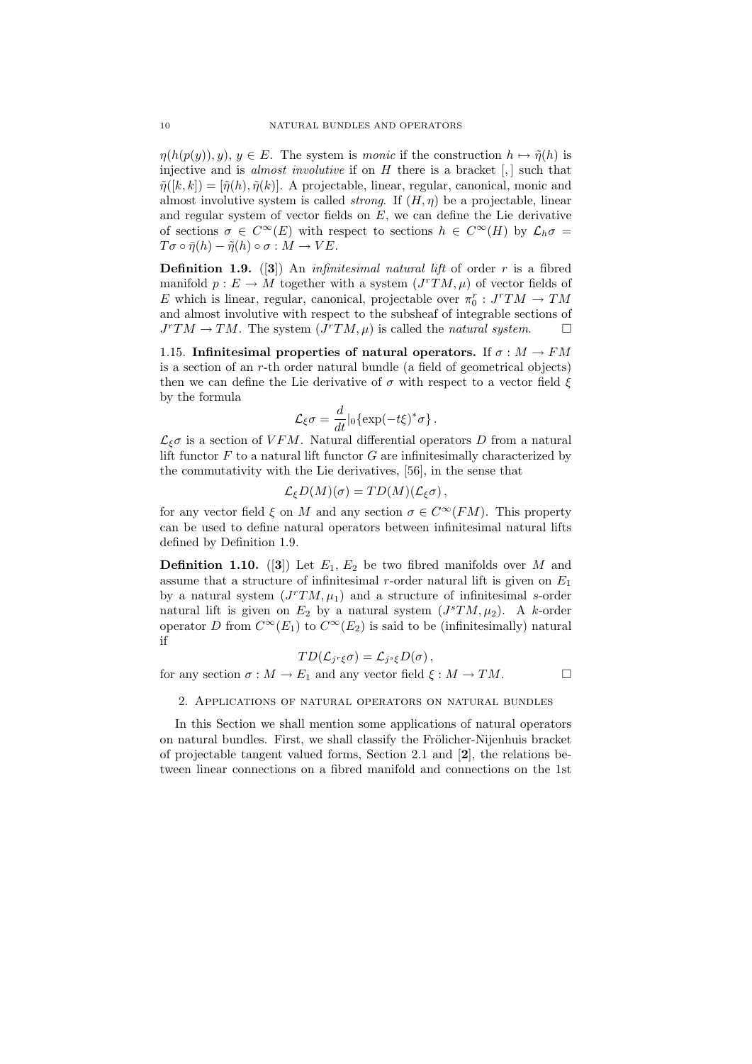$\eta(h(p(y)), y)$, $y \in E$. The system is *monic* if the construction $h \mapsto \tilde{\eta}(h)$ is injective and is *almost involutive* if on $H$ there is a bracket $[,]$ such that $\tilde{\eta}([k,k]) = [\tilde{\eta}(h), \tilde{\eta}(k)]$. A projectable, linear, regular, canonical, monic and almost involutive system is called *strong*. If $(H, \eta)$ be a projectable, linear and regular system of vector fields on $E$, we can define the Lie derivative of sections $\sigma \in C^\infty(E)$ with respect to sections $h \in C^\infty(H)$ by $\mathcal{L}_h \sigma = T\sigma \circ \bar{\eta}(h) - \tilde{\eta}(h) \circ \sigma : M \to VE$.

**Definition 1.9.** ([**3**]) An *infinitesimal natural lift* of order $r$ is a fibred manifold $p : E \to M$ together with a system $(J^r TM, \mu)$ of vector fields of $E$ which is linear, regular, canonical, projectable over $\pi^r_0 : J^r TM \to TM$ and almost involutive with respect to the subsheaf of integrable sections of $J^r TM \to TM$. The system $(J^r TM, \mu)$ is called the *natural system*. $\square$

1.15. **Infinitesimal properties of natural operators.** If $\sigma : M \to FM$ is a section of an $r$-th order natural bundle (a field of geometrical objects) then we can define the Lie derivative of $\sigma$ with respect to a vector field $\xi$ by the formula

$$\mathcal{L}_\xi \sigma = \frac{d}{dt}|_0 \{\exp(-t\xi)^* \sigma\}\,.$$

$\mathcal{L}_\xi \sigma$ is a section of $VFM$. Natural differential operators $D$ from a natural lift functor $F$ to a natural lift functor $G$ are infinitesimally characterized by the commutativity with the Lie derivatives, [56], in the sense that

$$\mathcal{L}_\xi D(M)(\sigma) = TD(M)(\mathcal{L}_\xi \sigma)\,,$$

for any vector field $\xi$ on $M$ and any section $\sigma \in C^\infty(FM)$. This property can be used to define natural operators between infinitesimal natural lifts defined by Definition 1.9.

**Definition 1.10.** ([**3**]) Let $E_1$, $E_2$ be two fibred manifolds over $M$ and assume that a structure of infinitesimal $r$-order natural lift is given on $E_1$ by a natural system $(J^r TM, \mu_1)$ and a structure of infinitesimal $s$-order natural lift is given on $E_2$ by a natural system $(J^s TM, \mu_2)$. A $k$-order operator $D$ from $C^\infty(E_1)$ to $C^\infty(E_2)$ is said to be (infinitesimally) natural if

$$TD(\mathcal{L}_{j^r \xi} \sigma) = \mathcal{L}_{j^s \xi} D(\sigma)\,,$$

for any section $\sigma : M \to E_1$ and any vector field $\xi : M \to TM$. $\square$

## 2. Applications of natural operators on natural bundles

In this Section we shall mention some applications of natural operators on natural bundles. First, we shall classify the Frölicher-Nijenhuis bracket of projectable tangent valued forms, Section 2.1 and [**2**], the relations between linear connections on a fibred manifold and connections on the 1st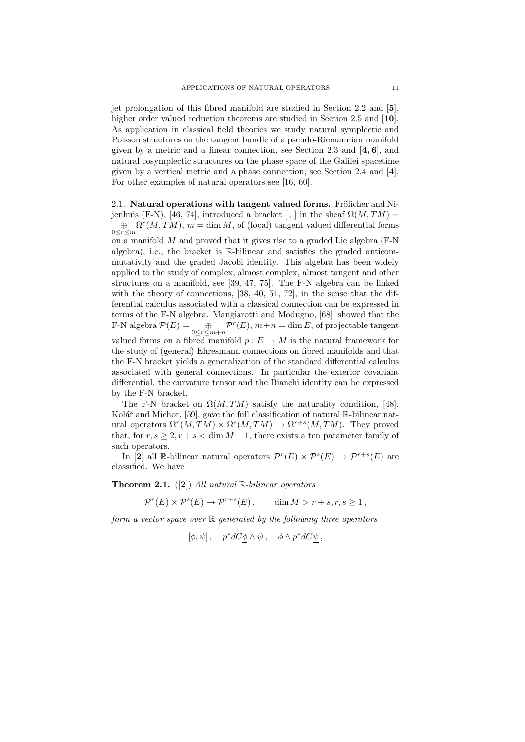jet prolongation of this fibred manifold are studied in Section 2.2 and [**5**], higher order valued reduction theorems are studied in Section 2.5 and [**10**]. As application in classical field theories we study natural symplectic and Poisson structures on the tangent bundle of a pseudo-Riemannian manifold given by a metric and a linear connection, see Section 2.3 and [**4, 6**], and natural cosymplectic structures on the phase space of the Galilei spacetime given by a vertical metric and a phase connection, see Section 2.4 and [**4**]. For other examples of natural operators see [16, 60].

2.1. **Natural operations with tangent valued forms.** Frölicher and Nijenhuis (F-N), [46, 74], introduced a bracket $[\,,\,]$ in the sheaf $\Omega(M,TM) = \underset{0\le r\le m}{\oplus} \Omega^r(M,TM)$, $m = \dim M$, of (local) tangent valued differential forms on a manifold $M$ and proved that it gives rise to a graded Lie algebra (F-N algebra), i.e., the bracket is $\mathbb{R}$-bilinear and satisfies the graded anticommutativity and the graded Jacobi identity. This algebra has been widely applied to the study of complex, almost complex, almost tangent and other structures on a manifold, see [39, 47, 75]. The F-N algebra can be linked with the theory of connections, [38, 40, 51, 72], in the sense that the differential calculus associated with a classical connection can be expressed in terms of the F-N algebra. Mangiarotti and Modugno, [68], showed that the F-N algebra $\mathcal{P}(E) = \underset{0\le r\le m+n}{\oplus} \mathcal{P}^r(E)$, $m+n = \dim E$, of projectable tangent valued forms on a fibred manifold $p : E \to M$ is the natural framework for the study of (general) Ehresmann connections on fibred manifolds and that the F-N bracket yields a generalization of the standard differential calculus associated with general connections. In particular the exterior covariant differential, the curvature tensor and the Bianchi identity can be expressed by the F-N bracket.

The F-N bracket on $\Omega(M,TM)$ satisfy the naturality condition, [48]. Kolář and Michor, [59], gave the full classification of natural $\mathbb{R}$-bilinear natural operators $\Omega^r(M,TM) \times \Omega^s(M,TM) \to \Omega^{r+s}(M,TM)$. They proved that, for $r, s \ge 2, r+s < \dim M - 1$, there exists a ten parameter family of such operators.

In [**2**] all $\mathbb{R}$-bilinear natural operators $\mathcal{P}^r(E) \times \mathcal{P}^s(E) \to \mathcal{P}^{r+s}(E)$ are classified. We have

**Theorem 2.1.** ([**2**]) *All natural $\mathbb{R}$-bilinear operators*

$$\mathcal{P}^r(E) \times \mathcal{P}^s(E) \to \mathcal{P}^{r+s}(E)\,, \qquad \dim M > r+s, r, s \ge 1\,,$$

*form a vector space over $\mathbb{R}$ generated by the following three operators*

$$[\phi, \psi]\,, \quad p^* dC\underline{\phi} \wedge \psi\,, \quad \phi \wedge p^* dC\underline{\psi}\,,$$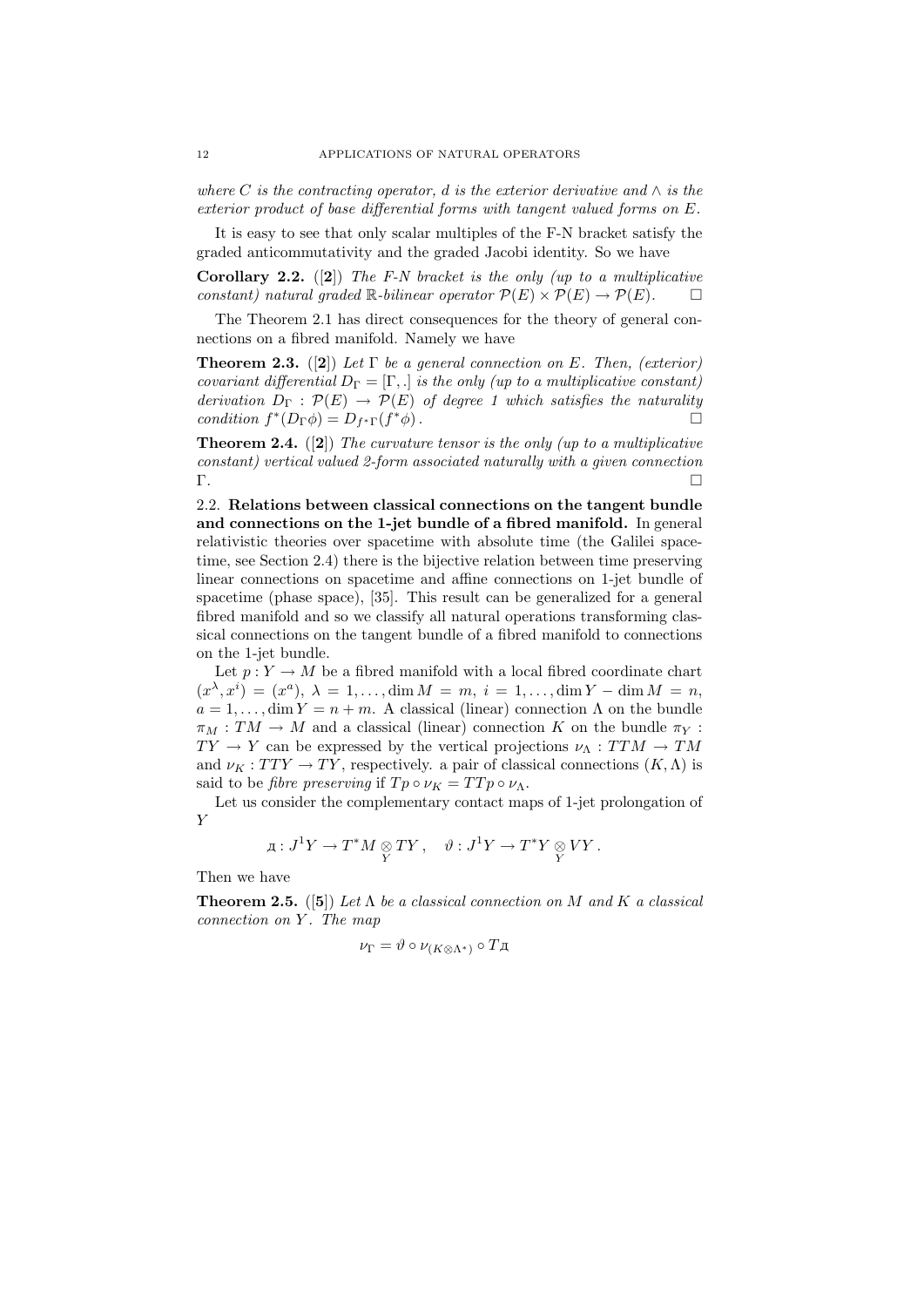*where $C$ is the contracting operator, $d$ is the exterior derivative and $\wedge$ is the exterior product of base differential forms with tangent valued forms on $E$.*

It is easy to see that only scalar multiples of the F-N bracket satisfy the graded anticommutativity and the graded Jacobi identity. So we have

**Corollary 2.2.** ([**2**]) *The F-N bracket is the only (up to a multiplicative constant) natural graded $\mathbb{R}$-bilinear operator $\mathcal{P}(E) \times \mathcal{P}(E) \to \mathcal{P}(E)$.* □

The Theorem 2.1 has direct consequences for the theory of general connections on a fibred manifold. Namely we have

**Theorem 2.3.** ([**2**]) *Let $\Gamma$ be a general connection on $E$. Then, (exterior) covariant differential $D_\Gamma = [\Gamma, .]$ is the only (up to a multiplicative constant) derivation $D_\Gamma : \mathcal{P}(E) \to \mathcal{P}(E)$ of degree 1 which satisfies the naturality condition $f^*(D_\Gamma \phi) = D_{f^*\Gamma}(f^*\phi)$.* □

**Theorem 2.4.** ([**2**]) *The curvature tensor is the only (up to a multiplicative constant) vertical valued 2-form associated naturally with a given connection $\Gamma$.* □

2.2. **Relations between classical connections on the tangent bundle and connections on the 1-jet bundle of a fibred manifold.** In general relativistic theories over spacetime with absolute time (the Galilei spacetime, see Section 2.4) there is the bijective relation between time preserving linear connections on spacetime and affine connections on 1-jet bundle of spacetime (phase space), [35]. This result can be generalized for a general fibred manifold and so we classify all natural operations transforming classical connections on the tangent bundle of a fibred manifold to connections on the 1-jet bundle.

Let $p : Y \to M$ be a fibred manifold with a local fibred coordinate chart $(x^\lambda, x^i) = (x^a)$, $\lambda = 1, \dots, \dim M = m$, $i = 1, \dots, \dim Y - \dim M = n$, $a = 1, \dots, \dim Y = n + m$. A classical (linear) connection $\Lambda$ on the bundle $\pi_M : TM \to M$ and a classical (linear) connection $K$ on the bundle $\pi_Y : TY \to Y$ can be expressed by the vertical projections $\nu_\Lambda : TTM \to TM$ and $\nu_K : TTY \to TY$, respectively. a pair of classical connections $(K, \Lambda)$ is said to be *fibre preserving* if $Tp \circ \nu_K = TTp \circ \nu_\Lambda$.

Let us consider the complementary contact maps of 1-jet prolongation of $Y$

$$д : J^1Y \to T^*M \underset{Y}{\otimes} TY\,, \quad \vartheta : J^1Y \to T^*Y \underset{Y}{\otimes} VY\,.$$

Then we have

**Theorem 2.5.** ([**5**]) *Let $\Lambda$ be a classical connection on $M$ and $K$ a classical connection on $Y$. The map*

$$\nu_\Gamma = \vartheta \circ \nu_{(K \otimes \Lambda^*)} \circ Tд$$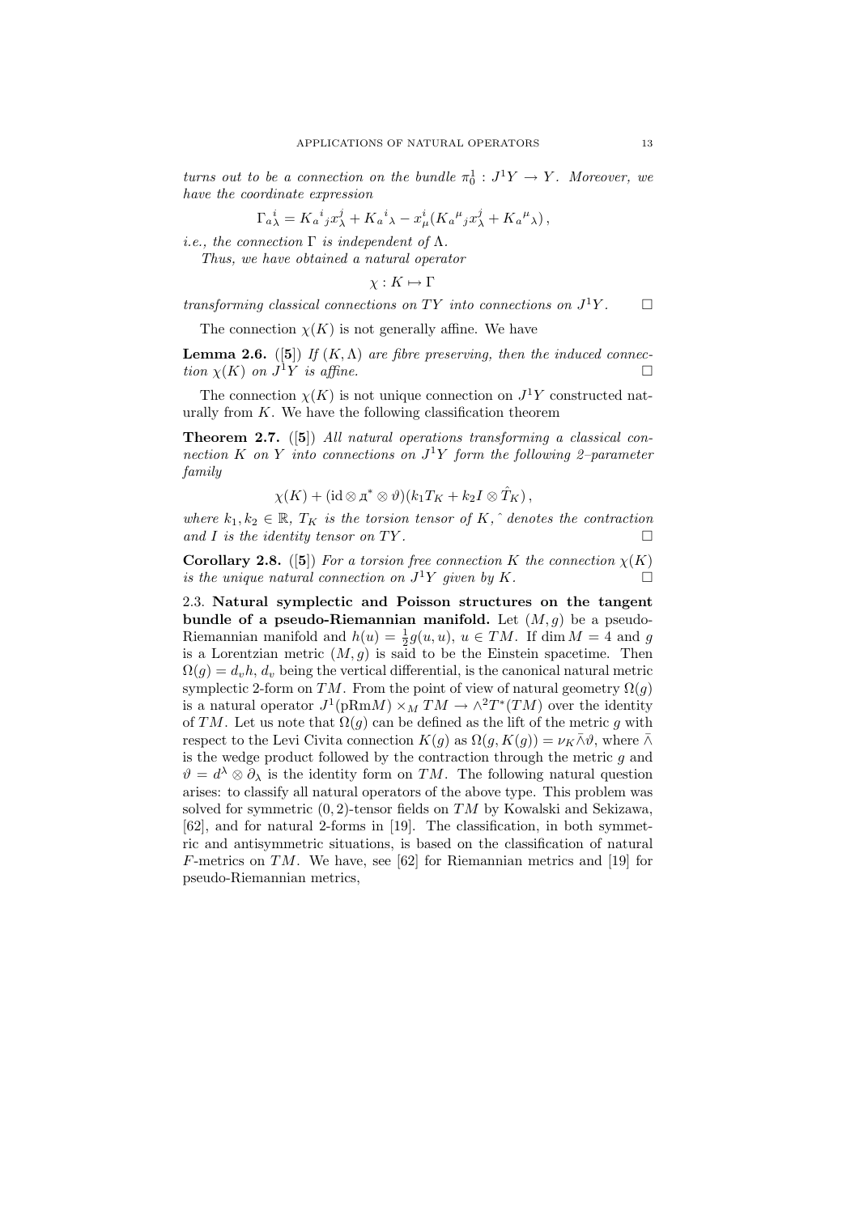*turns out to be a connection on the bundle $\pi^1_0 : J^1Y \to Y$. Moreover, we have the coordinate expression*

$$\Gamma_a{}^i_\lambda = K_a{}^i{}_j x^j_\lambda + K_a{}^i{}_\lambda - x^i_\mu (K_a{}^\mu{}_j x^j_\lambda + K_a{}^\mu{}_\lambda)\,,$$

*i.e., the connection $\Gamma$ is independent of $\Lambda$.*

*Thus, we have obtained a natural operator*

$$\chi : K \mapsto \Gamma$$

*transforming classical connections on $TY$ into connections on $J^1Y$.* □

The connection $\chi(K)$ is not generally affine. We have

**Lemma 2.6.** ([**5**]) *If $(K, \Lambda)$ are fibre preserving, then the induced connection $\chi(K)$ on $J^1Y$ is affine.* □

The connection $\chi(K)$ is not unique connection on $J^1Y$ constructed naturally from $K$. We have the following classification theorem

**Theorem 2.7.** ([**5**]) *All natural operations transforming a classical connection $K$ on $Y$ into connections on $J^1Y$ form the following 2–parameter family*

$$\chi(K) + (\mathrm{id} \otimes д^* \otimes \vartheta)(k_1 T_K + k_2 I \otimes \hat{T}_K)\,,$$

*where $k_1, k_2 \in \mathbb{R}$, $T_K$ is the torsion tensor of $K$, $\hat{}$ denotes the contraction and $I$ is the identity tensor on $TY$.* □

**Corollary 2.8.** ([**5**]) *For a torsion free connection $K$ the connection $\chi(K)$ is the unique natural connection on $J^1Y$ given by $K$.* □

2.3. **Natural symplectic and Poisson structures on the tangent bundle of a pseudo-Riemannian manifold.** Let $(M, g)$ be a pseudo-Riemannian manifold and $h(u) = \frac{1}{2} g(u, u)$, $u \in TM$. If $\dim M = 4$ and $g$ is a Lorentzian metric $(M, g)$ is said to be the Einstein spacetime. Then $\Omega(g) = d_v h$, $d_v$ being the vertical differential, is the canonical natural metric symplectic 2-form on $TM$. From the point of view of natural geometry $\Omega(g)$ is a natural operator $J^1(\mathrm{pRm}M) \times_M TM \to \wedge^2 T^*(TM)$ over the identity of $TM$. Let us note that $\Omega(g)$ can be defined as the lift of the metric $g$ with respect to the Levi Civita connection $K(g)$ as $\Omega(g, K(g)) = \nu_K \bar{\wedge} \vartheta$, where $\bar{\wedge}$ is the wedge product followed by the contraction through the metric $g$ and $\vartheta = d^\lambda \otimes \partial_\lambda$ is the identity form on $TM$. The following natural question arises: to classify all natural operators of the above type. This problem was solved for symmetric $(0,2)$-tensor fields on $TM$ by Kowalski and Sekizawa, [62], and for natural 2-forms in [19]. The classification, in both symmetric and antisymmetric situations, is based on the classification of natural $F$-metrics on $TM$. We have, see [62] for Riemannian metrics and [19] for pseudo-Riemannian metrics,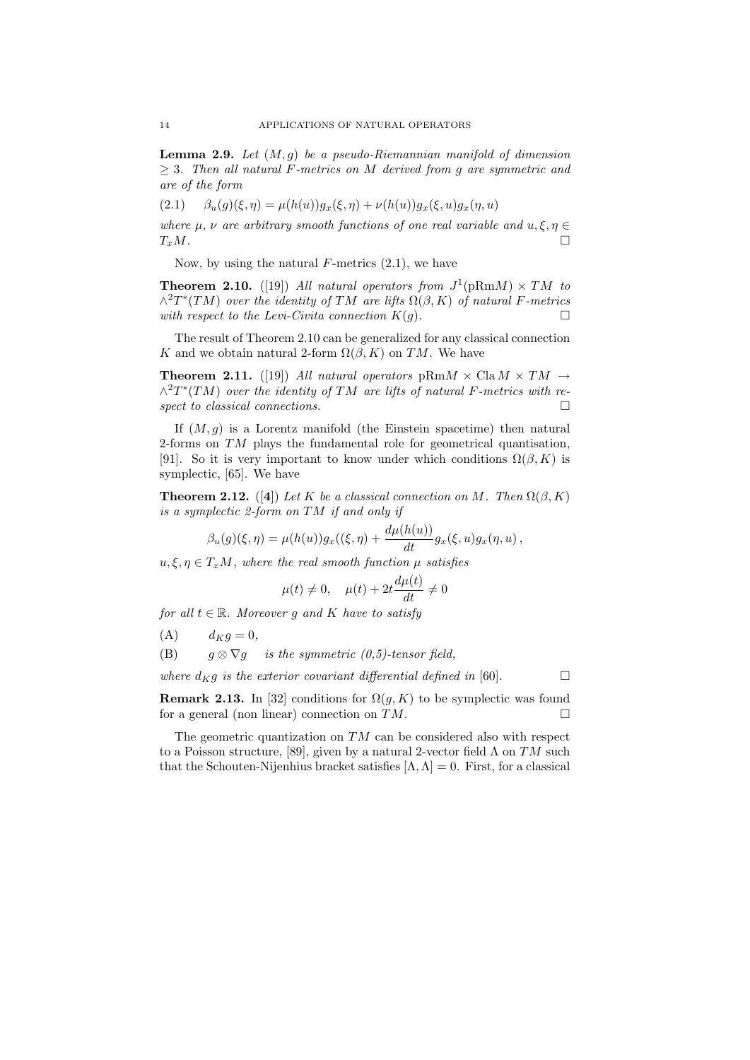**Lemma 2.9.** *Let $(M, g)$ be a pseudo-Riemannian manifold of dimension $\geq 3$. Then all natural $F$-metrics on $M$ derived from $g$ are symmetric and are of the form*

$$\beta_u(g)(\xi, \eta) = \mu(h(u))g_x(\xi, \eta) + \nu(h(u))g_x(\xi, u)g_x(\eta, u) \tag{2.1}$$

*where $\mu$, $\nu$ are arbitrary smooth functions of one real variable and $u, \xi, \eta \in T_xM$.* □

Now, by using the natural $F$-metrics (2.1), we have

**Theorem 2.10.** ([19]) *All natural operators from $J^1(\mathrm{pRm}M) \times TM$ to $\wedge^2 T^*(TM)$ over the identity of $TM$ are lifts $\Omega(\beta, K)$ of natural $F$-metrics with respect to the Levi-Civita connection $K(g)$.* □

The result of Theorem 2.10 can be generalized for any classical connection $K$ and we obtain natural 2-form $\Omega(\beta, K)$ on $TM$. We have

**Theorem 2.11.** ([19]) *All natural operators $\mathrm{pRm}M \times \mathrm{Cla}\, M \times TM \to \wedge^2 T^*(TM)$ over the identity of $TM$ are lifts of natural $F$-metrics with respect to classical connections.* □

If $(M, g)$ is a Lorentz manifold (the Einstein spacetime) then natural 2-forms on $TM$ plays the fundamental role for geometrical quantisation, [91]. So it is very important to know under which conditions $\Omega(\beta, K)$ is symplectic, [65]. We have

**Theorem 2.12.** ([**4**]) *Let $K$ be a classical connection on $M$. Then $\Omega(\beta, K)$ is a symplectic 2-form on $TM$ if and only if*

$$\beta_u(g)(\xi, \eta) = \mu(h(u))g_x((\xi, \eta) + \frac{d\mu(h(u))}{dt} g_x(\xi, u)g_x(\eta, u)\,,$$

*$u, \xi, \eta \in T_xM$, where the real smooth function $\mu$ satisfies*

$$\mu(t) \neq 0, \quad \mu(t) + 2t\frac{d\mu(t)}{dt} \neq 0$$

*for all $t \in \mathbb{R}$. Moreover $g$ and $K$ have to satisfy*

(A) $\quad d_K g = 0,$

(B) $\quad g \otimes \nabla g \quad$ *is the symmetric (0,5)-tensor field,*

*where $d_K g$ is the exterior covariant differential defined in* [60]. □

**Remark 2.13.** In [32] conditions for $\Omega(g, K)$ to be symplectic was found for a general (non linear) connection on $TM$. □

The geometric quantization on $TM$ can be considered also with respect to a Poisson structure, [89], given by a natural 2-vector field $\Lambda$ on $TM$ such that the Schouten-Nijenhius bracket satisfies $[\Lambda, \Lambda] = 0$. First, for a classical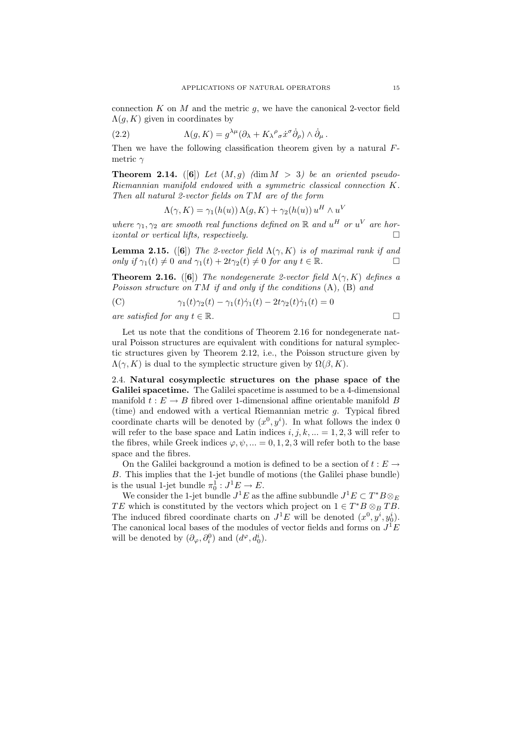connection $K$ on $M$ and the metric $g$, we have the canonical 2-vector field $\Lambda(g, K)$ given in coordinates by

$$\Lambda(g, K) = g^{\lambda\mu}(\partial_\lambda + K_\lambda{}^\rho{}_\sigma \dot{x}^\sigma \dot{\partial}_\rho) \wedge \dot{\partial}_\mu \,. \tag{2.2}$$

Then we have the following classification theorem given by a natural $F$-metric $\gamma$

**Theorem 2.14.** ([**6**]) *Let $(M, g)$ $(\dim M > 3)$ be an oriented pseudo-Riemannian manifold endowed with a symmetric classical connection $K$. Then all natural 2-vector fields on $TM$ are of the form*

$$\Lambda(\gamma, K) = \gamma_1(h(u))\, \Lambda(g, K) + \gamma_2(h(u))\, u^H \wedge u^V$$

*where $\gamma_1, \gamma_2$ are smooth real functions defined on $\mathbb{R}$ and $u^H$ or $u^V$ are horizontal or vertical lifts, respectively.* □

**Lemma 2.15.** ([**6**]) *The 2-vector field $\Lambda(\gamma, K)$ is of maximal rank if and only if $\gamma_1(t) \neq 0$ and $\gamma_1(t) + 2t\gamma_2(t) \neq 0$ for any $t \in \mathbb{R}$.* □

**Theorem 2.16.** ([**6**]) *The nondegenerate 2-vector field $\Lambda(\gamma, K)$ defines a Poisson structure on $TM$ if and only if the conditions* (A), (B) *and*

$$\gamma_1(t)\gamma_2(t) - \gamma_1(t)\dot{\gamma}_1(t) - 2t\gamma_2(t)\dot{\gamma}_1(t) = 0 \tag{C}$$

*are satisfied for any $t \in \mathbb{R}$.* □

Let us note that the conditions of Theorem 2.16 for nondegenerate natural Poisson structures are equivalent with conditions for natural symplectic structures given by Theorem 2.12, i.e., the Poisson structure given by $\Lambda(\gamma, K)$ is dual to the symplectic structure given by $\Omega(\beta, K)$.

2.4. **Natural cosymplectic structures on the phase space of the Galilei spacetime.** The Galilei spacetime is assumed to be a 4-dimensional manifold $t : E \to B$ fibred over 1-dimensional affine orientable manifold $B$ (time) and endowed with a vertical Riemannian metric $g$. Typical fibred coordinate charts will be denoted by $(x^0, y^i)$. In what follows the index 0 will refer to the base space and Latin indices $i, j, k, ... = 1, 2, 3$ will refer to the fibres, while Greek indices $\varphi, \psi, ... = 0, 1, 2, 3$ will refer both to the base space and the fibres.

On the Galilei background a motion is defined to be a section of $t : E \to B$. This implies that the 1-jet bundle of motions (the Galilei phase bundle) is the usual 1-jet bundle $\pi^1_0 : J^1E \to E$.

We consider the 1-jet bundle $J^1E$ as the affine subbundle $J^1E \subset T^*B \otimes_E TE$ which is constituted by the vectors which project on $1 \in T^*B \otimes_B TB$. The induced fibred coordinate charts on $J^1E$ will be denoted $(x^0, y^i, y^i_0)$. The canonical local bases of the modules of vector fields and forms on $J^1E$ will be denoted by $(\partial_\varphi, \partial^0_i)$ and $(d^\varphi, d^i_0)$.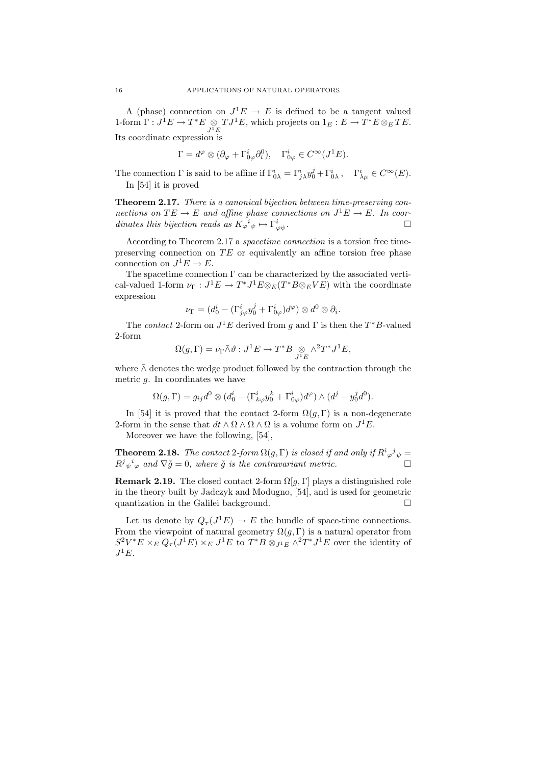A (phase) connection on $J^1E \to E$ is defined to be a tangent valued 1-form $\Gamma : J^1E \to T^*E \underset{J^1E}{\otimes} TJ^1E$, which projects on $1_E : E \to T^*E \otimes_E TE$. Its coordinate expression is

$$\Gamma = d^\varphi \otimes (\partial_\varphi + \Gamma^i_{0\varphi}\partial^0_i), \quad \Gamma^i_{0\varphi} \in C^\infty(J^1E).$$

The connection $\Gamma$ is said to be affine if $\Gamma^i_{0\lambda} = \Gamma^i_{j\lambda} y^j_0 + \Gamma^i_{0\lambda}\,, \quad \Gamma^i_{\lambda\mu} \in C^\infty(E)$.

In [54] it is proved

**Theorem 2.17.** *There is a canonical bijection between time-preserving connections on $TE \to E$ and affine phase connections on $J^1E \to E$. In coordinates this bijection reads as $K_\varphi{}^i{}_\psi \mapsto \Gamma^i_{\varphi\psi}$.* □

According to Theorem 2.17 a *spacetime connection* is a torsion free time-preserving connection on $TE$ or equivalently an affine torsion free phase connection on $J^1E \to E$.

The spacetime connection $\Gamma$ can be characterized by the associated vertical-valued 1-form $\nu_\Gamma : J^1E \to T^*J^1E \otimes_E (T^*B \otimes_E VE)$ with the coordinate expression

$$\nu_\Gamma = (d^i_0 - (\Gamma^i_{j\varphi} y^j_0 + \Gamma^i_{0\varphi}) d^\varphi) \otimes d^0 \otimes \partial_i.$$

The *contact* 2-form on $J^1E$ derived from $g$ and $\Gamma$ is then the $T^*B$-valued 2-form

$$\Omega(g, \Gamma) = \nu_\Gamma \bar{\wedge} \vartheta : J^1E \to T^*B \underset{J^1E}{\otimes} \wedge^2 T^*J^1E,$$

where $\bar{\wedge}$ denotes the wedge product followed by the contraction through the metric $g$. In coordinates we have

$$\Omega(g, \Gamma) = g_{ij} d^0 \otimes (d^i_0 - (\Gamma^i_{k\varphi} y^k_0 + \Gamma^i_{0\varphi}) d^\varphi) \wedge (d^j - y^j_0 d^0).$$

In [54] it is proved that the contact 2-form $\Omega(g, \Gamma)$ is a non-degenerate 2-form in the sense that $dt \wedge \Omega \wedge \Omega \wedge \Omega$ is a volume form on $J^1E$.

Moreover we have the following, [54],

**Theorem 2.18.** *The contact 2-form $\Omega(g, \Gamma)$ is closed if and only if $R^i{}_\varphi{}^j{}_\psi = R^j{}_\psi{}^i{}_\varphi$ and $\nabla \tilde{g} = 0$, where $\tilde{g}$ is the contravariant metric.* □

**Remark 2.19.** The closed contact 2-form $\Omega[g, \Gamma]$ plays a distinguished role in the theory built by Jadczyk and Modugno, [54], and is used for geometric quantization in the Galilei background. □

Let us denote by $Q_\tau(J^1E) \to E$ the bundle of space-time connections. From the viewpoint of natural geometry $\Omega(g, \Gamma)$ is a natural operator from $S^2V^*E \times_E Q_\tau(J^1E) \times_E J^1E$ to $T^*B \otimes_{J^1E} \wedge^2 T^*J^1E$ over the identity of $J^1E$.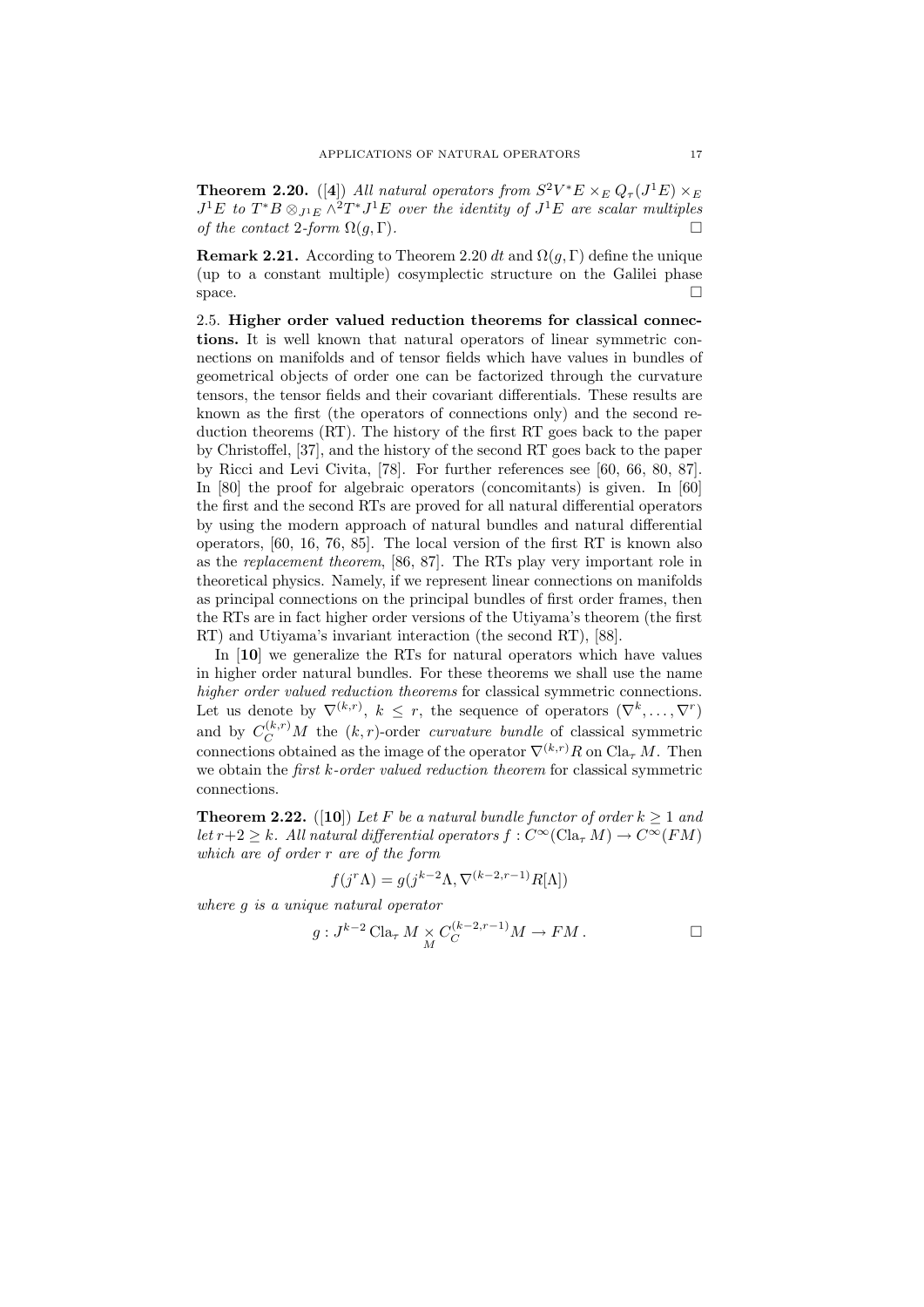**Theorem 2.20.** ([**4**]) *All natural operators from $S^2V^*E \times_E Q_\tau(J^1E) \times_E J^1E$ to $T^*B \otimes_{J^1E} \wedge^2 T^*J^1E$ over the identity of $J^1E$ are scalar multiples of the contact 2-form $\Omega(g,\Gamma)$.* □

**Remark 2.21.** According to Theorem 2.20 $dt$ and $\Omega(g,\Gamma)$ define the unique (up to a constant multiple) cosymplectic structure on the Galilei phase space. □

2.5. **Higher order valued reduction theorems for classical connections.** It is well known that natural operators of linear symmetric connections on manifolds and of tensor fields which have values in bundles of geometrical objects of order one can be factorized through the curvature tensors, the tensor fields and their covariant differentials. These results are known as the first (the operators of connections only) and the second reduction theorems (RT). The history of the first RT goes back to the paper by Christoffel, [37], and the history of the second RT goes back to the paper by Ricci and Levi Civita, [78]. For further references see [60, 66, 80, 87]. In [80] the proof for algebraic operators (concomitants) is given. In [60] the first and the second RTs are proved for all natural differential operators by using the modern approach of natural bundles and natural differential operators, [60, 16, 76, 85]. The local version of the first RT is known also as the *replacement theorem*, [86, 87]. The RTs play very important role in theoretical physics. Namely, if we represent linear connections on manifolds as principal connections on the principal bundles of first order frames, then the RTs are in fact higher order versions of the Utiyama's theorem (the first RT) and Utiyama's invariant interaction (the second RT), [88].

In [**10**] we generalize the RTs for natural operators which have values in higher order natural bundles. For these theorems we shall use the name *higher order valued reduction theorems* for classical symmetric connections. Let us denote by $\nabla^{(k,r)}$, $k \le r$, the sequence of operators $(\nabla^k, \dots, \nabla^r)$ and by $C_C^{(k,r)}M$ the $(k,r)$-order *curvature bundle* of classical symmetric connections obtained as the image of the operator $\nabla^{(k,r)}R$ on $\mathrm{Cla}_\tau M$. Then we obtain the *first $k$-order valued reduction theorem* for classical symmetric connections.

**Theorem 2.22.** ([**10**]) *Let $F$ be a natural bundle functor of order $k \ge 1$ and let $r+2 \ge k$. All natural differential operators $f : C^\infty(\mathrm{Cla}_\tau M) \to C^\infty(FM)$ which are of order $r$ are of the form*

$$f(j^r\Lambda) = g(j^{k-2}\Lambda, \nabla^{(k-2,r-1)}R[\Lambda])$$

*where $g$ is a unique natural operator*

$$g : J^{k-2}\,\mathrm{Cla}_\tau M \underset{M}{\times} C_C^{(k-2,r-1)}M \to FM\,.$$

□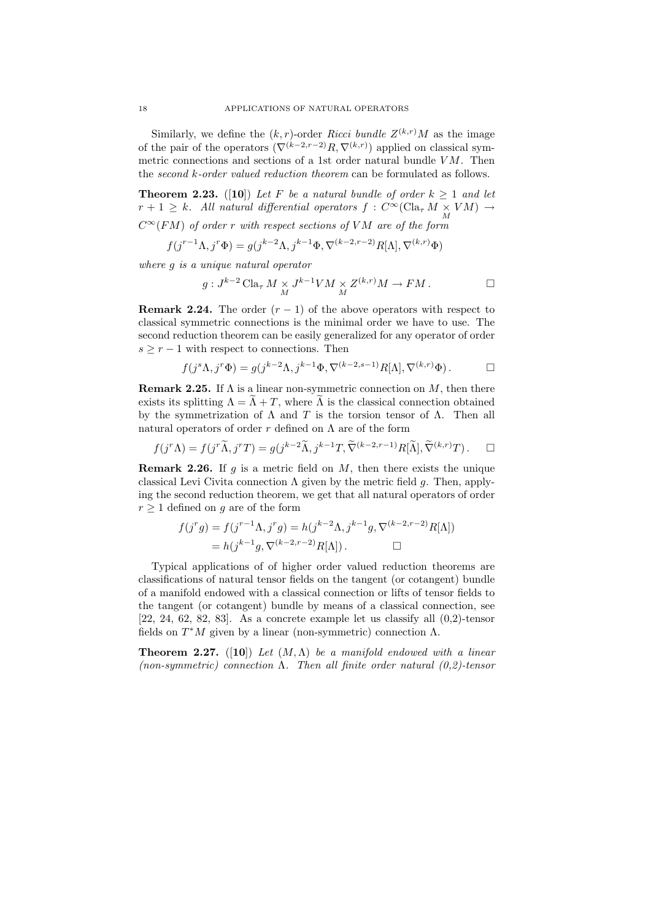Similarly, we define the $(k,r)$-order *Ricci bundle* $Z^{(k,r)}M$ as the image of the pair of the operators $(\nabla^{(k-2,r-2)}R, \nabla^{(k,r)})$ applied on classical symmetric connections and sections of a 1st order natural bundle $VM$. Then the *second k-order valued reduction theorem* can be formulated as follows.

**Theorem 2.23.** ([**10**]) *Let $F$ be a natural bundle of order $k \geq 1$ and let $r+1 \geq k$. All natural differential operators $f : C^\infty(\mathrm{Cla}_\tau M \underset{M}{\times} VM) \to C^\infty(FM)$ of order $r$ with respect sections of $VM$ are of the form*

$$f(j^{r-1}\Lambda, j^r\Phi) = g(j^{k-2}\Lambda, j^{k-1}\Phi, \nabla^{(k-2,r-2)}R[\Lambda], \nabla^{(k,r)}\Phi)$$

*where $g$ is a unique natural operator*

$$g : J^{k-2}\,\mathrm{Cla}_\tau M \underset{M}{\times} J^{k-1}VM \underset{M}{\times} Z^{(k,r)}M \to FM\,. \qquad \square$$

**Remark 2.24.** The order $(r-1)$ of the above operators with respect to classical symmetric connections is the minimal order we have to use. The second reduction theorem can be easily generalized for any operator of order $s \geq r-1$ with respect to connections. Then

$$f(j^s\Lambda, j^r\Phi) = g(j^{k-2}\Lambda, j^{k-1}\Phi, \nabla^{(k-2,s-1)}R[\Lambda], \nabla^{(k,r)}\Phi)\,. \qquad \square$$

**Remark 2.25.** If $\Lambda$ is a linear non-symmetric connection on $M$, then there exists its splitting $\Lambda = \widetilde{\Lambda} + T$, where $\widetilde{\Lambda}$ is the classical connection obtained by the symmetrization of $\Lambda$ and $T$ is the torsion tensor of $\Lambda$. Then all natural operators of order $r$ defined on $\Lambda$ are of the form

$$f(j^r\Lambda) = f(j^r\widetilde{\Lambda}, j^rT) = g(j^{k-2}\widetilde{\Lambda}, j^{k-1}T, \widetilde{\nabla}^{(k-2,r-1)}R[\widetilde{\Lambda}], \widetilde{\nabla}^{(k,r)}T)\,. \qquad \square$$

**Remark 2.26.** If $g$ is a metric field on $M$, then there exists the unique classical Levi Civita connection $\Lambda$ given by the metric field $g$. Then, applying the second reduction theorem, we get that all natural operators of order $r \geq 1$ defined on $g$ are of the form

$$\begin{aligned} f(j^rg) &= f(j^{r-1}\Lambda, j^rg) = h(j^{k-2}\Lambda, j^{k-1}g, \nabla^{(k-2,r-2)}R[\Lambda]) \\ &= h(j^{k-1}g, \nabla^{(k-2,r-2)}R[\Lambda])\,. \qquad \square \end{aligned}$$

Typical applications of of higher order valued reduction theorems are classifications of natural tensor fields on the tangent (or cotangent) bundle of a manifold endowed with a classical connection or lifts of tensor fields to the tangent (or cotangent) bundle by means of a classical connection, see [22, 24, 62, 82, 83]. As a concrete example let us classify all (0,2)-tensor fields on $T^*M$ given by a linear (non-symmetric) connection $\Lambda$.

**Theorem 2.27.** ([**10**]) *Let $(M, \Lambda)$ be a manifold endowed with a linear (non-symmetric) connection $\Lambda$. Then all finite order natural (0,2)-tensor*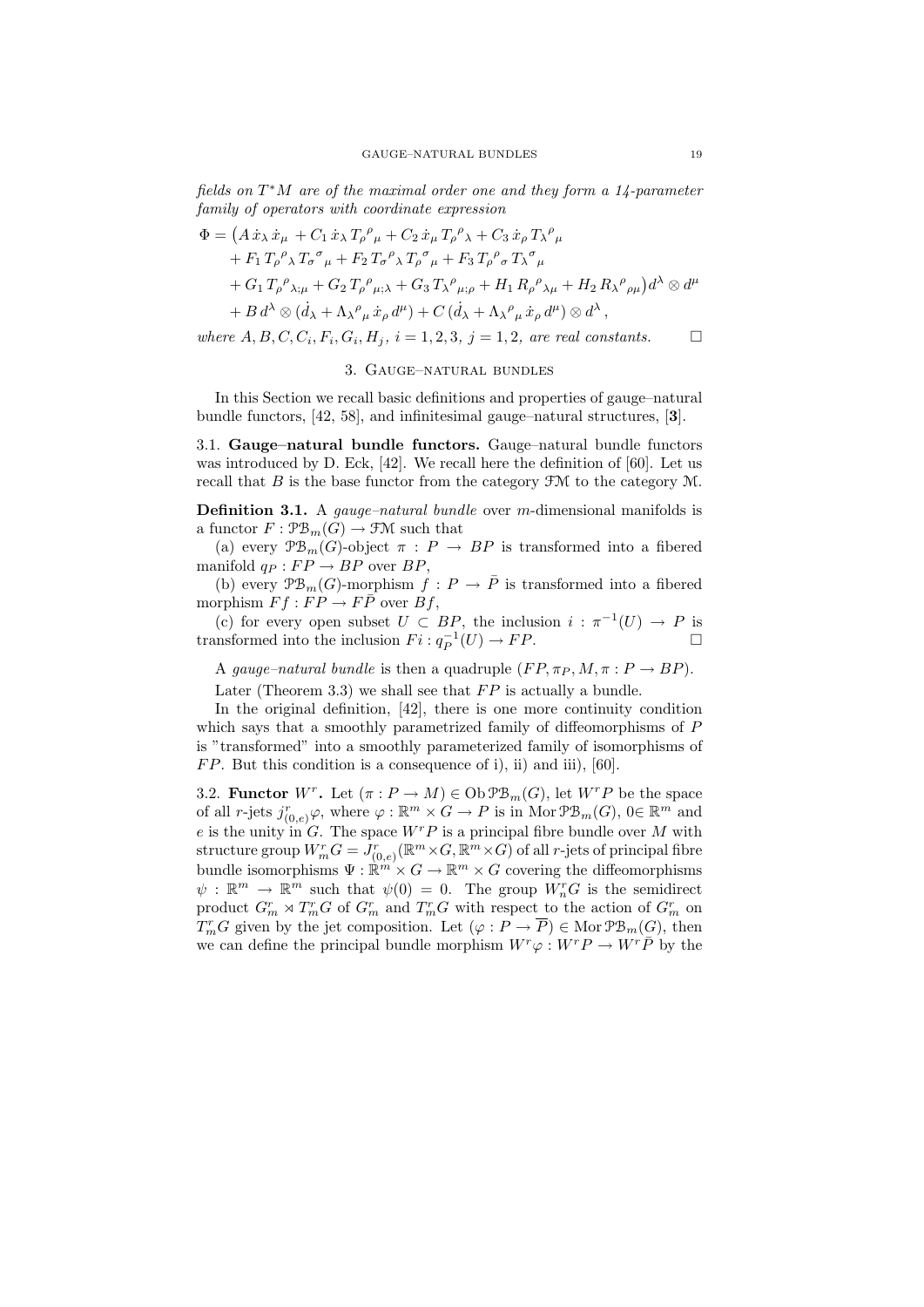*fields on $T^*M$ are of the maximal order one and they form a 14-parameter family of operators with coordinate expression*

$$
\begin{aligned}
\Phi = \big(& A\,\dot x_\lambda\,\dot x_\mu + C_1\,\dot x_\lambda\,T_\rho{}^\rho{}_\mu + C_2\,\dot x_\mu\,T_\rho{}^\rho{}_\lambda + C_3\,\dot x_\rho\,T_\lambda{}^\rho{}_\mu \\
&+ F_1\,T_\rho{}^\rho{}_\lambda\,T_\sigma{}^\sigma{}_\mu + F_2\,T_\sigma{}^\rho{}_\lambda\,T_\rho{}^\sigma{}_\mu + F_3\,T_\rho{}^\rho{}_\sigma\,T_\lambda{}^\sigma{}_\mu \\
&+ G_1\,T_\rho{}^\rho{}_{\lambda;\mu} + G_2\,T_\rho{}^\rho{}_{\mu;\lambda} + G_3\,T_\lambda{}^\rho{}_{\mu;\rho} + H_1\,R_\rho{}^\rho{}_{\lambda\mu} + H_2\,R_\lambda{}^\rho{}_{\rho\mu}\big)d^\lambda\otimes d^\mu \\
&+ B\,d^\lambda\otimes(\dot d_\lambda + \Lambda_\lambda{}^\rho{}_\mu\,\dot x_\rho\,d^\mu) + C\,(\dot d_\lambda + \Lambda_\lambda{}^\rho{}_\mu\,\dot x_\rho\,d^\mu)\otimes d^\lambda\,,
\end{aligned}
$$

*where $A, B, C, C_i, F_i, G_i, H_j$, $i = 1,2,3$, $j = 1,2$, are real constants.* □

## 3. Gauge–natural bundles

In this Section we recall basic definitions and properties of gauge–natural bundle functors, [42, 58], and infinitesimal gauge–natural structures, [**3**].

**3.1. Gauge–natural bundle functors.** Gauge–natural bundle functors was introduced by D. Eck, [42]. We recall here the definition of [60]. Let us recall that $B$ is the base functor from the category $\mathcal{FM}$ to the category $\mathcal{M}$.

**Definition 3.1.** A *gauge–natural bundle* over $m$-dimensional manifolds is a functor $F : \mathcal{PB}_m(G) \to \mathcal{FM}$ such that

(a) every $\mathcal{PB}_m(G)$-object $\pi : P \to BP$ is transformed into a fibered manifold $q_P : FP \to BP$ over $BP$,

(b) every $\mathcal{PB}_m(G)$-morphism $f : P \to \bar P$ is transformed into a fibered morphism $Ff : FP \to F\bar P$ over $Bf$,

(c) for every open subset $U \subset BP$, the inclusion $i : \pi^{-1}(U) \to P$ is transformed into the inclusion $Fi : q_P^{-1}(U) \to FP$. □

A *gauge–natural bundle* is then a quadruple $(FP, \pi_P, M, \pi : P \to BP)$.

Later (Theorem 3.3) we shall see that $FP$ is actually a bundle.

In the original definition, [42], there is one more continuity condition which says that a smoothly parametrized family of diffeomorphisms of $P$ is "transformed" into a smoothly parameterized family of isomorphisms of $FP$. But this condition is a consequence of i), ii) and iii), [60].

**3.2. Functor $W^r$.** Let $(\pi : P \to M) \in \operatorname{Ob}\mathcal{PB}_m(G)$, let $W^rP$ be the space of all $r$-jets $j^r_{(0,e)}\varphi$, where $\varphi : \mathbb{R}^m \times G \to P$ is in $\operatorname{Mor}\mathcal{PB}_m(G)$, $0 \in \mathbb{R}^m$ and $e$ is the unity in $G$. The space $W^rP$ is a principal fibre bundle over $M$ with structure group $W^r_mG = J^r_{(0,e)}(\mathbb{R}^m \times G, \mathbb{R}^m \times G)$ of all $r$-jets of principal fibre bundle isomorphisms $\Psi : \mathbb{R}^m \times G \to \mathbb{R}^m \times G$ covering the diffeomorphisms $\psi : \mathbb{R}^m \to \mathbb{R}^m$ such that $\psi(0) = 0$. The group $W^r_nG$ is the semidirect product $G^r_m \rtimes T^r_mG$ of $G^r_m$ and $T^r_mG$ with respect to the action of $G^r_m$ on $T^r_mG$ given by the jet composition. Let $(\varphi : P \to \overline{P}) \in \operatorname{Mor}\mathcal{PB}_m(G)$, then we can define the principal bundle morphism $W^r\varphi : W^rP \to W^r\bar P$ by the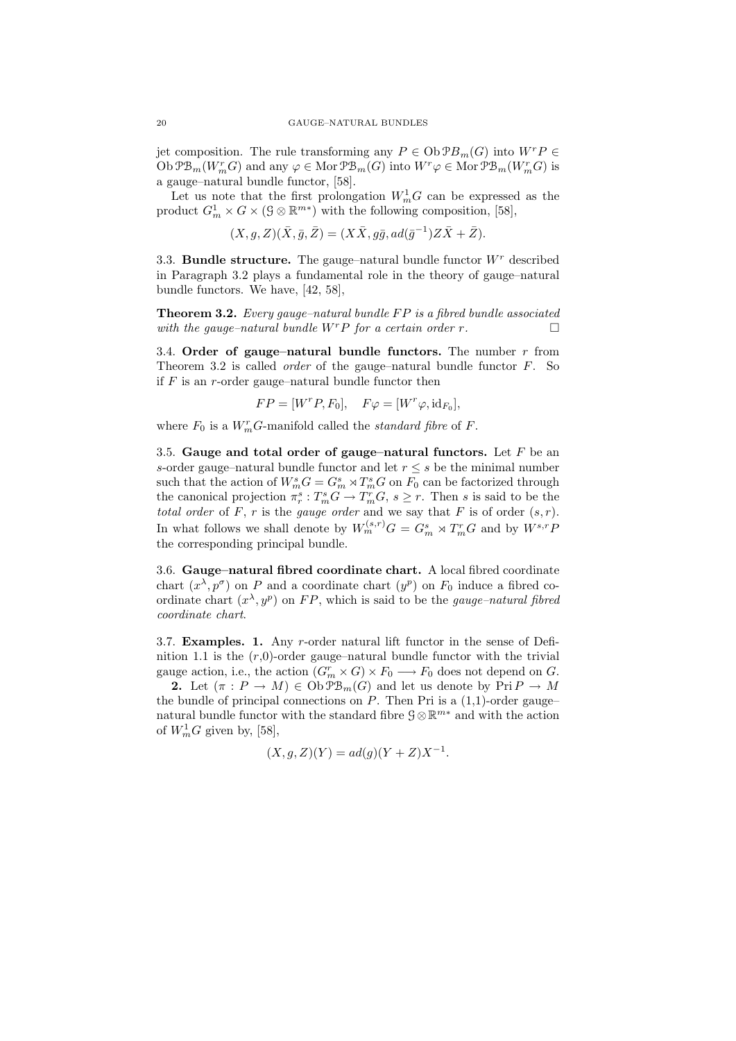jet composition. The rule transforming any $P \in \mathrm{Ob}\,\mathcal{P}B_m(G)$ into $W^r P \in \mathrm{Ob}\,\mathcal{PB}_m(W^r_m G)$ and any $\varphi \in \mathrm{Mor}\,\mathcal{PB}_m(G)$ into $W^r\varphi \in \mathrm{Mor}\,\mathcal{PB}_m(W^r_m G)$ is a gauge–natural bundle functor, [58].

Let us note that the first prolongation $W^1_m G$ can be expressed as the product $G^1_m \times G \times (\mathcal{G} \otimes \mathbb{R}^{m*})$ with the following composition, [58],

$$(X, g, Z)(\bar{X}, \bar{g}, \bar{Z}) = (X\bar{X}, g\bar{g}, ad(\bar{g}^{-1})Z\bar{X} + \bar{Z}).$$

3.3. **Bundle structure.** The gauge–natural bundle functor $W^r$ described in Paragraph 3.2 plays a fundamental role in the theory of gauge–natural bundle functors. We have, [42, 58],

**Theorem 3.2.** *Every gauge–natural bundle $FP$ is a fibred bundle associated with the gauge–natural bundle $W^r P$ for a certain order $r$.* □

3.4. **Order of gauge–natural bundle functors.** The number $r$ from Theorem 3.2 is called *order* of the gauge–natural bundle functor $F$. So if $F$ is an $r$-order gauge–natural bundle functor then

$$FP = [W^r P, F_0], \quad F\varphi = [W^r\varphi, \mathrm{id}_{F_0}],$$

where $F_0$ is a $W^r_m G$-manifold called the *standard fibre* of $F$.

3.5. **Gauge and total order of gauge–natural functors.** Let $F$ be an $s$-order gauge–natural bundle functor and let $r \leq s$ be the minimal number such that the action of $W^s_m G = G^s_m \rtimes T^s_m G$ on $F_0$ can be factorized through the canonical projection $\pi^s_r : T^s_m G \to T^r_m G$, $s \geq r$. Then $s$ is said to be the *total order* of $F$, $r$ is the *gauge order* and we say that $F$ is of order $(s, r)$. In what follows we shall denote by $W^{(s,r)}_m G = G^s_m \rtimes T^r_m G$ and by $W^{s,r} P$ the corresponding principal bundle.

3.6. **Gauge–natural fibred coordinate chart.** A local fibred coordinate chart $(x^\lambda, p^\sigma)$ on $P$ and a coordinate chart $(y^p)$ on $F_0$ induce a fibred coordinate chart $(x^\lambda, y^p)$ on $FP$, which is said to be the *gauge–natural fibred coordinate chart*.

3.7. **Examples. 1.** Any $r$-order natural lift functor in the sense of Definition 1.1 is the $(r,0)$-order gauge–natural bundle functor with the trivial gauge action, i.e., the action $(G^r_m \times G) \times F_0 \longrightarrow F_0$ does not depend on $G$.

**2.** Let $(\pi : P \to M) \in \mathrm{Ob}\,\mathcal{PB}_m(G)$ and let us denote by $\mathrm{Pri}\,P \to M$ the bundle of principal connections on $P$. Then Pri is a $(1,1)$-order gauge–natural bundle functor with the standard fibre $\mathcal{G} \otimes \mathbb{R}^{m*}$ and with the action of $W^1_m G$ given by, [58],

$$(X, g, Z)(Y) = ad(g)(Y + Z)X^{-1}.$$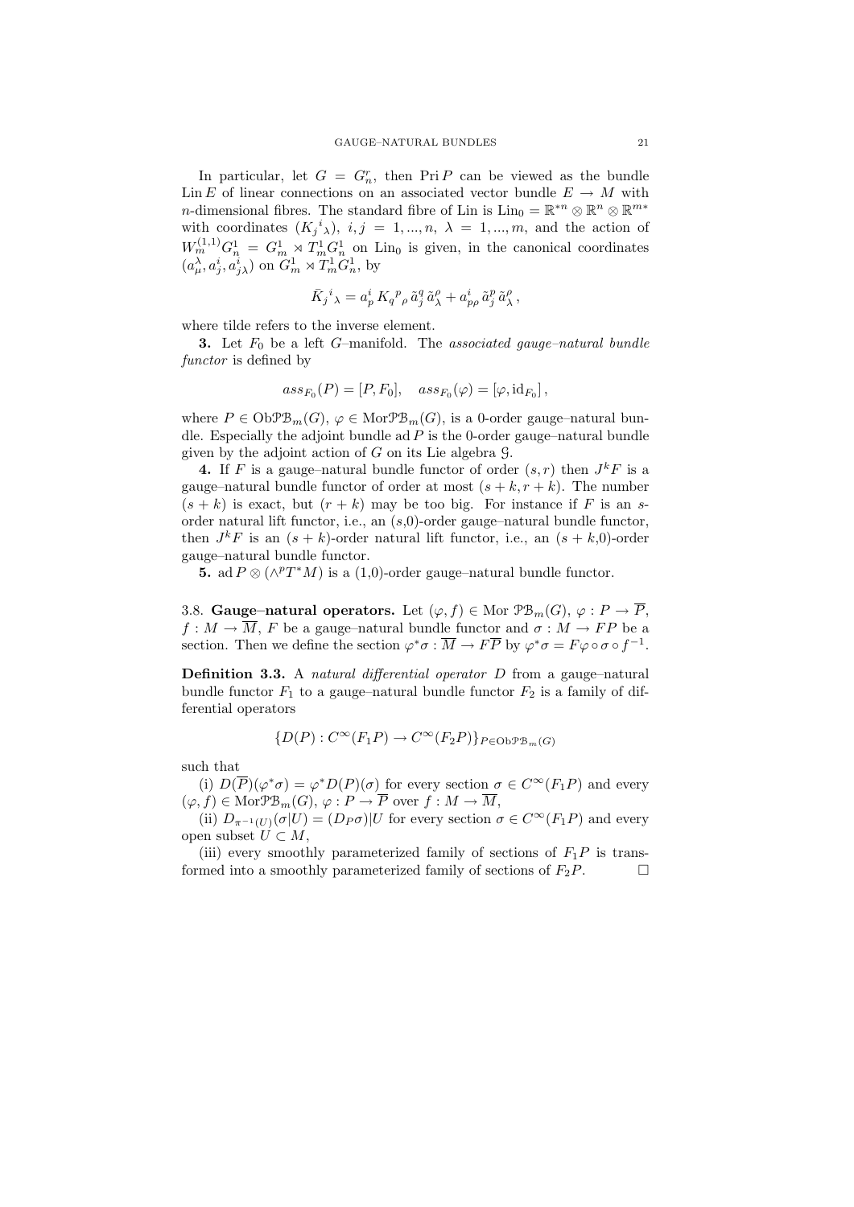In particular, let $G = G^r_n$, then $\operatorname{Pri} P$ can be viewed as the bundle $\operatorname{Lin} E$ of linear connections on an associated vector bundle $E \to M$ with $n$-dimensional fibres. The standard fibre of Lin is $\operatorname{Lin}_0 = \mathbb{R}^{*n} \otimes \mathbb{R}^n \otimes \mathbb{R}^{m*}$ with coordinates $(K_j{}^i{}_\lambda)$, $i, j = 1, ..., n$, $\lambda = 1, ..., m$, and the action of $W^{(1,1)}_m G^1_n = G^1_m \rtimes T^1_m G^1_n$ on $\operatorname{Lin}_0$ is given, in the canonical coordinates $(a^\lambda_\mu, a^i_j, a^i_{j\lambda})$ on $G^1_m \rtimes T^1_m G^1_n$, by

$$\bar{K}_j{}^i{}_\lambda = a^i_p \, K_q{}^p{}_\rho \, \tilde{a}^q_j \, \tilde{a}^\rho_\lambda + a^i_{p\rho} \, \tilde{a}^p_j \, \tilde{a}^\rho_\lambda \,,$$

where tilde refers to the inverse element.

**3.** Let $F_0$ be a left $G$–manifold. The *associated gauge–natural bundle functor* is defined by

$$ass_{F_0}(P) = [P, F_0], \quad ass_{F_0}(\varphi) = [\varphi, \mathrm{id}_{F_0}] \,,$$

where $P \in \operatorname{Ob}\mathcal{PB}_m(G)$, $\varphi \in \operatorname{Mor}\mathcal{PB}_m(G)$, is a 0-order gauge–natural bundle. Especially the adjoint bundle $\operatorname{ad} P$ is the 0-order gauge–natural bundle given by the adjoint action of $G$ on its Lie algebra $\mathcal{G}$.

**4.** If $F$ is a gauge–natural bundle functor of order $(s, r)$ then $J^k F$ is a gauge–natural bundle functor of order at most $(s + k, r + k)$. The number $(s + k)$ is exact, but $(r + k)$ may be too big. For instance if $F$ is an $s$-order natural lift functor, i.e., an $(s,0)$-order gauge–natural bundle functor, then $J^k F$ is an $(s + k)$-order natural lift functor, i.e., an $(s + k,0)$-order gauge–natural bundle functor.

**5.** $\operatorname{ad} P \otimes (\wedge^p T^* M)$ is a $(1,0)$-order gauge–natural bundle functor.

3.8. **Gauge–natural operators.** Let $(\varphi, f) \in \operatorname{Mor} \mathcal{PB}_m(G)$, $\varphi : P \to \overline{P}$, $f : M \to \overline{M}$, $F$ be a gauge–natural bundle functor and $\sigma : M \to FP$ be a section. Then we define the section $\varphi^*\sigma : \overline{M} \to F\overline{P}$ by $\varphi^*\sigma = F\varphi \circ \sigma \circ f^{-1}$.

**Definition 3.3.** A *natural differential operator* $D$ from a gauge–natural bundle functor $F_1$ to a gauge–natural bundle functor $F_2$ is a family of differential operators

$$\{D(P) : C^\infty(F_1 P) \to C^\infty(F_2 P)\}_{P \in \operatorname{Ob}\mathcal{PB}_m(G)}$$

such that

(i) $D(\overline{P})(\varphi^*\sigma) = \varphi^* D(P)(\sigma)$ for every section $\sigma \in C^\infty(F_1 P)$ and every $(\varphi, f) \in \operatorname{Mor}\mathcal{PB}_m(G)$, $\varphi : P \to \overline{P}$ over $f : M \to \overline{M}$,

(ii) $D_{\pi^{-1}(U)}(\sigma|U) = (D_P \sigma)|U$ for every section $\sigma \in C^\infty(F_1 P)$ and every open subset $U \subset M$,

(iii) every smoothly parameterized family of sections of $F_1 P$ is transformed into a smoothly parameterized family of sections of $F_2 P$. $\square$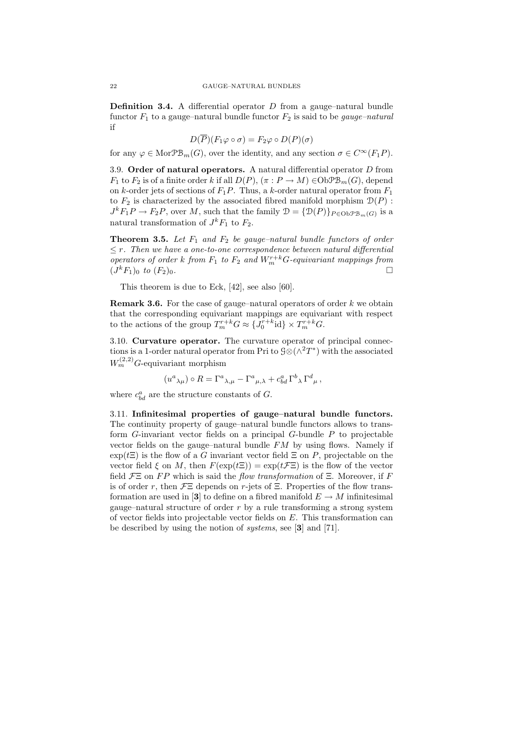**Definition 3.4.** A differential operator $D$ from a gauge–natural bundle functor $F_1$ to a gauge–natural bundle functor $F_2$ is said to be *gauge–natural* if

$$D(\overline{P})(F_1\varphi \circ \sigma) = F_2\varphi \circ D(P)(\sigma)$$

for any $\varphi \in \mathrm{Mor}\mathcal{PB}_m(G)$, over the identity, and any section $\sigma \in C^\infty(F_1 P)$.

3.9. **Order of natural operators.** A natural differential operator $D$ from $F_1$ to $F_2$ is of a finite order $k$ if all $D(P)$, $(\pi : P \to M) \in \mathrm{Ob}\mathcal{PB}_m(G)$, depend on $k$-order jets of sections of $F_1 P$. Thus, a $k$-order natural operator from $F_1$ to $F_2$ is characterized by the associated fibred manifold morphism $\mathcal{D}(P) : J^k F_1 P \to F_2 P$, over $M$, such that the family $\mathcal{D} = \{\mathcal{D}(P)\}_{P \in \mathrm{Ob}\mathcal{PB}_m(G)}$ is a natural transformation of $J^k F_1$ to $F_2$.

**Theorem 3.5.** *Let $F_1$ and $F_2$ be gauge–natural bundle functors of order $\leq r$. Then we have a one-to-one correspondence between natural differential operators of order $k$ from $F_1$ to $F_2$ and $W_m^{r+k}G$-equivariant mappings from $(J^k F_1)_0$ to $(F_2)_0$.* □

This theorem is due to Eck, [42], see also [60].

**Remark 3.6.** For the case of gauge–natural operators of order $k$ we obtain that the corresponding equivariant mappings are equivariant with respect to the actions of the group $T_m^{r+k}G \approx \{J_0^{r+k}\mathrm{id}\} \times T_m^{r+k}G$.

3.10. **Curvature operator.** The curvature operator of principal connections is a 1-order natural operator from Pri to $\mathcal{G}\otimes(\wedge^2 T^*)$ with the associated $W_m^{(2,2)}G$-equivariant morphism

$$(u^a{}_{\lambda\mu}) \circ R = \Gamma^a{}_{\lambda,\mu} - \Gamma^a{}_{\mu,\lambda} + c^a_{bd}\,\Gamma^b{}_\lambda\,\Gamma^d{}_\mu\,,$$

where $c^a_{bd}$ are the structure constants of $G$.

3.11. **Infinitesimal properties of gauge–natural bundle functors.** The continuity property of gauge–natural bundle functors allows to transform $G$-invariant vector fields on a principal $G$-bundle $P$ to projectable vector fields on the gauge–natural bundle $FM$ by using flows. Namely if $\exp(t\Xi)$ is the flow of a $G$ invariant vector field $\Xi$ on $P$, projectable on the vector field $\xi$ on $M$, then $F(\exp(t\Xi)) = \exp(t\mathcal{F}\Xi)$ is the flow of the vector field $\mathcal{F}\Xi$ on $FP$ which is said the *flow transformation* of $\Xi$. Moreover, if $F$ is of order $r$, then $\mathcal{F}\Xi$ depends on $r$-jets of $\Xi$. Properties of the flow transformation are used in [**3**] to define on a fibred manifold $E \to M$ infinitesimal gauge–natural structure of order $r$ by a rule transforming a strong system of vector fields into projectable vector fields on $E$. This transformation can be described by using the notion of *systems*, see [**3**] and [71].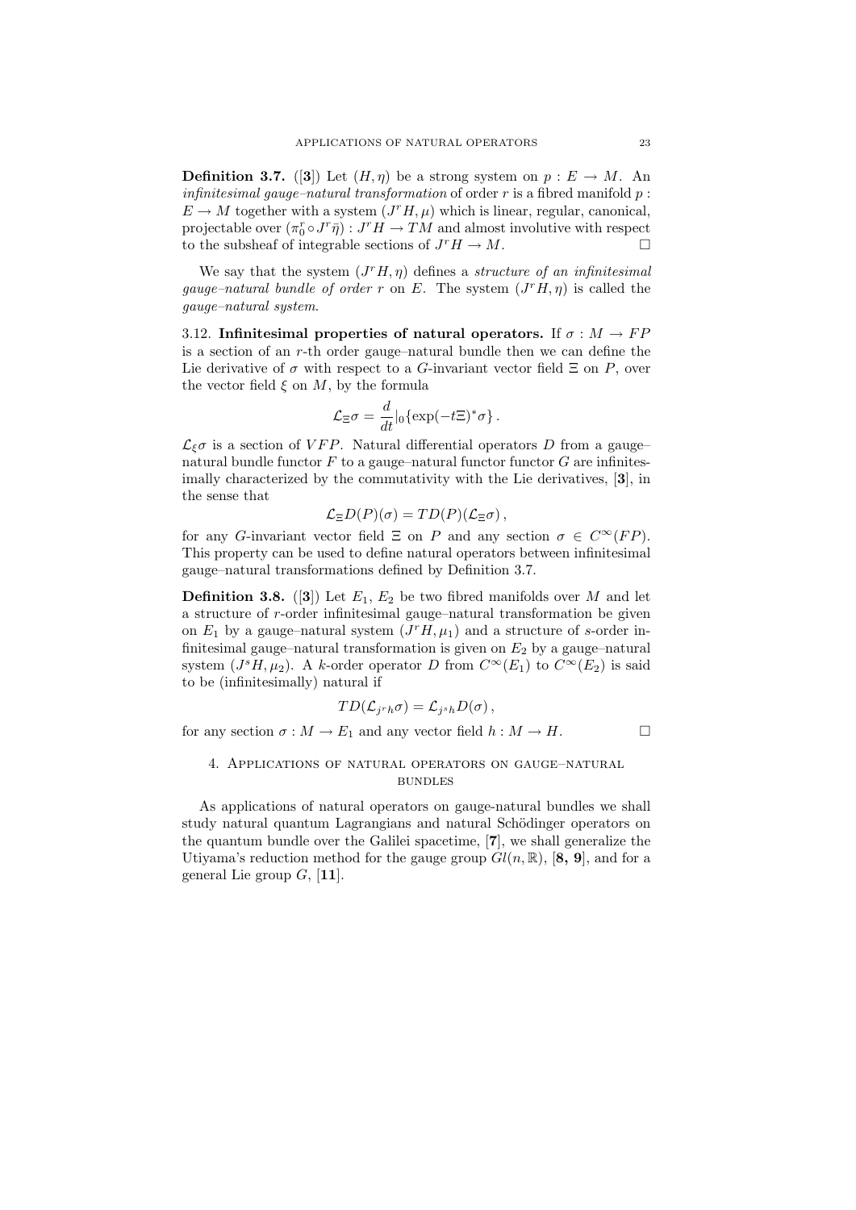**Definition 3.7.** ([**3**]) Let $(H, \eta)$ be a strong system on $p : E \to M$. An *infinitesimal gauge–natural transformation* of order $r$ is a fibred manifold $p : E \to M$ together with a system $(J^r H, \mu)$ which is linear, regular, canonical, projectable over $(\pi^r_0 \circ J^r \bar{\eta}) : J^r H \to TM$ and almost involutive with respect to the subsheaf of integrable sections of $J^r H \to M$. □

We say that the system $(J^r H, \eta)$ defines a *structure of an infinitesimal gauge–natural bundle of order* $r$ on $E$. The system $(J^r H, \eta)$ is called the *gauge–natural system*.

3.12. **Infinitesimal properties of natural operators.** If $\sigma : M \to FP$ is a section of an $r$-th order gauge–natural bundle then we can define the Lie derivative of $\sigma$ with respect to a $G$-invariant vector field $\Xi$ on $P$, over the vector field $\xi$ on $M$, by the formula

$$\mathcal{L}_\Xi \sigma = \frac{d}{dt}|_0 \{\exp(-t\Xi)^* \sigma\} \,.$$

$\mathcal{L}_\xi \sigma$ is a section of $VFP$. Natural differential operators $D$ from a gauge–natural bundle functor $F$ to a gauge–natural functor functor $G$ are infinitesimally characterized by the commutativity with the Lie derivatives, [**3**], in the sense that

$$\mathcal{L}_\Xi D(P)(\sigma) = TD(P)(\mathcal{L}_\Xi \sigma) \,,$$

for any $G$-invariant vector field $\Xi$ on $P$ and any section $\sigma \in C^\infty(FP)$. This property can be used to define natural operators between infinitesimal gauge–natural transformations defined by Definition 3.7.

**Definition 3.8.** ([**3**]) Let $E_1$, $E_2$ be two fibred manifolds over $M$ and let a structure of $r$-order infinitesimal gauge–natural transformation be given on $E_1$ by a gauge–natural system $(J^r H, \mu_1)$ and a structure of $s$-order infinitesimal gauge–natural transformation is given on $E_2$ by a gauge–natural system $(J^s H, \mu_2)$. A $k$-order operator $D$ from $C^\infty(E_1)$ to $C^\infty(E_2)$ is said to be (infinitesimally) natural if

$$TD(\mathcal{L}_{j^r h} \sigma) = \mathcal{L}_{j^s h} D(\sigma) \,,$$

for any section $\sigma : M \to E_1$ and any vector field $h : M \to H$. □

## 4. Applications of natural operators on gauge–natural bundles

As applications of natural operators on gauge-natural bundles we shall study natural quantum Lagrangians and natural Schödinger operators on the quantum bundle over the Galilei spacetime, [**7**], we shall generalize the Utiyama's reduction method for the gauge group $Gl(n, \mathbb{R})$, [**8, 9**], and for a general Lie group $G$, [**11**].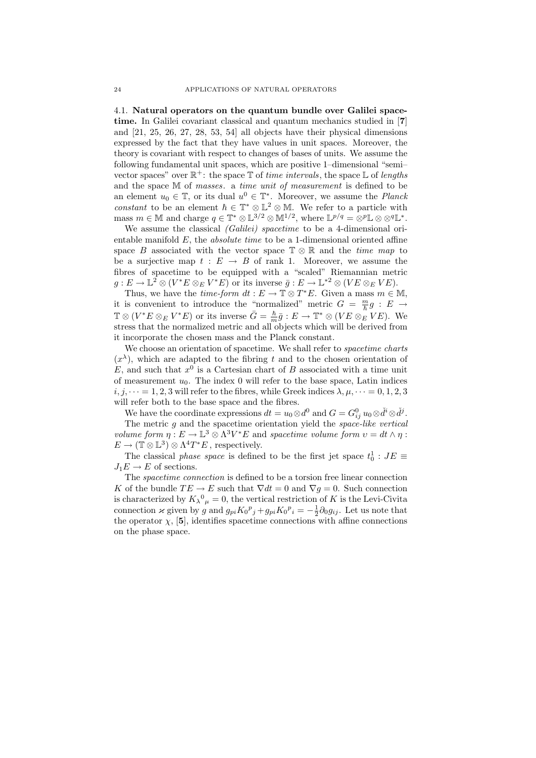4.1. **Natural operators on the quantum bundle over Galilei spacetime.** In Galilei covariant classical and quantum mechanics studied in [**7**] and [21, 25, 26, 27, 28, 53, 54] all objects have their physical dimensions expressed by the fact that they have values in unit spaces. Moreover, the theory is covariant with respect to changes of bases of units. We assume the following fundamental unit spaces, which are positive 1–dimensional "semi–vector spaces" over $\mathbb{R}^+$: the space $\mathbb{T}$ of *time intervals*, the space $\mathbb{L}$ of *lengths* and the space $\mathbb{M}$ of *masses*. a *time unit of measurement* is defined to be an element $u_0 \in \mathbb{T}$, or its dual $u^0 \in \mathbb{T}^*$. Moreover, we assume the *Planck constant* to be an element $\hbar \in \mathbb{T}^* \otimes \mathbb{L}^2 \otimes \mathbb{M}$. We refer to a particle with mass $m \in \mathbb{M}$ and charge $q \in \mathbb{T}^* \otimes \mathbb{L}^{3/2} \otimes \mathbb{M}^{1/2}$, where $\mathbb{L}^{p/q} = \otimes^p \mathbb{L} \otimes \otimes^q \mathbb{L}^*$.

We assume the classical *(Galilei) spacetime* to be a 4-dimensional orientable manifold $E$, the *absolute time* to be a 1-dimensional oriented affine space $B$ associated with the vector space $\mathbb{T} \otimes \mathbb{R}$ and the *time map* to be a surjective map $t : E \to B$ of rank 1. Moreover, we assume the fibres of spacetime to be equipped with a "scaled" Riemannian metric $g : E \to \mathbb{L}^2 \otimes (V^*E \otimes_E V^*E)$ or its inverse $\bar{g} : E \to \mathbb{L}^{*2} \otimes (VE \otimes_E VE)$.

Thus, we have the *time-form* $dt : E \to \mathbb{T} \otimes T^*E$. Given a mass $m \in \mathbb{M}$, it is convenient to introduce the "normalized" metric $G = \frac{m}{\hbar} g : E \to \mathbb{T} \otimes (V^*E \otimes_E V^*E)$ or its inverse $\bar{G} = \frac{\hbar}{m} \bar{g} : E \to \mathbb{T}^* \otimes (VE \otimes_E VE)$. We stress that the normalized metric and all objects which will be derived from it incorporate the chosen mass and the Planck constant.

We choose an orientation of spacetime. We shall refer to *spacetime charts* $(x^\lambda)$, which are adapted to the fibring $t$ and to the chosen orientation of $E$, and such that $x^0$ is a Cartesian chart of $B$ associated with a time unit of measurement $u_0$. The index 0 will refer to the base space, Latin indices $i, j, \dots = 1, 2, 3$ will refer to the fibres, while Greek indices $\lambda, \mu, \dots = 0, 1, 2, 3$ will refer both to the base space and the fibres.

We have the coordinate expressions $dt = u_0 \otimes d^0$ and $G = G^0_{ij}\, u_0 \otimes \check{d}^i \otimes \check{d}^j$.

The metric $g$ and the spacetime orientation yield the *space-like vertical volume form* $\eta : E \to \mathbb{L}^3 \otimes \Lambda^3 V^*E$ and *spacetime volume form* $\upsilon = dt \wedge \eta : E \to (\mathbb{T} \otimes \mathbb{L}^3) \otimes \Lambda^4 T^*E$, respectively.

The classical *phase space* is defined to be the first jet space $t^1_0 : JE \equiv J_1 E \to E$ of sections.

The *spacetime connection* is defined to be a torsion free linear connection $K$ of the bundle $TE \to E$ such that $\nabla dt = 0$ and $\nabla g = 0$. Such connection is characterized by $K_\lambda{}^0{}_\mu = 0$, the vertical restriction of $K$ is the Levi-Civita connection $\varkappa$ given by $g$ and $g_{pi} K_0{}^p{}_j + g_{pi} K_0{}^p{}_i = -\frac{1}{2} \partial_0 g_{ij}$. Let us note that the operator $\chi$, [**5**], identifies spacetime connections with affine connections on the phase space.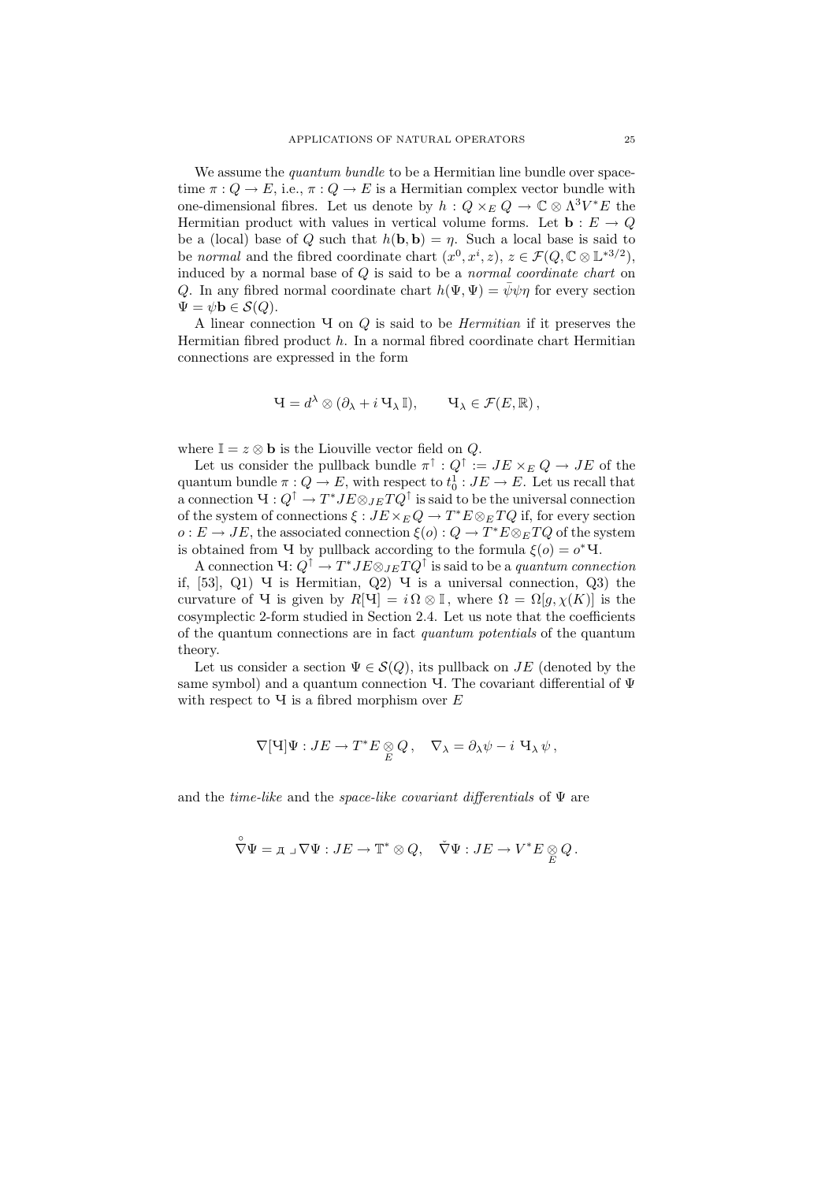We assume the *quantum bundle* to be a Hermitian line bundle over space-time $\pi : Q \to E$, i.e., $\pi : Q \to E$ is a Hermitian complex vector bundle with one-dimensional fibres. Let us denote by $h : Q \times_E Q \to \mathbb{C} \otimes \Lambda^3 V^* E$ the Hermitian product with values in vertical volume forms. Let $\mathbf{b} : E \to Q$ be a (local) base of $Q$ such that $h(\mathbf{b}, \mathbf{b}) = \eta$. Such a local base is said to be *normal* and the fibred coordinate chart $(x^0, x^i, z)$, $z \in \mathcal{F}(Q, \mathbb{C} \otimes \mathbb{L}^{*3/2})$, induced by a normal base of $Q$ is said to be a *normal coordinate chart* on $Q$. In any fibred normal coordinate chart $h(\Psi, \Psi) = \bar{\psi}\psi\eta$ for every section $\Psi = \psi \mathbf{b} \in \mathcal{S}(Q)$.

A linear connection Ч on $Q$ is said to be *Hermitian* if it preserves the Hermitian fibred product $h$. In a normal fibred coordinate chart Hermitian connections are expressed in the form

$$Ч = d^\lambda \otimes (\partial_\lambda + i\, Ч_\lambda \, \mathbb{I}), \qquad Ч_\lambda \in \mathcal{F}(E, \mathbb{R}),$$

where $\mathbb{I} = z \otimes \mathbf{b}$ is the Liouville vector field on $Q$.

Let us consider the pullback bundle $\pi^\uparrow : Q^\uparrow := JE \times_E Q \to JE$ of the quantum bundle $\pi : Q \to E$, with respect to $t^1_0 : JE \to E$. Let us recall that a connection $Ч : Q^\uparrow \to T^*JE \otimes_{JE} TQ^\uparrow$ is said to be the universal connection of the system of connections $\xi : JE \times_E Q \to T^*E \otimes_E TQ$ if, for every section $o : E \to JE$, the associated connection $\xi(o) : Q \to T^*E \otimes_E TQ$ of the system is obtained from Ч by pullback according to the formula $\xi(o) = o^* Ч$.

A connection Ч: $Q^\uparrow \to T^*JE \otimes_{JE} TQ^\uparrow$ is said to be a *quantum connection* if, [53], Q1) Ч is Hermitian, Q2) Ч is a universal connection, Q3) the curvature of Ч is given by $R[Ч] = i\,\Omega \otimes \mathbb{I}$, where $\Omega = \Omega[g, \chi(K)]$ is the cosymplectic 2-form studied in Section 2.4. Let us note that the coefficients of the quantum connections are in fact *quantum potentials* of the quantum theory.

Let us consider a section $\Psi \in \mathcal{S}(Q)$, its pullback on $JE$ (denoted by the same symbol) and a quantum connection Ч. The covariant differential of $\Psi$ with respect to Ч is a fibred morphism over $E$

$$\nabla[Ч]\Psi : JE \to T^*E \underset{E}{\otimes} Q, \quad \nabla_\lambda = \partial_\lambda \psi - i\; Ч_\lambda \, \psi,$$

and the *time-like* and the *space-like covariant differentials* of $\Psi$ are

$$\overset{\circ}{\nabla}\Psi = д \lrcorner \nabla\Psi : JE \to \mathbb{T}^* \otimes Q, \quad \check{\nabla}\Psi : JE \to V^*E \underset{E}{\otimes} Q.$$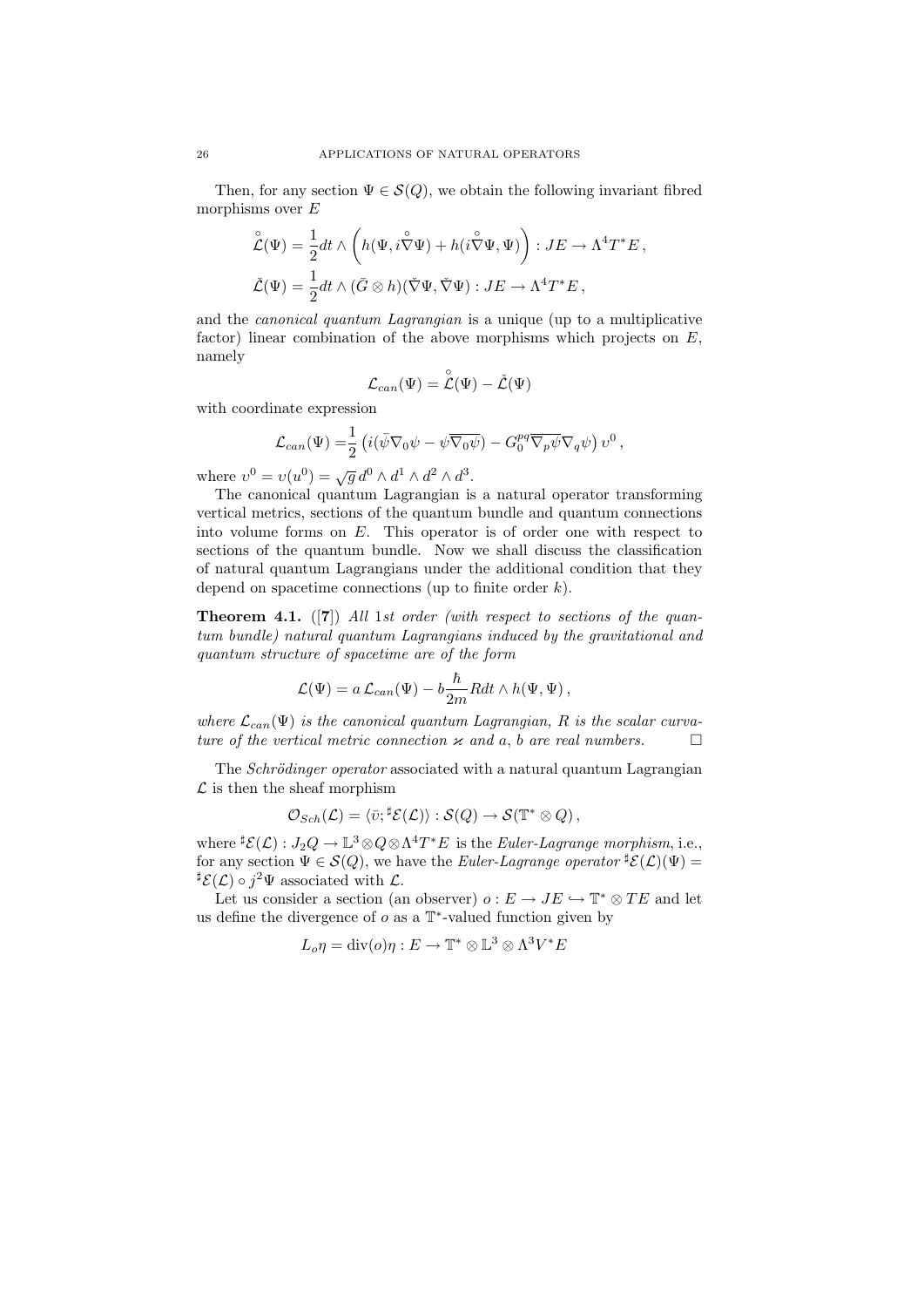Then, for any section $\Psi \in \mathcal{S}(Q)$, we obtain the following invariant fibred morphisms over $E$

$$\overset{\circ}{\mathcal{L}}(\Psi) = \frac{1}{2} dt \wedge \left( h(\Psi, i\overset{\circ}{\nabla}\Psi) + h(i\overset{\circ}{\nabla}\Psi, \Psi) \right) : JE \to \Lambda^4 T^* E \,,$$

$$\check{\mathcal{L}}(\Psi) = \frac{1}{2} dt \wedge (\bar{G} \otimes h)(\check{\nabla}\Psi, \check{\nabla}\Psi) : JE \to \Lambda^4 T^* E \,,$$

and the *canonical quantum Lagrangian* is a unique (up to a multiplicative factor) linear combination of the above morphisms which projects on $E$, namely

$$\mathcal{L}_{can}(\Psi) = \overset{\circ}{\mathcal{L}}(\Psi) - \check{\mathcal{L}}(\Psi)$$

with coordinate expression

$$\mathcal{L}_{can}(\Psi) = \frac{1}{2} \left( i(\bar{\psi} \nabla_0 \psi - \psi \overline{\nabla_0 \psi}) - G_0^{pq} \overline{\nabla_p \psi} \nabla_q \psi \right) \upsilon^0 \,,$$

where $\upsilon^0 = \upsilon(u^0) = \sqrt{g}\, d^0 \wedge d^1 \wedge d^2 \wedge d^3$.

The canonical quantum Lagrangian is a natural operator transforming vertical metrics, sections of the quantum bundle and quantum connections into volume forms on $E$. This operator is of order one with respect to sections of the quantum bundle. Now we shall discuss the classification of natural quantum Lagrangians under the additional condition that they depend on spacetime connections (up to finite order $k$).

**Theorem 4.1.** ([**7**]) *All* 1*st order (with respect to sections of the quantum bundle) natural quantum Lagrangians induced by the gravitational and quantum structure of spacetime are of the form*

$$\mathcal{L}(\Psi) = a\, \mathcal{L}_{can}(\Psi) - b \frac{\hbar}{2m} R dt \wedge h(\Psi, \Psi) \,,$$

*where $\mathcal{L}_{can}(\Psi)$ is the canonical quantum Lagrangian, $R$ is the scalar curvature of the vertical metric connection $\varkappa$ and $a$, $b$ are real numbers.* □

The *Schrödinger operator* associated with a natural quantum Lagrangian $\mathcal{L}$ is then the sheaf morphism

$$\mathcal{O}_{Sch}(\mathcal{L}) = \langle \bar{\upsilon}; {}^\sharp\mathcal{E}(\mathcal{L}) \rangle : \mathcal{S}(Q) \to \mathcal{S}(\mathbb{T}^* \otimes Q) \,,$$

where ${}^\sharp\mathcal{E}(\mathcal{L}) : J_2 Q \to \mathbb{L}^3 \otimes Q \otimes \Lambda^4 T^* E$ is the *Euler-Lagrange morphism*, i.e., for any section $\Psi \in \mathcal{S}(Q)$, we have the *Euler-Lagrange operator* ${}^\sharp\mathcal{E}(\mathcal{L})(\Psi) = {}^\sharp\mathcal{E}(\mathcal{L}) \circ j^2 \Psi$ associated with $\mathcal{L}$.

Let us consider a section (an observer) $o : E \to JE \hookrightarrow \mathbb{T}^* \otimes TE$ and let us define the divergence of $o$ as a $\mathbb{T}^*$-valued function given by

$$L_o \eta = \operatorname{div}(o) \eta : E \to \mathbb{T}^* \otimes \mathbb{L}^3 \otimes \Lambda^3 V^* E$$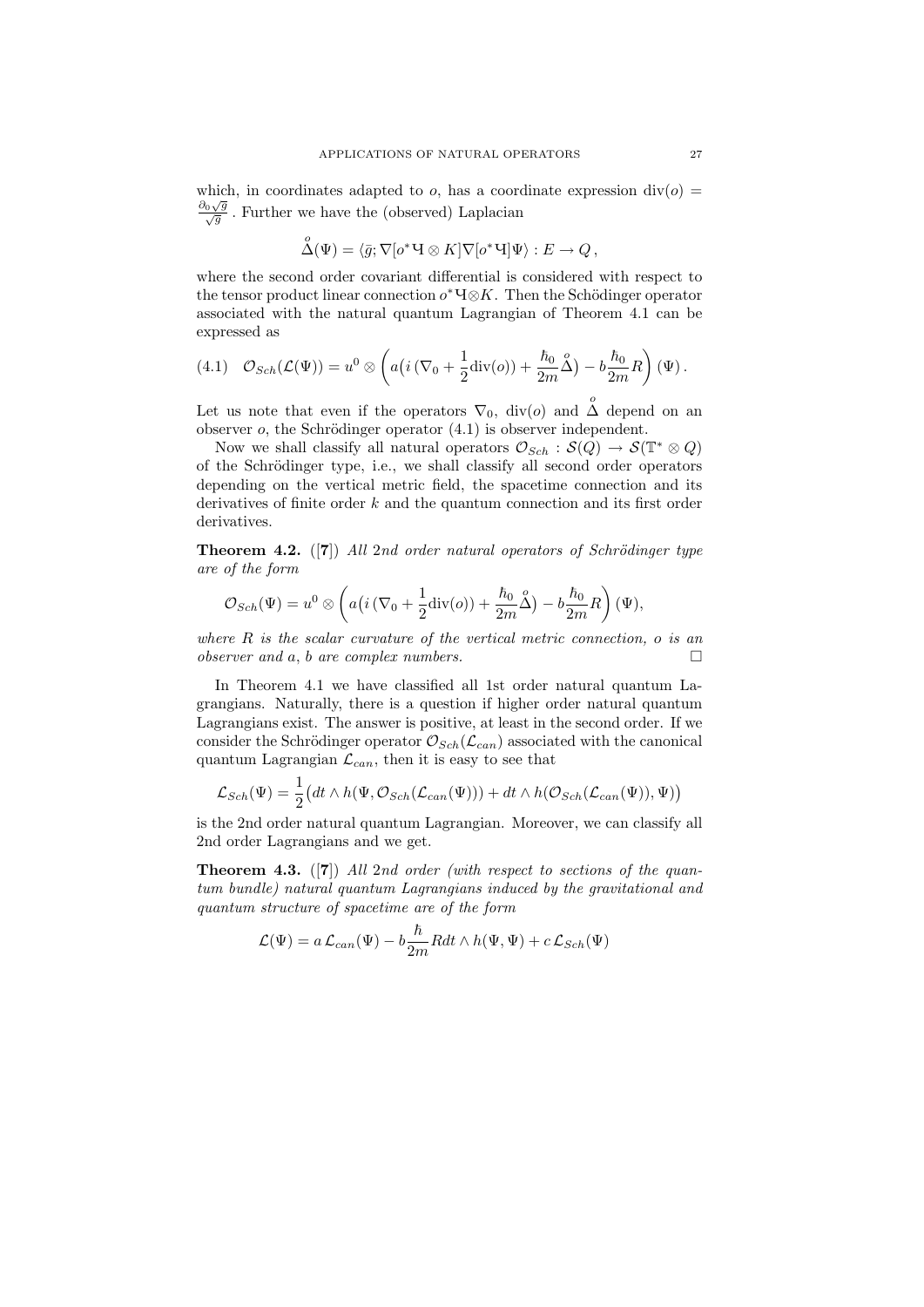which, in coordinates adapted to $o$, has a coordinate expression $\mathrm{div}(o) = \frac{\partial_0 \sqrt{g}}{\sqrt{g}}$. Further we have the (observed) Laplacian

$$\overset{o}{\Delta}(\Psi) = \langle \bar{g}; \nabla[o^* \text{Ч} \otimes K] \nabla[o^* \text{Ч}] \Psi \rangle : E \to Q \,,$$

where the second order covariant differential is considered with respect to the tensor product linear connection $o^* \text{Ч} \otimes K$. Then the Schödinger operator associated with the natural quantum Lagrangian of Theorem 4.1 can be expressed as

$$\mathcal{O}_{Sch}(\mathcal{L}(\Psi)) = u^0 \otimes \left( a\big(i\,(\nabla_0 + \frac{1}{2}\mathrm{div}(o)) + \frac{\hbar_0}{2m}\overset{o}{\Delta}\big) - b\frac{\hbar_0}{2m}R \right)(\Psi)\,. \tag{4.1}$$

Let us note that even if the operators $\nabla_0$, $\mathrm{div}(o)$ and $\overset{o}{\Delta}$ depend on an observer $o$, the Schrödinger operator (4.1) is observer independent.

Now we shall classify all natural operators $\mathcal{O}_{Sch} : \mathcal{S}(Q) \to \mathcal{S}(\mathbb{T}^* \otimes Q)$ of the Schrödinger type, i.e., we shall classify all second order operators depending on the vertical metric field, the spacetime connection and its derivatives of finite order $k$ and the quantum connection and its first order derivatives.

**Theorem 4.2.** ([**7**]) *All* 2*nd order natural operators of Schrödinger type are of the form*

$$\mathcal{O}_{Sch}(\Psi) = u^0 \otimes \left( a\big(i\,(\nabla_0 + \frac{1}{2}\mathrm{div}(o)) + \frac{\hbar_0}{2m}\overset{o}{\Delta}\big) - b\frac{\hbar_0}{2m}R \right)(\Psi),$$

*where $R$ is the scalar curvature of the vertical metric connection, $o$ is an observer and $a$, $b$ are complex numbers.* □

In Theorem 4.1 we have classified all 1st order natural quantum Lagrangians. Naturally, there is a question if higher order natural quantum Lagrangians exist. The answer is positive, at least in the second order. If we consider the Schrödinger operator $\mathcal{O}_{Sch}(\mathcal{L}_{can})$ associated with the canonical quantum Lagrangian $\mathcal{L}_{can}$, then it is easy to see that

$$\mathcal{L}_{Sch}(\Psi) = \frac{1}{2}\big(dt \wedge h(\Psi, \mathcal{O}_{Sch}(\mathcal{L}_{can}(\Psi))) + dt \wedge h(\mathcal{O}_{Sch}(\mathcal{L}_{can}(\Psi)), \Psi)\big)$$

is the 2nd order natural quantum Lagrangian. Moreover, we can classify all 2nd order Lagrangians and we get.

**Theorem 4.3.** ([**7**]) *All* 2*nd order (with respect to sections of the quantum bundle) natural quantum Lagrangians induced by the gravitational and quantum structure of spacetime are of the form*

$$\mathcal{L}(\Psi) = a\,\mathcal{L}_{can}(\Psi) - b\frac{\hbar}{2m}R dt \wedge h(\Psi, \Psi) + c\,\mathcal{L}_{Sch}(\Psi)$$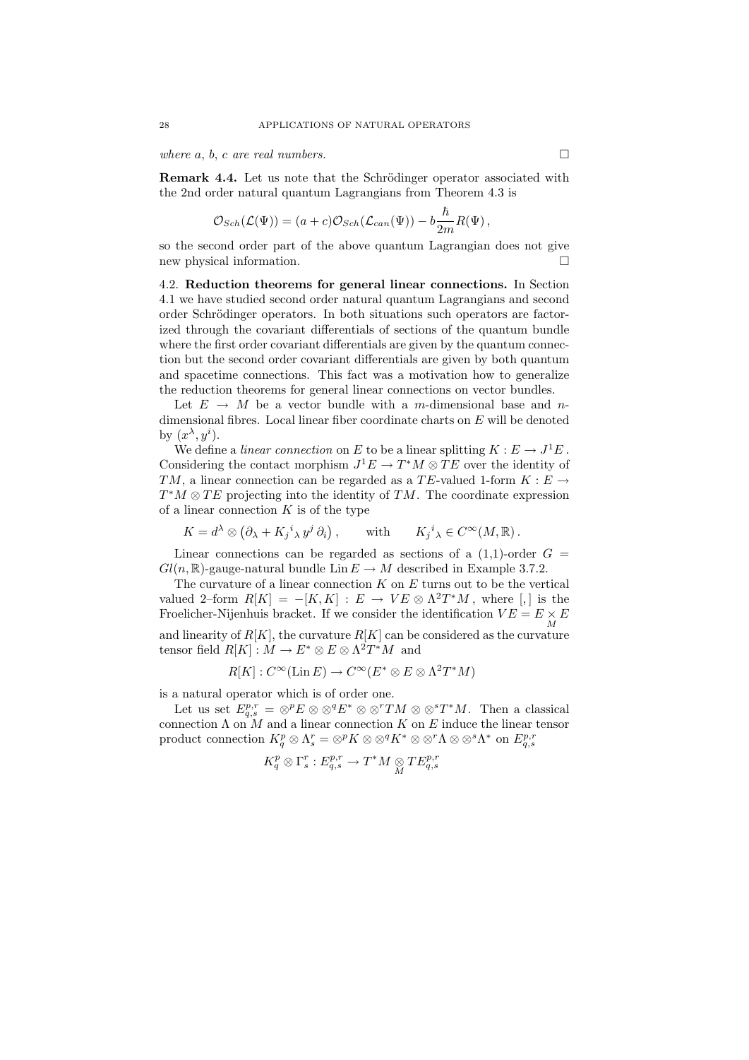*where a, b, c are real numbers.* □

**Remark 4.4.** Let us note that the Schrödinger operator associated with the 2nd order natural quantum Lagrangians from Theorem 4.3 is

$$\mathcal{O}_{Sch}(\mathcal{L}(\Psi)) = (a+c)\mathcal{O}_{Sch}(\mathcal{L}_{can}(\Psi)) - b\frac{\hbar}{2m}R(\Psi)\,,$$

so the second order part of the above quantum Lagrangian does not give new physical information. □

4.2. **Reduction theorems for general linear connections.** In Section 4.1 we have studied second order natural quantum Lagrangians and second order Schrödinger operators. In both situations such operators are factorized through the covariant differentials of sections of the quantum bundle where the first order covariant differentials are given by the quantum connection but the second order covariant differentials are given by both quantum and spacetime connections. This fact was a motivation how to generalize the reduction theorems for general linear connections on vector bundles.

Let $E \to M$ be a vector bundle with a $m$-dimensional base and $n$-dimensional fibres. Local linear fiber coordinate charts on $E$ will be denoted by $(x^\lambda, y^i)$.

We define a *linear connection* on $E$ to be a linear splitting $K : E \to J^1E$. Considering the contact morphism $J^1E \to T^*M \otimes TE$ over the identity of $TM$, a linear connection can be regarded as a $TE$-valued 1-form $K : E \to T^*M \otimes TE$ projecting into the identity of $TM$. The coordinate expression of a linear connection $K$ is of the type

$$K = d^\lambda \otimes \left(\partial_\lambda + K_j{}^i{}_\lambda\, y^j\, \partial_i\right), \qquad \text{with} \qquad K_j{}^i{}_\lambda \in C^\infty(M, \mathbb{R})\,.$$

Linear connections can be regarded as sections of a (1,1)-order $G = Gl(n, \mathbb{R})$-gauge-natural bundle $\operatorname{Lin} E \to M$ described in Example 3.7.2.

The curvature of a linear connection $K$ on $E$ turns out to be the vertical valued 2–form $R[K] = -[K, K] : E \to VE \otimes \Lambda^2 T^*M$, where $[,]$ is the Froelicher-Nijenhuis bracket. If we consider the identification $VE = E \underset{M}{\times} E$ and linearity of $R[K]$, the curvature $R[K]$ can be considered as the curvature tensor field $R[K] : M \to E^* \otimes E \otimes \Lambda^2 T^*M$ and

$$R[K] : C^\infty(\operatorname{Lin} E) \to C^\infty(E^* \otimes E \otimes \Lambda^2 T^*M)$$

is a natural operator which is of order one.

Let us set $E^{p,r}_{q,s} = \otimes^p E \otimes \otimes^q E^* \otimes \otimes^r TM \otimes \otimes^s T^*M$. Then a classical connection $\Lambda$ on $M$ and a linear connection $K$ on $E$ induce the linear tensor product connection $K^p_q \otimes \Lambda^r_s = \otimes^p K \otimes \otimes^q K^* \otimes \otimes^r \Lambda \otimes \otimes^s \Lambda^*$ on $E^{p,r}_{q,s}$

$$K^p_q \otimes \Gamma^r_s : E^{p,r}_{q,s} \to T^*M \underset{M}{\otimes} TE^{p,r}_{q,s}$$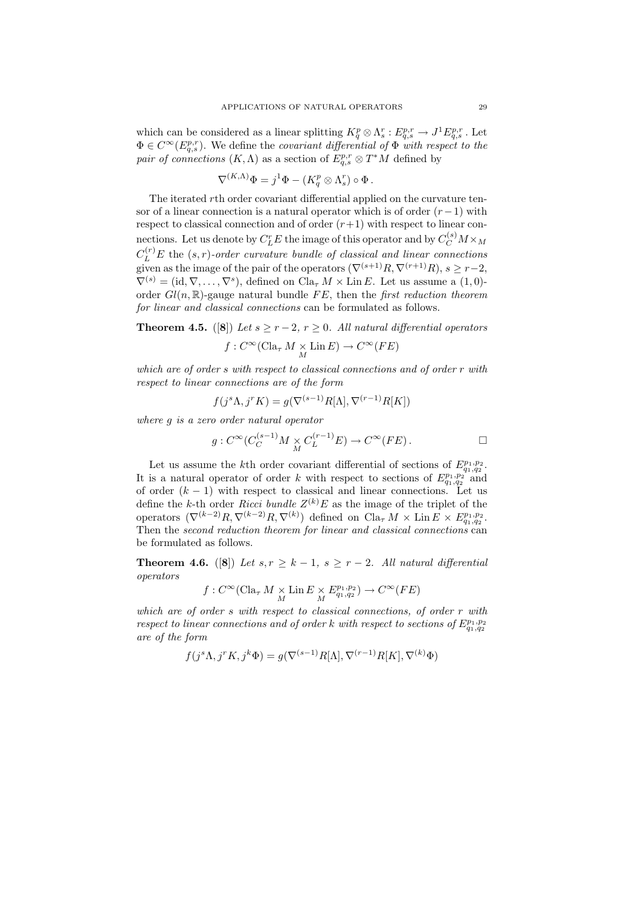which can be considered as a linear splitting $K^p_q \otimes \Lambda^r_s : E^{p,r}_{q,s} \to J^1 E^{p,r}_{q,s}$. Let $\Phi \in C^\infty(E^{p,r}_{q,s})$. We define the *covariant differential of* $\Phi$ *with respect to the pair of connections* $(K, \Lambda)$ as a section of $E^{p,r}_{q,s} \otimes T^*M$ defined by

$$\nabla^{(K,\Lambda)}\Phi = j^1\Phi - (K^p_q \otimes \Lambda^r_s) \circ \Phi \,.$$

The iterated $r$th order covariant differential applied on the curvature tensor of a linear connection is a natural operator which is of order $(r-1)$ with respect to classical connection and of order $(r+1)$ with respect to linear connections. Let us denote by $C^r_L E$ the image of this operator and by $C^{(s)}_C M \times_M C^{(r)}_L E$ the $(s,r)$*-order curvature bundle of classical and linear connections* given as the image of the pair of the operators $(\nabla^{(s+1)}R, \nabla^{(r+1)}R)$, $s \geq r-2$, $\nabla^{(s)} = (\mathrm{id}, \nabla, \dots, \nabla^s)$, defined on $\mathrm{Cla}_\tau M \times \mathrm{Lin}\, E$. Let us assume a $(1,0)$-order $Gl(n,\mathbb{R})$-gauge natural bundle $FE$, then the *first reduction theorem for linear and classical connections* can be formulated as follows.

**Theorem 4.5.** ([**8**]) *Let $s \geq r-2$, $r \geq 0$. All natural differential operators*

$$f : C^\infty(\mathrm{Cla}_\tau M \underset{M}{\times} \mathrm{Lin}\, E) \to C^\infty(FE)$$

*which are of order $s$ with respect to classical connections and of order $r$ with respect to linear connections are of the form*

$$f(j^s\Lambda, j^r K) = g(\nabla^{(s-1)}R[\Lambda], \nabla^{(r-1)}R[K])$$

*where $g$ is a zero order natural operator*

$$g : C^\infty(C^{(s-1)}_C M \underset{M}{\times} C^{(r-1)}_L E) \to C^\infty(FE)\,. \qquad \square$$

Let us assume the $k$th order covariant differential of sections of $E^{p_1,p_2}_{q_1,q_2}$. It is a natural operator of order $k$ with respect to sections of $E^{p_1,p_2}_{q_1,q_2}$ and of order $(k-1)$ with respect to classical and linear connections. Let us define the $k$-th order *Ricci bundle* $Z^{(k)}E$ as the image of the triplet of the operators $(\nabla^{(k-2)}R, \nabla^{(k-2)}R, \nabla^{(k)})$ defined on $\mathrm{Cla}_\tau M \times \mathrm{Lin}\, E \times E^{p_1,p_2}_{q_1,q_2}$. Then the *second reduction theorem for linear and classical connections* can be formulated as follows.

**Theorem 4.6.** ([**8**]) *Let $s, r \geq k-1$, $s \geq r-2$. All natural differential operators*

$$f : C^\infty(\mathrm{Cla}_\tau M \underset{M}{\times} \mathrm{Lin}\, E \underset{M}{\times} E^{p_1,p_2}_{q_1,q_2}) \to C^\infty(FE)$$

*which are of order $s$ with respect to classical connections, of order $r$ with respect to linear connections and of order $k$ with respect to sections of $E^{p_1,p_2}_{q_1,q_2}$ are of the form*

$$f(j^s\Lambda, j^r K, j^k\Phi) = g(\nabla^{(s-1)}R[\Lambda], \nabla^{(r-1)}R[K], \nabla^{(k)}\Phi)$$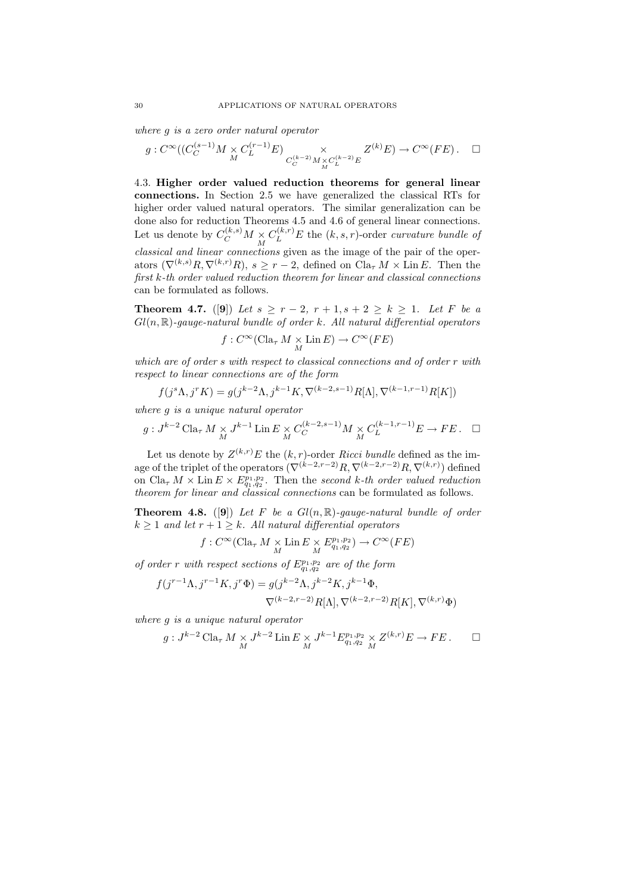*where $g$ is a zero order natural operator*

$$g : C^\infty((C_C^{(s-1)}M \underset{M}{\times} C_L^{(r-1)}E) \underset{C_C^{(k-2)}M \underset{M}{\times} C_L^{(k-2)}E}{\times} Z^{(k)}E) \to C^\infty(FE)\,. \quad \square$$

4.3. **Higher order valued reduction theorems for general linear connections.** In Section 2.5 we have generalized the classical RTs for higher order valued natural operators. The similar generalization can be done also for reduction Theorems 4.5 and 4.6 of general linear connections. Let us denote by $C_C^{(k,s)}M \underset{M}{\times} C_L^{(k,r)}E$ the $(k,s,r)$-order *curvature bundle of classical and linear connections* given as the image of the pair of the operators $(\nabla^{(k,s)}R, \nabla^{(k,r)}R)$, $s \geq r-2$, defined on $\mathrm{Cla}_\tau M \times \mathrm{Lin}\,E$. Then the *first $k$-th order valued reduction theorem for linear and classical connections* can be formulated as follows.

**Theorem 4.7.** ([**9**]) *Let $s \geq r-2$, $r+1, s+2 \geq k \geq 1$. Let $F$ be a $Gl(n,\mathbb{R})$-gauge-natural bundle of order $k$. All natural differential operators*

$$f : C^\infty(\mathrm{Cla}_\tau M \underset{M}{\times} \mathrm{Lin}\,E) \to C^\infty(FE)$$

*which are of order $s$ with respect to classical connections and of order $r$ with respect to linear connections are of the form*

$$f(j^s\Lambda, j^rK) = g(j^{k-2}\Lambda, j^{k-1}K, \nabla^{(k-2,s-1)}R[\Lambda], \nabla^{(k-1,r-1)}R[K])$$

*where $g$ is a unique natural operator*

$$g : J^{k-2}\,\mathrm{Cla}_\tau M \underset{M}{\times} J^{k-1}\,\mathrm{Lin}\,E \underset{M}{\times} C_C^{(k-2,s-1)}M \underset{M}{\times} C_L^{(k-1,r-1)}E \to FE\,. \quad \square$$

Let us denote by $Z^{(k,r)}E$ the $(k,r)$-order *Ricci bundle* defined as the image of the triplet of the operators $(\nabla^{(k-2,r-2)}R, \nabla^{(k-2,r-2)}R, \nabla^{(k,r)})$ defined on $\mathrm{Cla}_\tau M \times \mathrm{Lin}\,E \times E^{p_1,p_2}_{q_1,q_2}$. Then the *second $k$-th order valued reduction theorem for linear and classical connections* can be formulated as follows.

**Theorem 4.8.** ([**9**]) *Let $F$ be a $Gl(n,\mathbb{R})$-gauge-natural bundle of order $k \geq 1$ and let $r+1 \geq k$. All natural differential operators*

$$f : C^\infty(\mathrm{Cla}_\tau M \underset{M}{\times} \mathrm{Lin}\,E \underset{M}{\times} E^{p_1,p_2}_{q_1,q_2}) \to C^\infty(FE)$$

*of order $r$ with respect sections of $E^{p_1,p_2}_{q_1,q_2}$ are of the form*

$$\begin{aligned} f(j^{r-1}\Lambda, j^{r-1}K, j^r\Phi) = g(&j^{k-2}\Lambda, j^{k-2}K, j^{k-1}\Phi, \\ &\nabla^{(k-2,r-2)}R[\Lambda], \nabla^{(k-2,r-2)}R[K], \nabla^{(k,r)}\Phi) \end{aligned}$$

*where $g$ is a unique natural operator*

$$g : J^{k-2}\,\mathrm{Cla}_\tau M \underset{M}{\times} J^{k-2}\,\mathrm{Lin}\,E \underset{M}{\times} J^{k-1}E^{p_1,p_2}_{q_1,q_2} \underset{M}{\times} Z^{(k,r)}E \to FE\,. \qquad \square$$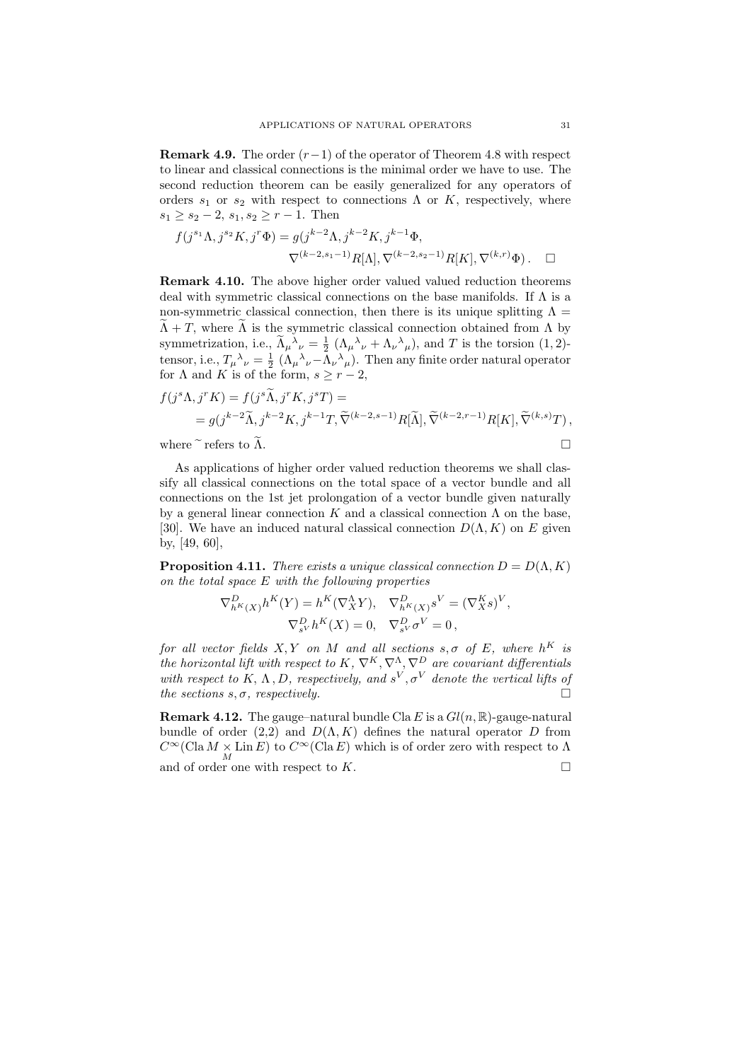**Remark 4.9.** The order $(r-1)$ of the operator of Theorem 4.8 with respect to linear and classical connections is the minimal order we have to use. The second reduction theorem can be easily generalized for any operators of orders $s_1$ or $s_2$ with respect to connections $\Lambda$ or $K$, respectively, where $s_1 \geq s_2 - 2$, $s_1, s_2 \geq r-1$. Then

$$f(j^{s_1}\Lambda, j^{s_2}K, j^r\Phi) = g(j^{k-2}\Lambda, j^{k-2}K, j^{k-1}\Phi, \nabla^{(k-2,s_1-1)}R[\Lambda], \nabla^{(k-2,s_2-1)}R[K], \nabla^{(k,r)}\Phi)\,. \quad \square$$

**Remark 4.10.** The above higher order valued valued reduction theorems deal with symmetric classical connections on the base manifolds. If $\Lambda$ is a non-symmetric classical connection, then there is its unique splitting $\Lambda = \widetilde{\Lambda} + T$, where $\widetilde{\Lambda}$ is the symmetric classical connection obtained from $\Lambda$ by symmetrization, i.e., $\widetilde{\Lambda}_\mu{}^\lambda{}_\nu = \frac{1}{2}\,(\Lambda_\mu{}^\lambda{}_\nu + \Lambda_\nu{}^\lambda{}_\mu)$, and $T$ is the torsion $(1,2)$-tensor, i.e., $T_\mu{}^\lambda{}_\nu = \frac{1}{2}\,(\Lambda_\mu{}^\lambda{}_\nu - \Lambda_\nu{}^\lambda{}_\mu)$. Then any finite order natural operator for $\Lambda$ and $K$ is of the form, $s \geq r-2$,

$$f(j^s\Lambda, j^rK) = f(j^s\widetilde{\Lambda}, j^rK, j^sT) = g(j^{k-2}\widetilde{\Lambda}, j^{k-2}K, j^{k-1}T, \widetilde{\nabla}^{(k-2,s-1)}R[\widetilde{\Lambda}], \widetilde{\nabla}^{(k-2,r-1)}R[K], \widetilde{\nabla}^{(k,s)}T)\,,$$

where $\widetilde{}$ refers to $\widetilde{\Lambda}$. $\square$

As applications of higher order valued reduction theorems we shall classify all classical connections on the total space of a vector bundle and all connections on the 1st jet prolongation of a vector bundle given naturally by a general linear connection $K$ and a classical connection $\Lambda$ on the base, [30]. We have an induced natural classical connection $D(\Lambda, K)$ on $E$ given by, [49, 60],

**Proposition 4.11.** *There exists a unique classical connection $D = D(\Lambda, K)$ on the total space $E$ with the following properties*

$$\nabla^D_{h^K(X)} h^K(Y) = h^K(\nabla^\Lambda_X Y), \quad \nabla^D_{h^K(X)} s^V = (\nabla^K_X s)^V,$$
$$\nabla^D_{s^V} h^K(X) = 0, \quad \nabla^D_{s^V} \sigma^V = 0\,,$$

*for all vector fields $X, Y$ on $M$ and all sections $s, \sigma$ of $E$, where $h^K$ is the horizontal lift with respect to $K$, $\nabla^K, \nabla^\Lambda, \nabla^D$ are covariant differentials with respect to $K$, $\Lambda$, $D$, respectively, and $s^V, \sigma^V$ denote the vertical lifts of the sections $s, \sigma$, respectively.* $\square$

**Remark 4.12.** The gauge–natural bundle $\mathrm{Cla}\, E$ is a $Gl(n, \mathbb{R})$-gauge-natural bundle of order $(2,2)$ and $D(\Lambda, K)$ defines the natural operator $D$ from $C^\infty(\mathrm{Cla}\, M \underset{M}{\times} \mathrm{Lin}\, E)$ to $C^\infty(\mathrm{Cla}\, E)$ which is of order zero with respect to $\Lambda$ and of order one with respect to $K$. $\square$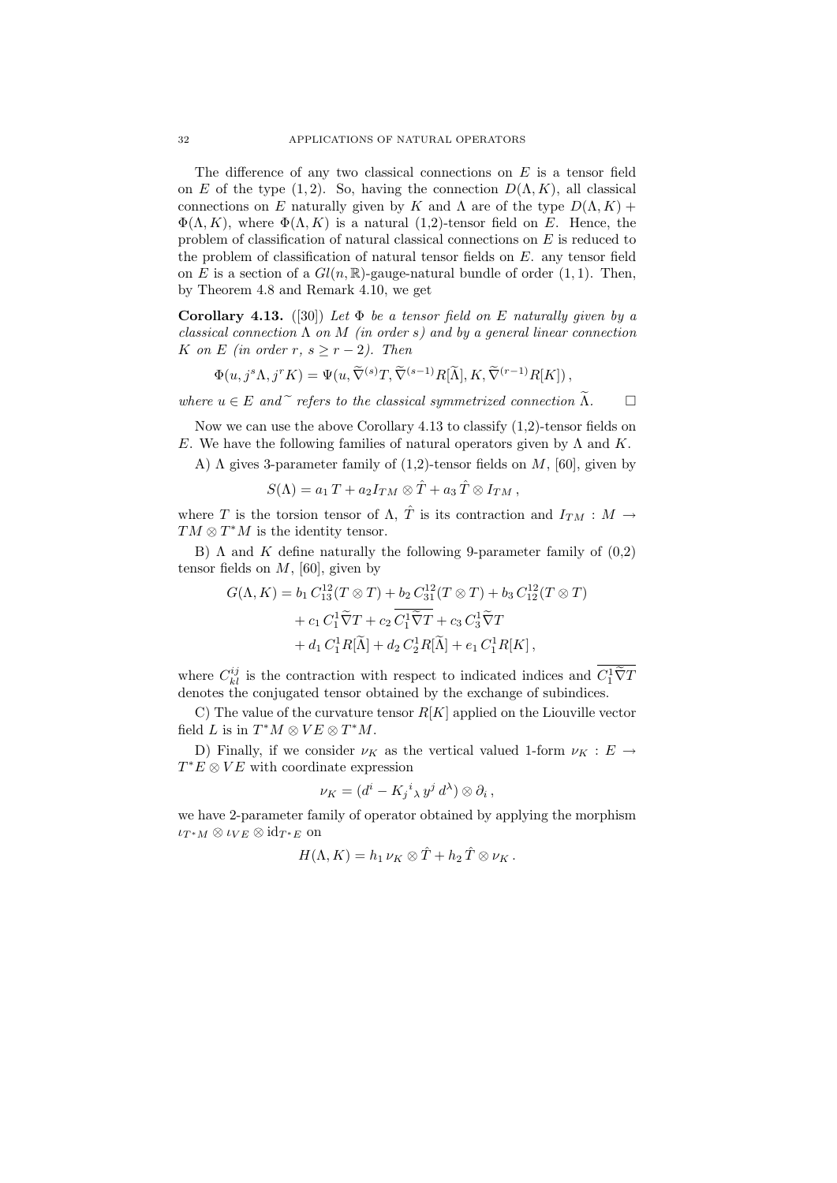The difference of any two classical connections on $E$ is a tensor field on $E$ of the type $(1,2)$. So, having the connection $D(\Lambda, K)$, all classical connections on $E$ naturally given by $K$ and $\Lambda$ are of the type $D(\Lambda, K) + \Phi(\Lambda, K)$, where $\Phi(\Lambda, K)$ is a natural (1,2)-tensor field on $E$. Hence, the problem of classification of natural classical connections on $E$ is reduced to the problem of classification of natural tensor fields on $E$. any tensor field on $E$ is a section of a $Gl(n,\mathbb{R})$-gauge-natural bundle of order $(1,1)$. Then, by Theorem 4.8 and Remark 4.10, we get

**Corollary 4.13.** ([30]) *Let $\Phi$ be a tensor field on $E$ naturally given by a classical connection $\Lambda$ on $M$ (in order $s$) and by a general linear connection $K$ on $E$ (in order $r$, $s \geq r-2$). Then*

$$\Phi(u, j^s\Lambda, j^r K) = \Psi(u, \widetilde{\nabla}^{(s)}T, \widetilde{\nabla}^{(s-1)}R[\widetilde{\Lambda}], K, \widetilde{\nabla}^{(r-1)}R[K]),$$

*where $u \in E$ and $\widetilde{}$ refers to the classical symmetrized connection $\widetilde{\Lambda}$.* $\square$

Now we can use the above Corollary 4.13 to classify (1,2)-tensor fields on $E$. We have the following families of natural operators given by $\Lambda$ and $K$.

A) $\Lambda$ gives 3-parameter family of (1,2)-tensor fields on $M$, [60], given by

$$S(\Lambda) = a_1\, T + a_2 I_{TM} \otimes \hat{T} + a_3\, \hat{T} \otimes I_{TM}\,,$$

where $T$ is the torsion tensor of $\Lambda$, $\hat{T}$ is its contraction and $I_{TM} : M \to TM \otimes T^*M$ is the identity tensor.

B) $\Lambda$ and $K$ define naturally the following 9-parameter family of (0,2) tensor fields on $M$, [60], given by

$$\begin{aligned} G(\Lambda, K) = {} & b_1\, C^{12}_{13}(T \otimes T) + b_2\, C^{12}_{31}(T \otimes T) + b_3\, C^{12}_{12}(T \otimes T) \\ & + c_1\, C^1_1 \widetilde{\nabla} T + c_2\, \overline{C^1_1 \widetilde{\nabla} T} + c_3\, C^1_3 \widetilde{\nabla} T \\ & + d_1\, C^1_1 R[\widetilde{\Lambda}] + d_2\, C^1_2 R[\widetilde{\Lambda}] + e_1\, C^1_1 R[K]\,, \end{aligned}$$

where $C^{ij}_{kl}$ is the contraction with respect to indicated indices and $\overline{C^1_1 \widetilde{\nabla} T}$ denotes the conjugated tensor obtained by the exchange of subindices.

C) The value of the curvature tensor $R[K]$ applied on the Liouville vector field $L$ is in $T^*M \otimes VE \otimes T^*M$.

D) Finally, if we consider $\nu_K$ as the vertical valued 1-form $\nu_K : E \to T^*E \otimes VE$ with coordinate expression

$$\nu_K = (d^i - K_j{}^i{}_\lambda\, y^j\, d^\lambda) \otimes \partial_i\,,$$

we have 2-parameter family of operator obtained by applying the morphism $\iota_{T^*M} \otimes \iota_{VE} \otimes \mathrm{id}_{T^*E}$ on

$$H(\Lambda, K) = h_1\, \nu_K \otimes \hat{T} + h_2\, \hat{T} \otimes \nu_K\,.$$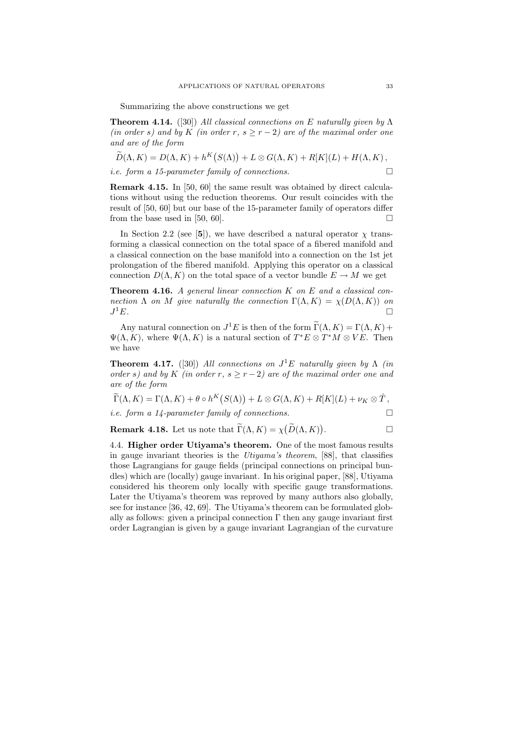Summarizing the above constructions we get

**Theorem 4.14.** ([30]) *All classical connections on $E$ naturally given by $\Lambda$ (in order $s$) and by $K$ (in order $r$, $s \geq r-2$) are of the maximal order one and are of the form*

$$\widetilde{D}(\Lambda, K) = D(\Lambda, K) + h^K\big(S(\Lambda)\big) + L \otimes G(\Lambda, K) + R[K](L) + H(\Lambda, K)\,,$$

*i.e. form a 15-parameter family of connections.* □

**Remark 4.15.** In [50, 60] the same result was obtained by direct calculations without using the reduction theorems. Our result coincides with the result of [50, 60] but our base of the 15-parameter family of operators differ from the base used in [50, 60]. □

In Section 2.2 (see [**5**]), we have described a natural operator $\chi$ transforming a classical connection on the total space of a fibered manifold and a classical connection on the base manifold into a connection on the 1st jet prolongation of the fibered manifold. Applying this operator on a classical connection $D(\Lambda, K)$ on the total space of a vector bundle $E \to M$ we get

**Theorem 4.16.** *A general linear connection $K$ on $E$ and a classical connection $\Lambda$ on $M$ give naturally the connection $\Gamma(\Lambda, K) = \chi(D(\Lambda, K))$ on $J^1E$.* □

Any natural connection on $J^1E$ is then of the form $\widetilde{\Gamma}(\Lambda, K) = \Gamma(\Lambda, K) + \Psi(\Lambda, K)$, where $\Psi(\Lambda, K)$ is a natural section of $T^*E \otimes T^*M \otimes VE$. Then we have

**Theorem 4.17.** ([30]) *All connections on $J^1E$ naturally given by $\Lambda$ (in order $s$) and by $K$ (in order $r$, $s \geq r-2$) are of the maximal order one and are of the form*

$$\widetilde{\Gamma}(\Lambda, K) = \Gamma(\Lambda, K) + \theta \circ h^K\big(S(\Lambda)\big) + L \otimes G(\Lambda, K) + R[K](L) + \nu_K \otimes \hat{T}\,,$$

*i.e. form a 14-parameter family of connections.* □

**Remark 4.18.** Let us note that $\widetilde{\Gamma}(\Lambda, K) = \chi\big(\widetilde{D}(\Lambda, K)\big)$. □

### 4.4. Higher order Utiyama's theorem.

One of the most famous results in gauge invariant theories is the *Utiyama's theorem*, [88], that classifies those Lagrangians for gauge fields (principal connections on principal bundles) which are (locally) gauge invariant. In his original paper, [88], Utiyama considered his theorem only locally with specific gauge transformations. Later the Utiyama's theorem was reproved by many authors also globally, see for instance [36, 42, 69]. The Utiyama's theorem can be formulated globally as follows: given a principal connection $\Gamma$ then any gauge invariant first order Lagrangian is given by a gauge invariant Lagrangian of the curvature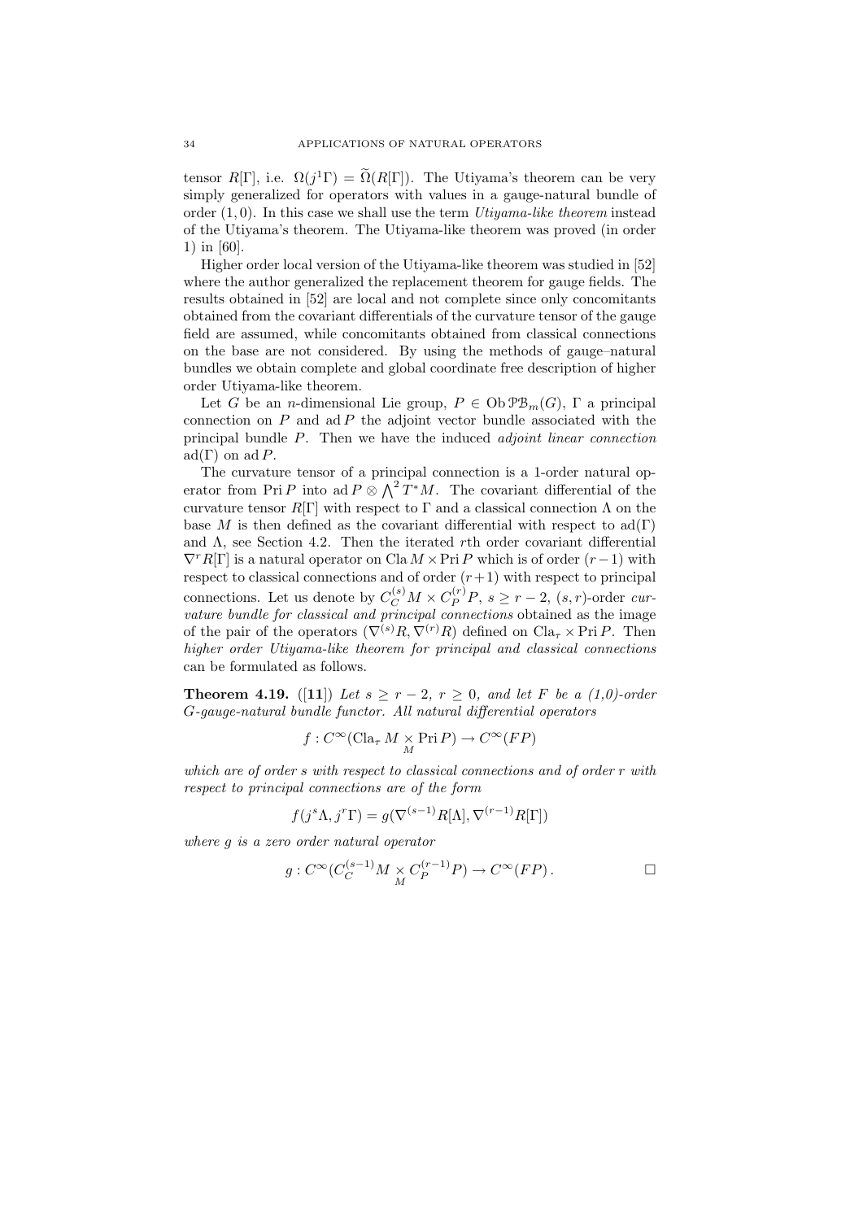tensor $R[\Gamma]$, i.e. $\Omega(j^1\Gamma) = \widetilde{\Omega}(R[\Gamma])$. The Utiyama's theorem can be very simply generalized for operators with values in a gauge-natural bundle of order $(1,0)$. In this case we shall use the term *Utiyama-like theorem* instead of the Utiyama's theorem. The Utiyama-like theorem was proved (in order 1) in [60].

Higher order local version of the Utiyama-like theorem was studied in [52] where the author generalized the replacement theorem for gauge fields. The results obtained in [52] are local and not complete since only concomitants obtained from the covariant differentials of the curvature tensor of the gauge field are assumed, while concomitants obtained from classical connections on the base are not considered. By using the methods of gauge–natural bundles we obtain complete and global coordinate free description of higher order Utiyama-like theorem.

Let $G$ be an $n$-dimensional Lie group, $P \in \operatorname{Ob} \mathcal{PB}_m(G)$, $\Gamma$ a principal connection on $P$ and $\operatorname{ad} P$ the adjoint vector bundle associated with the principal bundle $P$. Then we have the induced *adjoint linear connection* $\operatorname{ad}(\Gamma)$ on $\operatorname{ad} P$.

The curvature tensor of a principal connection is a 1-order natural operator from $\operatorname{Pri} P$ into $\operatorname{ad} P \otimes \bigwedge^2 T^*M$. The covariant differential of the curvature tensor $R[\Gamma]$ with respect to $\Gamma$ and a classical connection $\Lambda$ on the base $M$ is then defined as the covariant differential with respect to $\operatorname{ad}(\Gamma)$ and $\Lambda$, see Section 4.2. Then the iterated $r$th order covariant differential $\nabla^r R[\Gamma]$ is a natural operator on $\operatorname{Cla} M \times \operatorname{Pri} P$ which is of order $(r-1)$ with respect to classical connections and of order $(r+1)$ with respect to principal connections. Let us denote by $C^{(s)}_C M \times C^{(r)}_P P$, $s \geq r-2$, $(s,r)$-order *curvature bundle for classical and principal connections* obtained as the image of the pair of the operators $(\nabla^{(s)} R, \nabla^{(r)} R)$ defined on $\operatorname{Cla}_\tau \times \operatorname{Pri} P$. Then *higher order Utiyama-like theorem for principal and classical connections* can be formulated as follows.

**Theorem 4.19.** ([**11**]) *Let $s \geq r-2$, $r \geq 0$, and let $F$ be a (1,0)-order $G$-gauge-natural bundle functor. All natural differential operators*

$$f : C^\infty(\operatorname{Cla}_\tau M \underset{M}{\times} \operatorname{Pri} P) \to C^\infty(FP)$$

*which are of order $s$ with respect to classical connections and of order $r$ with respect to principal connections are of the form*

$$f(j^s\Lambda, j^r\Gamma) = g(\nabla^{(s-1)} R[\Lambda], \nabla^{(r-1)} R[\Gamma])$$

*where $g$ is a zero order natural operator*

$$g : C^\infty(C^{(s-1)}_C M \underset{M}{\times} C^{(r-1)}_P P) \to C^\infty(FP)\,. \qquad \square$$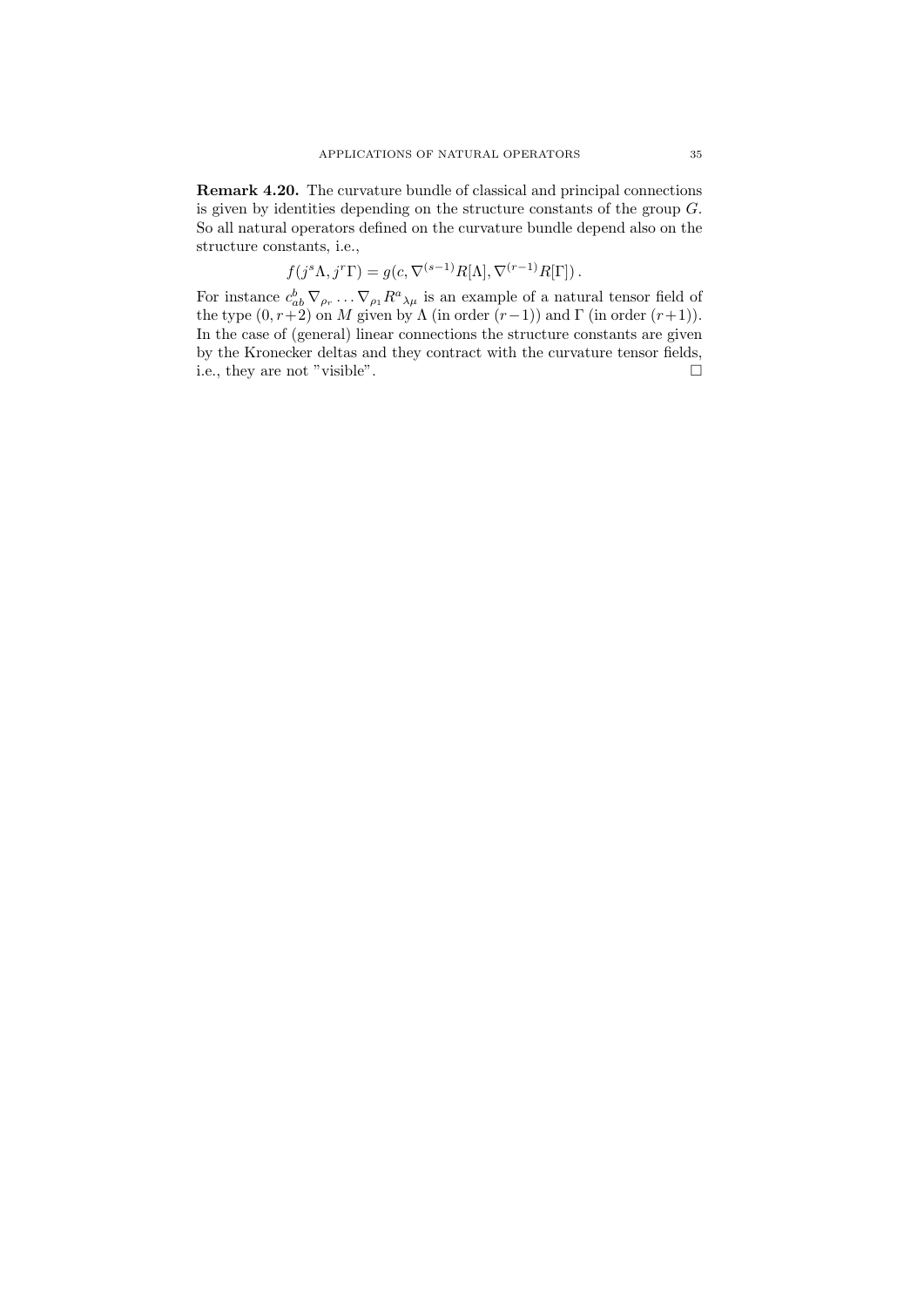**Remark 4.20.** The curvature bundle of classical and principal connections is given by identities depending on the structure constants of the group $G$. So all natural operators defined on the curvature bundle depend also on the structure constants, i.e.,

$$f(j^s\Lambda, j^r\Gamma) = g(c, \nabla^{(s-1)}R[\Lambda], \nabla^{(r-1)}R[\Gamma])\,.$$

For instance $c^b_{ab}\,\nabla_{\rho_r}\dots\nabla_{\rho_1}R^a{}_{\lambda\mu}$ is an example of a natural tensor field of the type $(0, r+2)$ on $M$ given by $\Lambda$ (in order $(r-1)$) and $\Gamma$ (in order $(r+1)$). In the case of (general) linear connections the structure constants are given by the Kronecker deltas and they contract with the curvature tensor fields, i.e., they are not "visible". □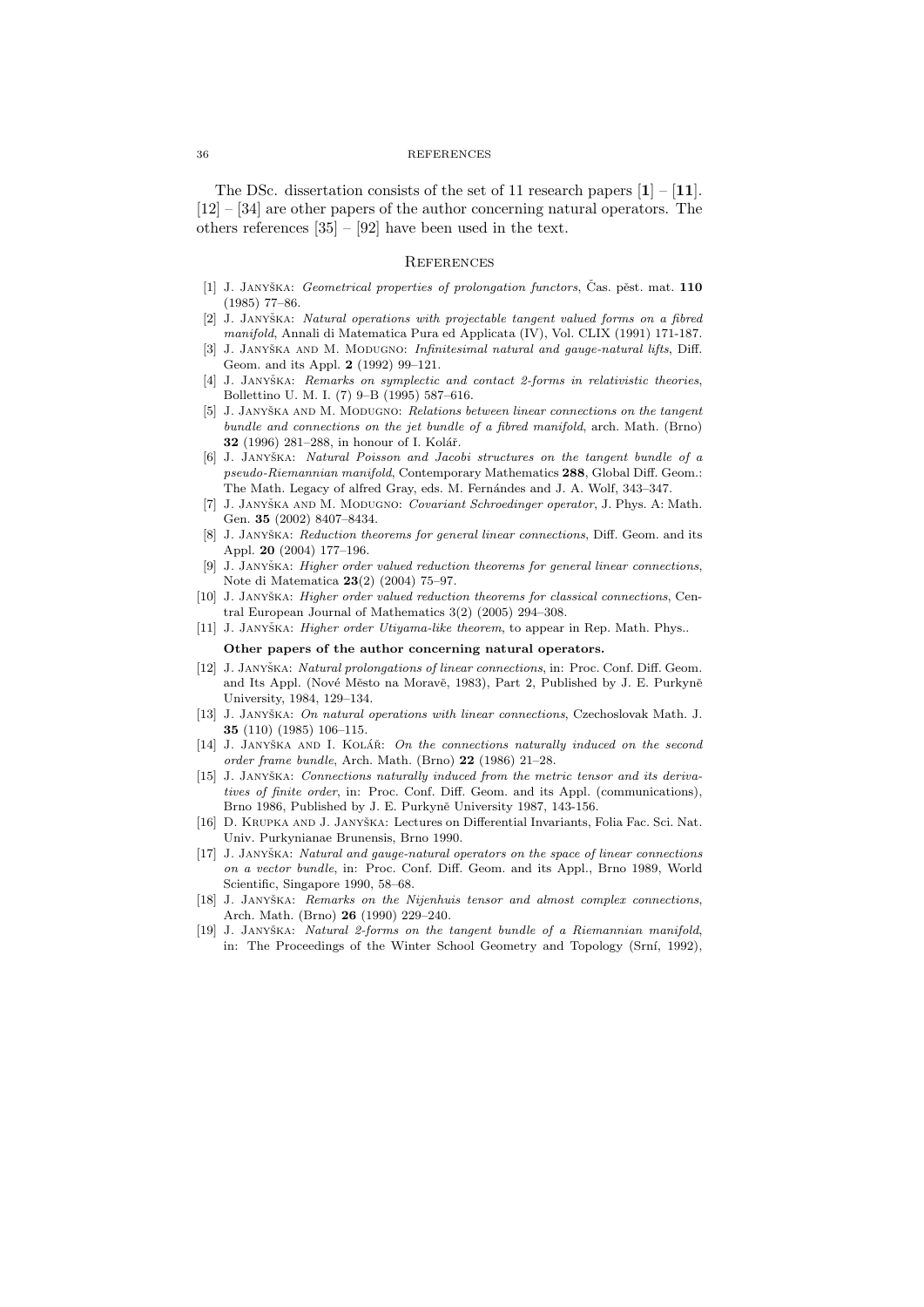The DSc. dissertation consists of the set of 11 research papers [**1**] – [**11**]. [12] – [34] are other papers of the author concerning natural operators. The others references [35] – [92] have been used in the text.

## References

[1] J. Janyška: *Geometrical properties of prolongation functors*, Čas. pěst. mat. **110** (1985) 77–86.

[2] J. Janyška: *Natural operations with projectable tangent valued forms on a fibred manifold*, Annali di Matematica Pura ed Applicata (IV), Vol. CLIX (1991) 171-187.

[3] J. Janyška and M. Modugno: *Infinitesimal natural and gauge-natural lifts*, Diff. Geom. and its Appl. **2** (1992) 99–121.

[4] J. Janyška: *Remarks on symplectic and contact 2-forms in relativistic theories*, Bollettino U. M. I. (7) 9–B (1995) 587–616.

[5] J. Janyška and M. Modugno: *Relations between linear connections on the tangent bundle and connections on the jet bundle of a fibred manifold*, arch. Math. (Brno) **32** (1996) 281–288, in honour of I. Kolář.

[6] J. Janyška: *Natural Poisson and Jacobi structures on the tangent bundle of a pseudo-Riemannian manifold*, Contemporary Mathematics **288**, Global Diff. Geom.: The Math. Legacy of alfred Gray, eds. M. Fernándes and J. A. Wolf, 343–347.

[7] J. Janyška and M. Modugno: *Covariant Schroedinger operator*, J. Phys. A: Math. Gen. **35** (2002) 8407–8434.

[8] J. Janyška: *Reduction theorems for general linear connections*, Diff. Geom. and its Appl. **20** (2004) 177–196.

[9] J. Janyška: *Higher order valued reduction theorems for general linear connections*, Note di Matematica **23**(2) (2004) 75–97.

[10] J. Janyška: *Higher order valued reduction theorems for classical connections*, Central European Journal of Mathematics 3(2) (2005) 294–308.

[11] J. Janyška: *Higher order Utiyama-like theorem*, to appear in Rep. Math. Phys..

**Other papers of the author concerning natural operators.**

[12] J. Janyška: *Natural prolongations of linear connections*, in: Proc. Conf. Diff. Geom. and Its Appl. (Nové Město na Moravě, 1983), Part 2, Published by J. E. Purkyně University, 1984, 129–134.

[13] J. Janyška: *On natural operations with linear connections*, Czechoslovak Math. J. **35** (110) (1985) 106–115.

[14] J. Janyška and I. Kolář: *On the connections naturally induced on the second order frame bundle*, Arch. Math. (Brno) **22** (1986) 21–28.

[15] J. Janyška: *Connections naturally induced from the metric tensor and its derivatives of finite order*, in: Proc. Conf. Diff. Geom. and its Appl. (communications), Brno 1986, Published by J. E. Purkyně University 1987, 143-156.

[16] D. Krupka and J. Janyška: Lectures on Differential Invariants, Folia Fac. Sci. Nat. Univ. Purkynianae Brunensis, Brno 1990.

[17] J. Janyška: *Natural and gauge-natural operators on the space of linear connections on a vector bundle*, in: Proc. Conf. Diff. Geom. and its Appl., Brno 1989, World Scientific, Singapore 1990, 58–68.

[18] J. Janyška: *Remarks on the Nijenhuis tensor and almost complex connections*, Arch. Math. (Brno) **26** (1990) 229–240.

[19] J. Janyška: *Natural 2-forms on the tangent bundle of a Riemannian manifold*, in: The Proceedings of the Winter School Geometry and Topology (Srní, 1992),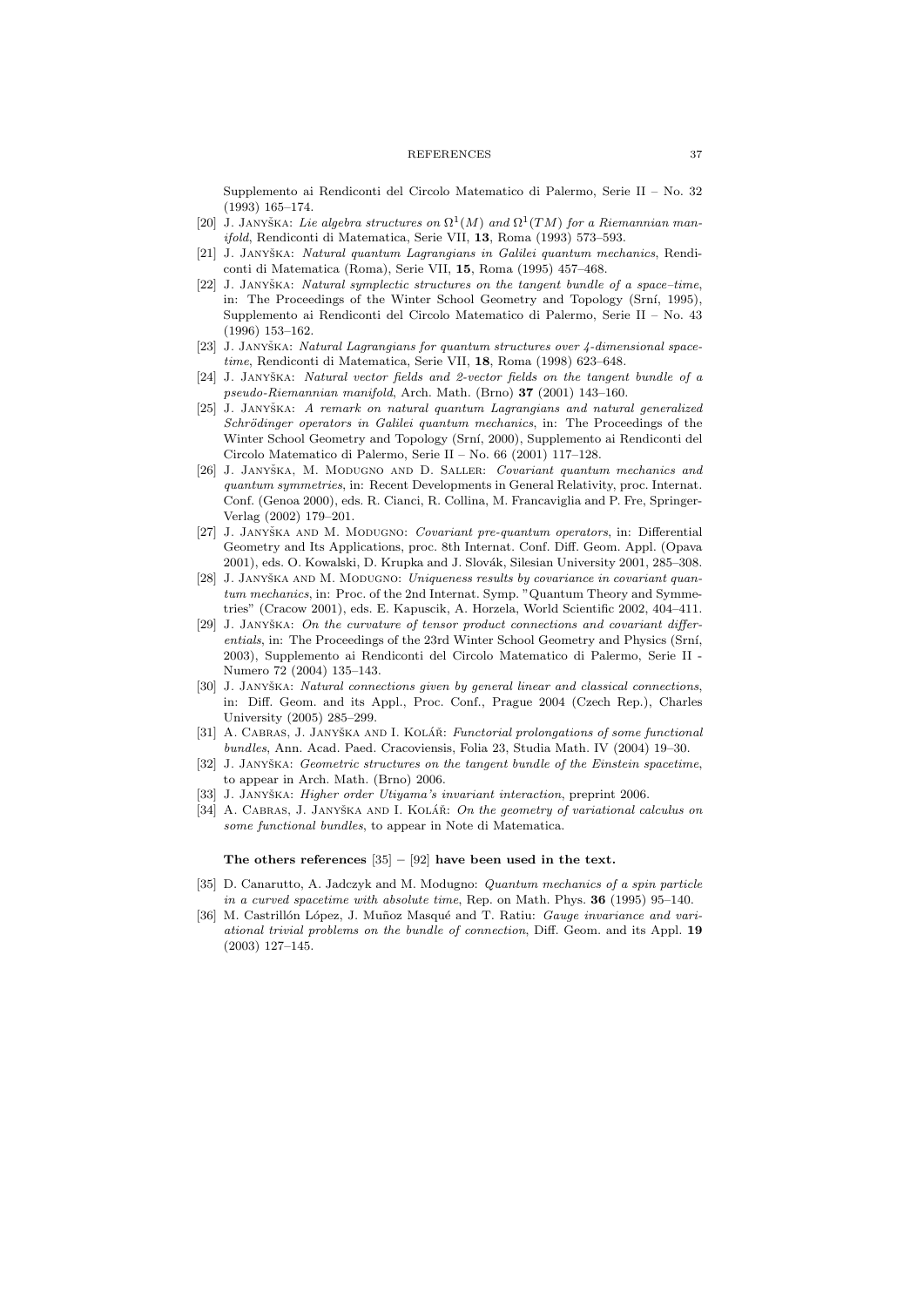Supplemento ai Rendiconti del Circolo Matematico di Palermo, Serie II – No. 32 (1993) 165–174.

- [20] J. Janyška: *Lie algebra structures on $\Omega^1(M)$ and $\Omega^1(TM)$ for a Riemannian manifold*, Rendiconti di Matematica, Serie VII, **13**, Roma (1993) 573–593.
- [21] J. Janyška: *Natural quantum Lagrangians in Galilei quantum mechanics*, Rendiconti di Matematica (Roma), Serie VII, **15**, Roma (1995) 457–468.
- [22] J. Janyška: *Natural symplectic structures on the tangent bundle of a space–time*, in: The Proceedings of the Winter School Geometry and Topology (Srní, 1995), Supplemento ai Rendiconti del Circolo Matematico di Palermo, Serie II – No. 43 (1996) 153–162.
- [23] J. Janyška: *Natural Lagrangians for quantum structures over 4-dimensional spacetime*, Rendiconti di Matematica, Serie VII, **18**, Roma (1998) 623–648.
- [24] J. Janyška: *Natural vector fields and 2-vector fields on the tangent bundle of a pseudo-Riemannian manifold*, Arch. Math. (Brno) **37** (2001) 143–160.
- [25] J. Janyška: *A remark on natural quantum Lagrangians and natural generalized Schrödinger operators in Galilei quantum mechanics*, in: The Proceedings of the Winter School Geometry and Topology (Srní, 2000), Supplemento ai Rendiconti del Circolo Matematico di Palermo, Serie II – No. 66 (2001) 117–128.
- [26] J. Janyška, M. Modugno and D. Saller: *Covariant quantum mechanics and quantum symmetries*, in: Recent Developments in General Relativity, proc. Internat. Conf. (Genoa 2000), eds. R. Cianci, R. Collina, M. Francaviglia and P. Fre, Springer-Verlag (2002) 179–201.
- [27] J. Janyška and M. Modugno: *Covariant pre-quantum operators*, in: Differential Geometry and Its Applications, proc. 8th Internat. Conf. Diff. Geom. Appl. (Opava 2001), eds. O. Kowalski, D. Krupka and J. Slovák, Silesian University 2001, 285–308.
- [28] J. Janyška and M. Modugno: *Uniqueness results by covariance in covariant quantum mechanics*, in: Proc. of the 2nd Internat. Symp. "Quantum Theory and Symmetries" (Cracow 2001), eds. E. Kapuscik, A. Horzela, World Scientific 2002, 404–411.
- [29] J. Janyška: *On the curvature of tensor product connections and covariant differentials*, in: The Proceedings of the 23rd Winter School Geometry and Physics (Srní, 2003), Supplemento ai Rendiconti del Circolo Matematico di Palermo, Serie II - Numero 72 (2004) 135–143.
- [30] J. Janyška: *Natural connections given by general linear and classical connections*, in: Diff. Geom. and its Appl., Proc. Conf., Prague 2004 (Czech Rep.), Charles University (2005) 285–299.
- [31] A. Cabras, J. Janyška and I. Kolář: *Functorial prolongations of some functional bundles*, Ann. Acad. Paed. Cracoviensis, Folia 23, Studia Math. IV (2004) 19–30.
- [32] J. Janyška: *Geometric structures on the tangent bundle of the Einstein spacetime*, to appear in Arch. Math. (Brno) 2006.
- [33] J. Janyška: *Higher order Utiyama's invariant interaction*, preprint 2006.
- [34] A. Cabras, J. Janyška and I. Kolář: *On the geometry of variational calculus on some functional bundles*, to appear in Note di Matematica.

**The others references [35] – [92] have been used in the text.**

- [35] D. Canarutto, A. Jadczyk and M. Modugno: *Quantum mechanics of a spin particle in a curved spacetime with absolute time*, Rep. on Math. Phys. **36** (1995) 95–140.
- [36] M. Castrillón López, J. Muñoz Masqué and T. Ratiu: *Gauge invariance and variational trivial problems on the bundle of connection*, Diff. Geom. and its Appl. **19** (2003) 127–145.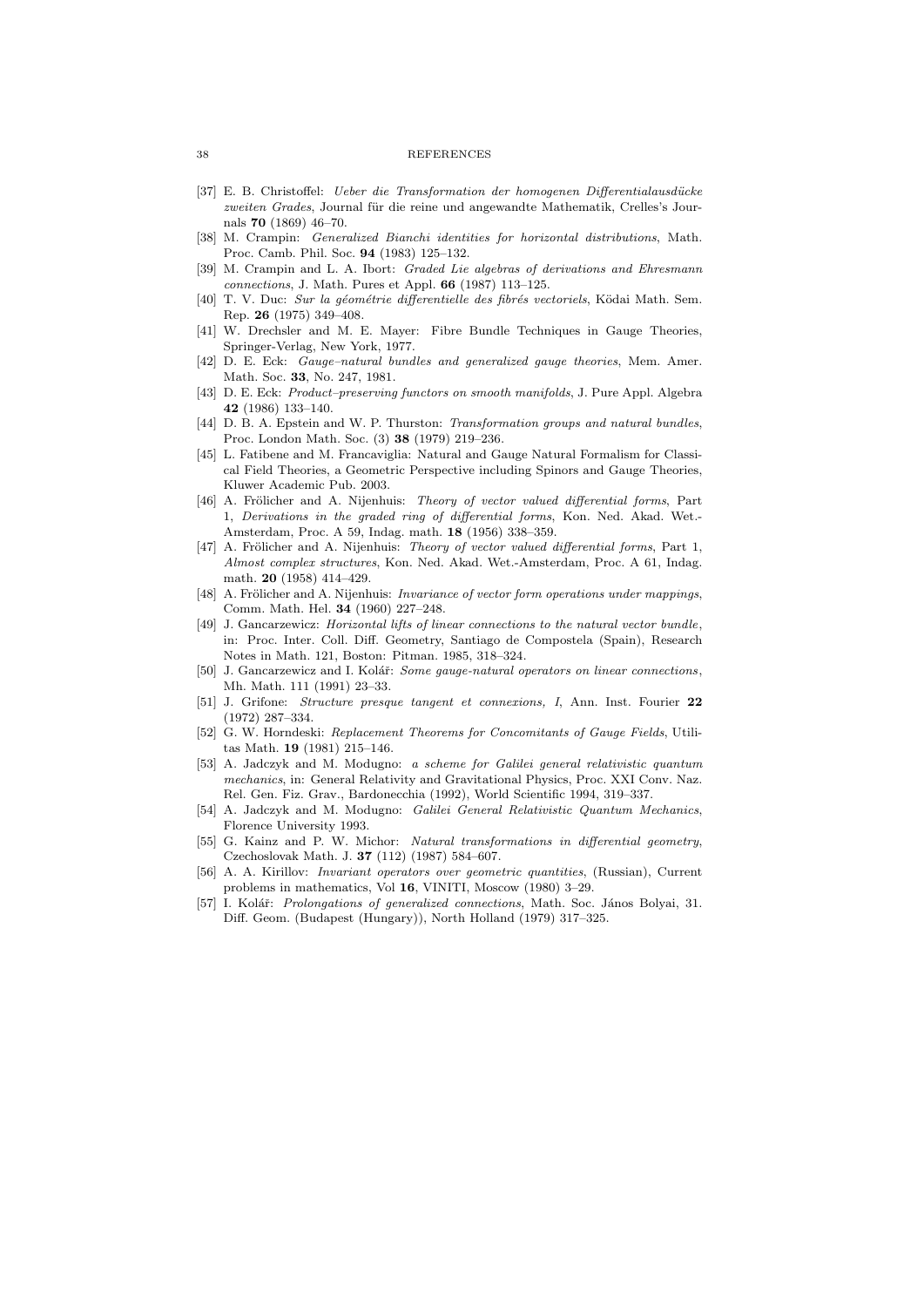[37] E. B. Christoffel: *Ueber die Transformation der homogenen Differentialausdücke zweiten Grades*, Journal für die reine und angewandte Mathematik, Crelles's Journals **70** (1869) 46–70.

[38] M. Crampin: *Generalized Bianchi identities for horizontal distributions*, Math. Proc. Camb. Phil. Soc. **94** (1983) 125–132.

[39] M. Crampin and L. A. Ibort: *Graded Lie algebras of derivations and Ehresmann connections*, J. Math. Pures et Appl. **66** (1987) 113–125.

[40] T. V. Duc: *Sur la géométrie differentielle des fibrés vectoriels*, Kōdai Math. Sem. Rep. **26** (1975) 349–408.

[41] W. Drechsler and M. E. Mayer: Fibre Bundle Techniques in Gauge Theories, Springer-Verlag, New York, 1977.

[42] D. E. Eck: *Gauge–natural bundles and generalized gauge theories*, Mem. Amer. Math. Soc. **33**, No. 247, 1981.

[43] D. E. Eck: *Product–preserving functors on smooth manifolds*, J. Pure Appl. Algebra **42** (1986) 133–140.

[44] D. B. A. Epstein and W. P. Thurston: *Transformation groups and natural bundles*, Proc. London Math. Soc. (3) **38** (1979) 219–236.

[45] L. Fatibene and M. Francaviglia: Natural and Gauge Natural Formalism for Classical Field Theories, a Geometric Perspective including Spinors and Gauge Theories, Kluwer Academic Pub. 2003.

[46] A. Frölicher and A. Nijenhuis: *Theory of vector valued differential forms*, Part 1, *Derivations in the graded ring of differential forms*, Kon. Ned. Akad. Wet.-Amsterdam, Proc. A 59, Indag. math. **18** (1956) 338–359.

[47] A. Frölicher and A. Nijenhuis: *Theory of vector valued differential forms*, Part 1, *Almost complex structures*, Kon. Ned. Akad. Wet.-Amsterdam, Proc. A 61, Indag. math. **20** (1958) 414–429.

[48] A. Frölicher and A. Nijenhuis: *Invariance of vector form operations under mappings*, Comm. Math. Hel. **34** (1960) 227–248.

[49] J. Gancarzewicz: *Horizontal lifts of linear connections to the natural vector bundle*, in: Proc. Inter. Coll. Diff. Geometry, Santiago de Compostela (Spain), Research Notes in Math. 121, Boston: Pitman. 1985, 318–324.

[50] J. Gancarzewicz and I. Kolář: *Some gauge-natural operators on linear connections*, Mh. Math. 111 (1991) 23–33.

[51] J. Grifone: *Structure presque tangent et connexions, I*, Ann. Inst. Fourier **22** (1972) 287–334.

[52] G. W. Horndeski: *Replacement Theorems for Concomitants of Gauge Fields*, Utilitas Math. **19** (1981) 215–146.

[53] A. Jadczyk and M. Modugno: *a scheme for Galilei general relativistic quantum mechanics*, in: General Relativity and Gravitational Physics, Proc. XXI Conv. Naz. Rel. Gen. Fiz. Grav., Bardonecchia (1992), World Scientific 1994, 319–337.

[54] A. Jadczyk and M. Modugno: *Galilei General Relativistic Quantum Mechanics*, Florence University 1993.

[55] G. Kainz and P. W. Michor: *Natural transformations in differential geometry*, Czechoslovak Math. J. **37** (112) (1987) 584–607.

[56] A. A. Kirillov: *Invariant operators over geometric quantities*, (Russian), Current problems in mathematics, Vol **16**, VINITI, Moscow (1980) 3–29.

[57] I. Kolář: *Prolongations of generalized connections*, Math. Soc. János Bolyai, 31. Diff. Geom. (Budapest (Hungary)), North Holland (1979) 317–325.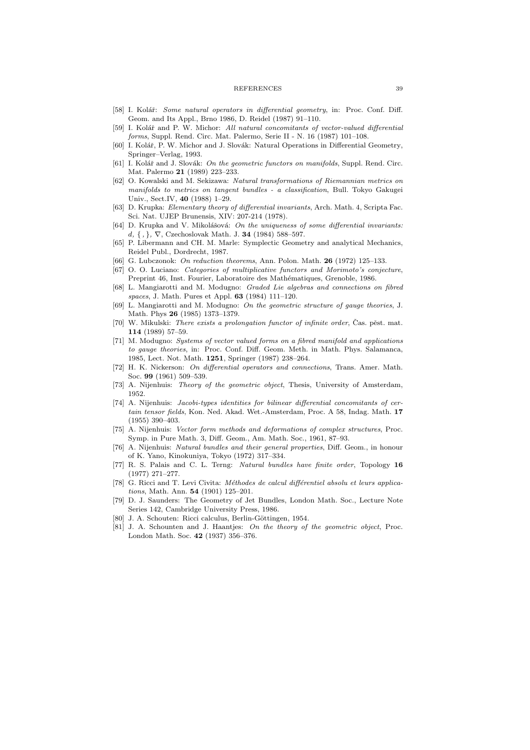[58] I. Kolář: *Some natural operators in differential geometry*, in: Proc. Conf. Diff. Geom. and Its Appl., Brno 1986, D. Reidel (1987) 91–110.

[59] I. Kolář and P. W. Michor: *All natural concomitants of vector-valued differential forms*, Suppl. Rend. Circ. Mat. Palermo, Serie II - N. 16 (1987) 101–108.

[60] I. Kolář, P. W. Michor and J. Slovák: Natural Operations in Differential Geometry, Springer–Verlag, 1993.

[61] I. Kolář and J. Slovák: *On the geometric functors on manifolds*, Suppl. Rend. Circ. Mat. Palermo **21** (1989) 223–233.

[62] O. Kowalski and M. Sekizawa: *Natural transformations of Riemannian metrics on manifolds to metrics on tangent bundles - a classification*, Bull. Tokyo Gakugei Univ., Sect.IV, **40** (1988) 1–29.

[63] D. Krupka: *Elementary theory of differential invariants*, Arch. Math. 4, Scripta Fac. Sci. Nat. UJEP Brunensis, XIV: 207-214 (1978).

[64] D. Krupka and V. Mikolášová: *On the uniqueness of some differential invariants: d,* $\{\,,\}$, $\nabla$, Czechoslovak Math. J. **34** (1984) 588–597.

[65] P. Libermann and CH. M. Marle: Symplectic Geometry and analytical Mechanics, Reidel Publ., Dordrecht, 1987.

[66] G. Lubczonok: *On reduction theorems*, Ann. Polon. Math. **26** (1972) 125–133.

[67] O. O. Luciano: *Categories of multiplicative functors and Morimoto's conjecture*, Preprint 46, Inst. Fourier, Laboratoire des Mathématiques, Grenoble, 1986.

[68] L. Mangiarotti and M. Modugno: *Graded Lie algebras and connections on fibred spaces*, J. Math. Pures et Appl. **63** (1984) 111–120.

[69] L. Mangiarotti and M. Modugno: *On the geometric structure of gauge theories*, J. Math. Phys **26** (1985) 1373–1379.

[70] W. Mikulski: *There exists a prolongation functor of infinite order*, Čas. pěst. mat. **114** (1989) 57–59.

[71] M. Modugno: *Systems of vector valued forms on a fibred manifold and applications to gauge theories*, in: Proc. Conf. Diff. Geom. Meth. in Math. Phys. Salamanca, 1985, Lect. Not. Math. **1251**, Springer (1987) 238–264.

[72] H. K. Nickerson: *On differential operators and connections*, Trans. Amer. Math. Soc. **99** (1961) 509–539.

[73] A. Nijenhuis: *Theory of the geometric object*, Thesis, University of Amsterdam, 1952.

[74] A. Nijenhuis: *Jacobi-types identities for bilinear differential concomitants of certain tensor fields*, Kon. Ned. Akad. Wet.-Amsterdam, Proc. A 58, Indag. Math. **17** (1955) 390–403.

[75] A. Nijenhuis: *Vector form methods and deformations of complex structures*, Proc. Symp. in Pure Math. 3, Diff. Geom., Am. Math. Soc., 1961, 87–93.

[76] A. Nijenhuis: *Natural bundles and their general properties*, Diff. Geom., in honour of K. Yano, Kinokuniya, Tokyo (1972) 317–334.

[77] R. S. Palais and C. L. Terng: *Natural bundles have finite order*, Topology **16** (1977) 271–277.

[78] G. Ricci and T. Levi Civita: *Méthodes de calcul différentiel absolu et leurs applications*, Math. Ann. **54** (1901) 125–201.

[79] D. J. Saunders: The Geometry of Jet Bundles, London Math. Soc., Lecture Note Series 142, Cambridge University Press, 1986.

[80] J. A. Schouten: Ricci calculus, Berlin-Göttingen, 1954.

[81] J. A. Schounten and J. Haantjes: *On the theory of the geometric object*, Proc. London Math. Soc. **42** (1937) 356–376.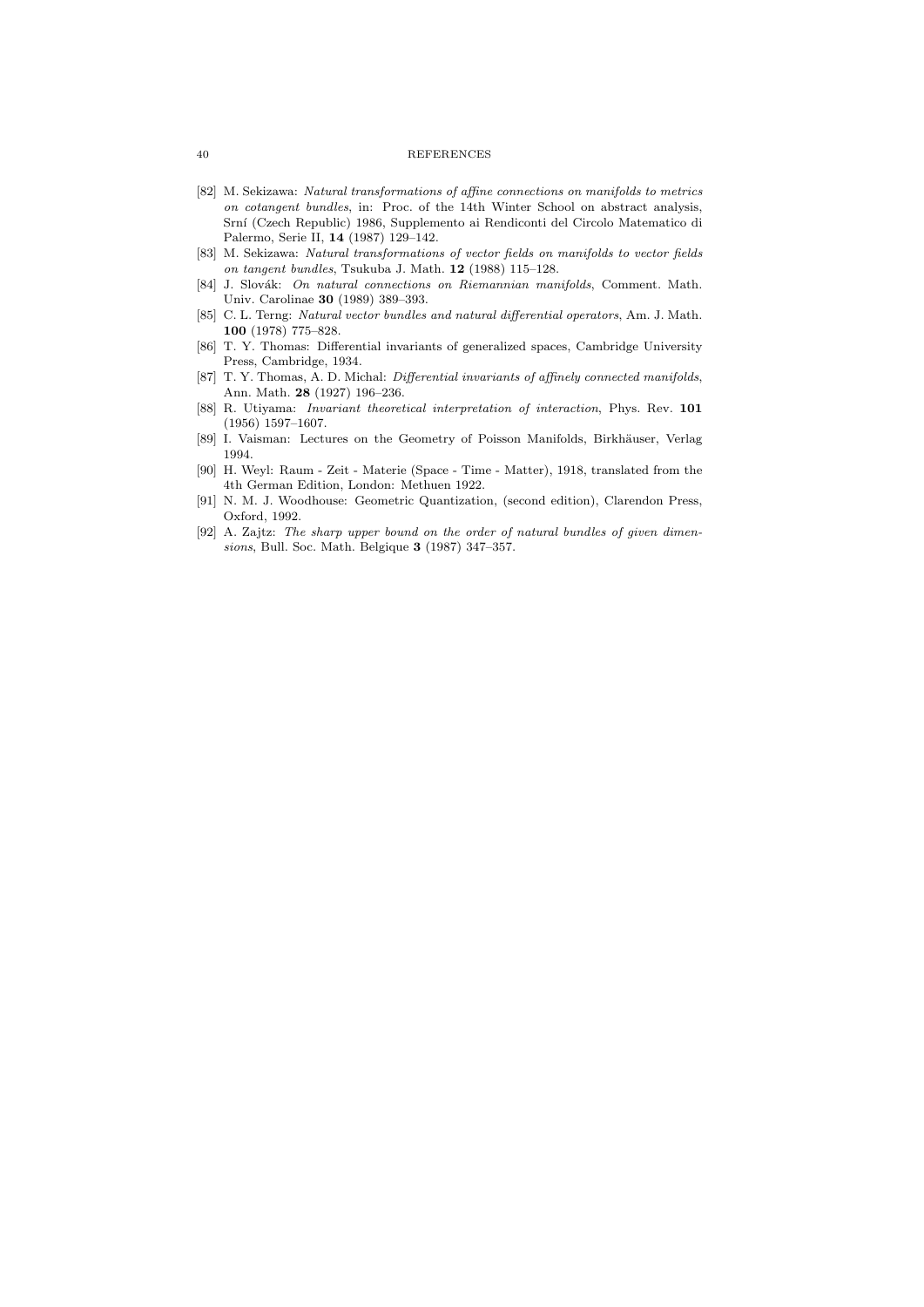[82] M. Sekizawa: *Natural transformations of affine connections on manifolds to metrics on cotangent bundles*, in: Proc. of the 14th Winter School on abstract analysis, Srní (Czech Republic) 1986, Supplemento ai Rendiconti del Circolo Matematico di Palermo, Serie II, **14** (1987) 129–142.

[83] M. Sekizawa: *Natural transformations of vector fields on manifolds to vector fields on tangent bundles*, Tsukuba J. Math. **12** (1988) 115–128.

[84] J. Slovák: *On natural connections on Riemannian manifolds*, Comment. Math. Univ. Carolinae **30** (1989) 389–393.

[85] C. L. Terng: *Natural vector bundles and natural differential operators*, Am. J. Math. **100** (1978) 775–828.

[86] T. Y. Thomas: Differential invariants of generalized spaces, Cambridge University Press, Cambridge, 1934.

[87] T. Y. Thomas, A. D. Michal: *Differential invariants of affinely connected manifolds*, Ann. Math. **28** (1927) 196–236.

[88] R. Utiyama: *Invariant theoretical interpretation of interaction*, Phys. Rev. **101** (1956) 1597–1607.

[89] I. Vaisman: Lectures on the Geometry of Poisson Manifolds, Birkhäuser, Verlag 1994.

[90] H. Weyl: Raum - Zeit - Materie (Space - Time - Matter), 1918, translated from the 4th German Edition, London: Methuen 1922.

[91] N. M. J. Woodhouse: Geometric Quantization, (second edition), Clarendon Press, Oxford, 1992.

[92] A. Zajtz: *The sharp upper bound on the order of natural bundles of given dimensions*, Bull. Soc. Math. Belgique **3** (1987) 347–357.